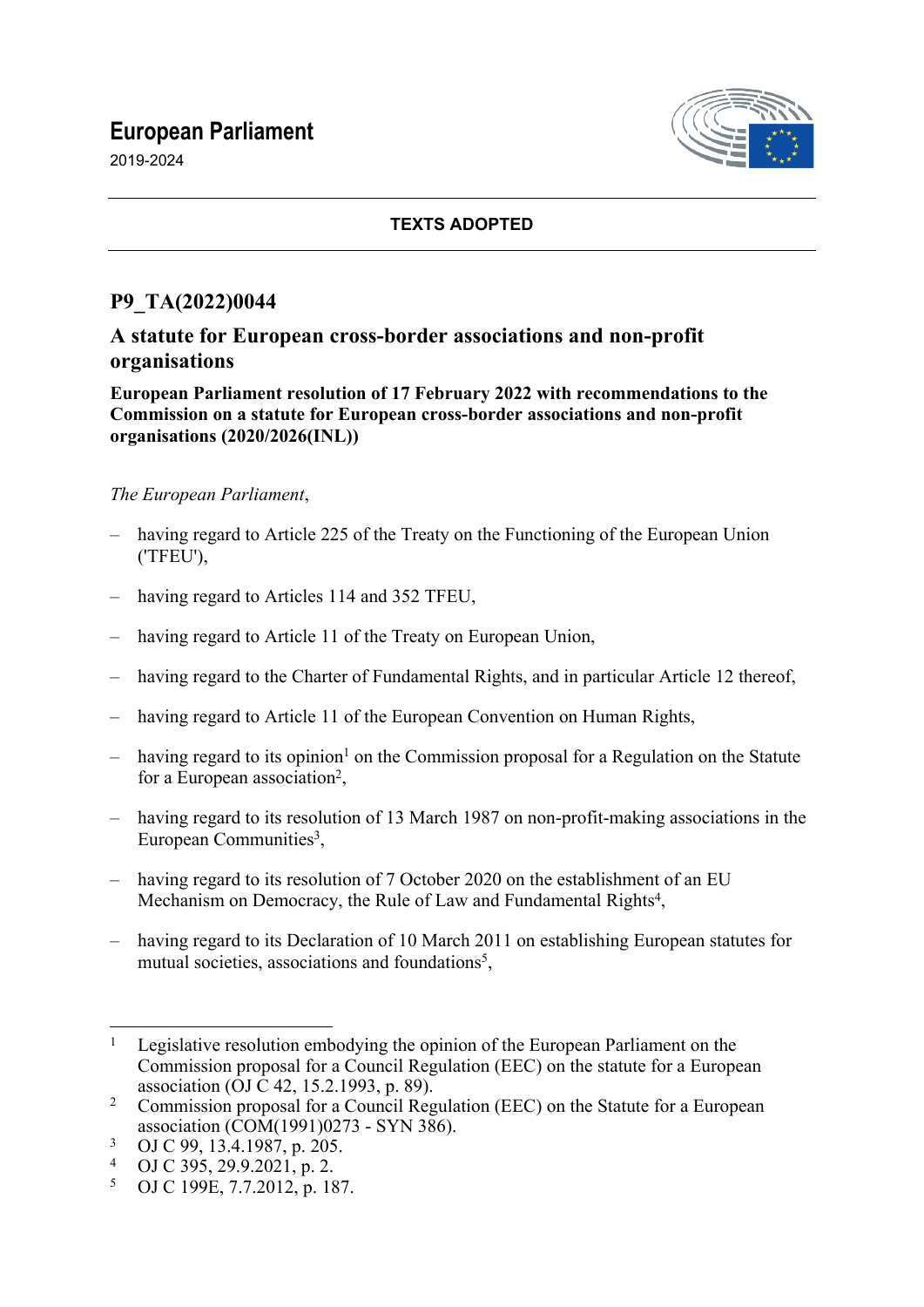# European Parliament

2019-2024

**TEXTS ADOPTED**

## P9_TA(2022)0044

## A statute for European cross-border associations and non-profit organisations

**European Parliament resolution of 17 February 2022 with recommendations to the Commission on a statute for European cross-border associations and non-profit organisations (2020/2026(INL))**

*The European Parliament*,

- having regard to Article 225 of the Treaty on the Functioning of the European Union ('TFEU'),
- having regard to Articles 114 and 352 TFEU,
- having regard to Article 11 of the Treaty on European Union,
- having regard to the Charter of Fundamental Rights, and in particular Article 12 thereof,
- having regard to Article 11 of the European Convention on Human Rights,
- having regard to its opinion[1] on the Commission proposal for a Regulation on the Statute for a European association[2],
- having regard to its resolution of 13 March 1987 on non-profit-making associations in the European Communities[3],
- having regard to its resolution of 7 October 2020 on the establishment of an EU Mechanism on Democracy, the Rule of Law and Fundamental Rights[4],
- having regard to its Declaration of 10 March 2011 on establishing European statutes for mutual societies, associations and foundations[5],

---

[1] Legislative resolution embodying the opinion of the European Parliament on the Commission proposal for a Council Regulation (EEC) on the statute for a European association (OJ C 42, 15.2.1993, p. 89).

[2] Commission proposal for a Council Regulation (EEC) on the Statute for a European association (COM(1991)0273 - SYN 386).

[3] OJ C 99, 13.4.1987, p. 205.

[4] OJ C 395, 29.9.2021, p. 2.

[5] OJ C 199E, 7.7.2012, p. 187.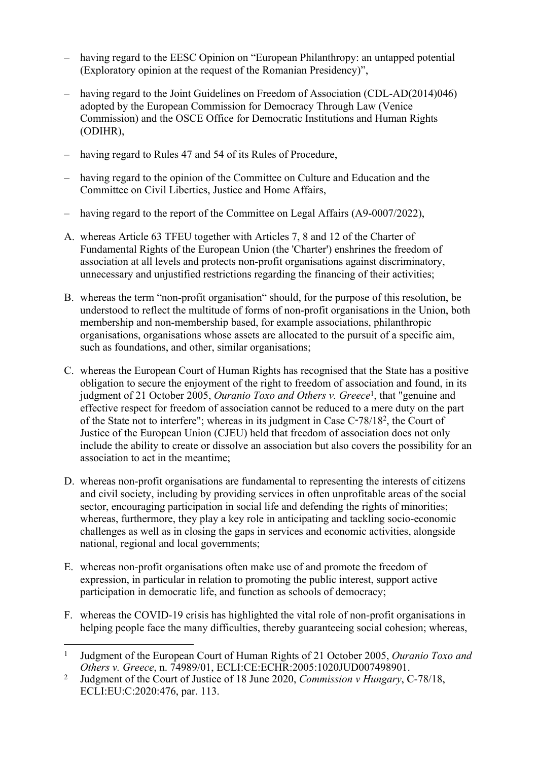– having regard to the EESC Opinion on "European Philanthropy: an untapped potential (Exploratory opinion at the request of the Romanian Presidency)",

– having regard to the Joint Guidelines on Freedom of Association (CDL-AD(2014)046) adopted by the European Commission for Democracy Through Law (Venice Commission) and the OSCE Office for Democratic Institutions and Human Rights (ODIHR),

– having regard to Rules 47 and 54 of its Rules of Procedure,

– having regard to the opinion of the Committee on Culture and Education and the Committee on Civil Liberties, Justice and Home Affairs,

– having regard to the report of the Committee on Legal Affairs (A9-0007/2022),

A. whereas Article 63 TFEU together with Articles 7, 8 and 12 of the Charter of Fundamental Rights of the European Union (the 'Charter') enshrines the freedom of association at all levels and protects non-profit organisations against discriminatory, unnecessary and unjustified restrictions regarding the financing of their activities;

B. whereas the term "non-profit organisation" should, for the purpose of this resolution, be understood to reflect the multitude of forms of non-profit organisations in the Union, both membership and non-membership based, for example associations, philanthropic organisations, organisations whose assets are allocated to the pursuit of a specific aim, such as foundations, and other, similar organisations;

C. whereas the European Court of Human Rights has recognised that the State has a positive obligation to secure the enjoyment of the right to freedom of association and found, in its judgment of 21 October 2005, *Ouranio Toxo and Others v. Greece*[1], that "genuine and effective respect for freedom of association cannot be reduced to a mere duty on the part of the State not to interfere"; whereas in its judgment in Case C-78/18[2], the Court of Justice of the European Union (CJEU) held that freedom of association does not only include the ability to create or dissolve an association but also covers the possibility for an association to act in the meantime;

D. whereas non-profit organisations are fundamental to representing the interests of citizens and civil society, including by providing services in often unprofitable areas of the social sector, encouraging participation in social life and defending the rights of minorities; whereas, furthermore, they play a key role in anticipating and tackling socio-economic challenges as well as in closing the gaps in services and economic activities, alongside national, regional and local governments;

E. whereas non-profit organisations often make use of and promote the freedom of expression, in particular in relation to promoting the public interest, support active participation in democratic life, and function as schools of democracy;

F. whereas the COVID-19 crisis has highlighted the vital role of non-profit organisations in helping people face the many difficulties, thereby guaranteeing social cohesion; whereas,

---

[1] Judgment of the European Court of Human Rights of 21 October 2005, *Ouranio Toxo and Others v. Greece*, n. 74989/01, ECLI:CE:ECHR:2005:1020JUD007498901.

[2] Judgment of the Court of Justice of 18 June 2020, *Commission v Hungary*, C-78/18, ECLI:EU:C:2020:476, par. 113.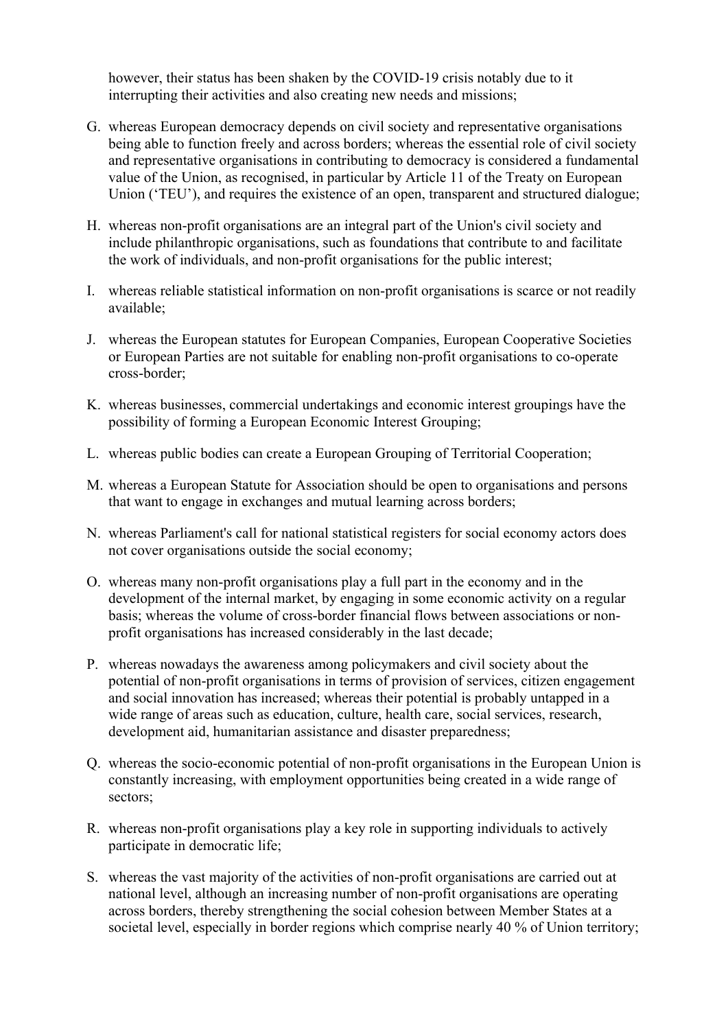however, their status has been shaken by the COVID-19 crisis notably due to it interrupting their activities and also creating new needs and missions;

G. whereas European democracy depends on civil society and representative organisations being able to function freely and across borders; whereas the essential role of civil society and representative organisations in contributing to democracy is considered a fundamental value of the Union, as recognised, in particular by Article 11 of the Treaty on European Union ('TEU'), and requires the existence of an open, transparent and structured dialogue;

H. whereas non-profit organisations are an integral part of the Union's civil society and include philanthropic organisations, such as foundations that contribute to and facilitate the work of individuals, and non-profit organisations for the public interest;

I. whereas reliable statistical information on non-profit organisations is scarce or not readily available;

J. whereas the European statutes for European Companies, European Cooperative Societies or European Parties are not suitable for enabling non-profit organisations to co-operate cross-border;

K. whereas businesses, commercial undertakings and economic interest groupings have the possibility of forming a European Economic Interest Grouping;

L. whereas public bodies can create a European Grouping of Territorial Cooperation;

M. whereas a European Statute for Association should be open to organisations and persons that want to engage in exchanges and mutual learning across borders;

N. whereas Parliament's call for national statistical registers for social economy actors does not cover organisations outside the social economy;

O. whereas many non-profit organisations play a full part in the economy and in the development of the internal market, by engaging in some economic activity on a regular basis; whereas the volume of cross-border financial flows between associations or non-profit organisations has increased considerably in the last decade;

P. whereas nowadays the awareness among policymakers and civil society about the potential of non-profit organisations in terms of provision of services, citizen engagement and social innovation has increased; whereas their potential is probably untapped in a wide range of areas such as education, culture, health care, social services, research, development aid, humanitarian assistance and disaster preparedness;

Q. whereas the socio-economic potential of non-profit organisations in the European Union is constantly increasing, with employment opportunities being created in a wide range of sectors;

R. whereas non-profit organisations play a key role in supporting individuals to actively participate in democratic life;

S. whereas the vast majority of the activities of non-profit organisations are carried out at national level, although an increasing number of non-profit organisations are operating across borders, thereby strengthening the social cohesion between Member States at a societal level, especially in border regions which comprise nearly 40 % of Union territory;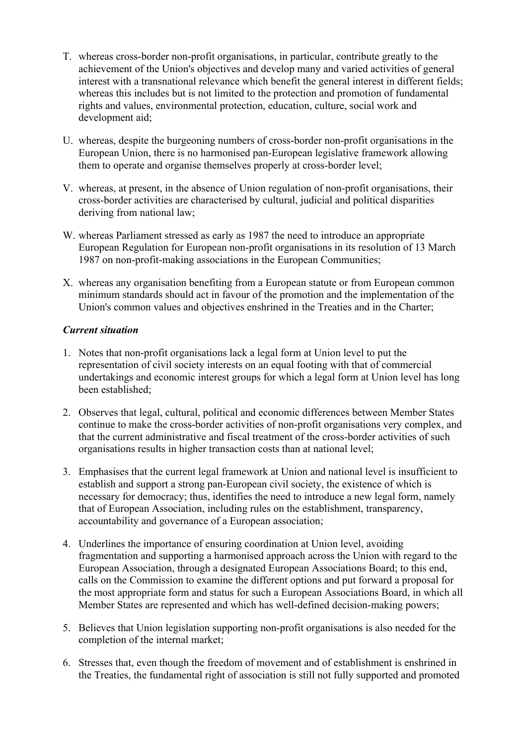T. whereas cross-border non-profit organisations, in particular, contribute greatly to the achievement of the Union's objectives and develop many and varied activities of general interest with a transnational relevance which benefit the general interest in different fields; whereas this includes but is not limited to the protection and promotion of fundamental rights and values, environmental protection, education, culture, social work and development aid;

U. whereas, despite the burgeoning numbers of cross-border non-profit organisations in the European Union, there is no harmonised pan-European legislative framework allowing them to operate and organise themselves properly at cross-border level;

V. whereas, at present, in the absence of Union regulation of non-profit organisations, their cross-border activities are characterised by cultural, judicial and political disparities deriving from national law;

W. whereas Parliament stressed as early as 1987 the need to introduce an appropriate European Regulation for European non-profit organisations in its resolution of 13 March 1987 on non-profit-making associations in the European Communities;

X. whereas any organisation benefiting from a European statute or from European common minimum standards should act in favour of the promotion and the implementation of the Union's common values and objectives enshrined in the Treaties and in the Charter;

***Current situation***

1. Notes that non-profit organisations lack a legal form at Union level to put the representation of civil society interests on an equal footing with that of commercial undertakings and economic interest groups for which a legal form at Union level has long been established;

2. Observes that legal, cultural, political and economic differences between Member States continue to make the cross-border activities of non-profit organisations very complex, and that the current administrative and fiscal treatment of the cross-border activities of such organisations results in higher transaction costs than at national level;

3. Emphasises that the current legal framework at Union and national level is insufficient to establish and support a strong pan-European civil society, the existence of which is necessary for democracy; thus, identifies the need to introduce a new legal form, namely that of European Association, including rules on the establishment, transparency, accountability and governance of a European association;

4. Underlines the importance of ensuring coordination at Union level, avoiding fragmentation and supporting a harmonised approach across the Union with regard to the European Association, through a designated European Associations Board; to this end, calls on the Commission to examine the different options and put forward a proposal for the most appropriate form and status for such a European Associations Board, in which all Member States are represented and which has well-defined decision-making powers;

5. Believes that Union legislation supporting non-profit organisations is also needed for the completion of the internal market;

6. Stresses that, even though the freedom of movement and of establishment is enshrined in the Treaties, the fundamental right of association is still not fully supported and promoted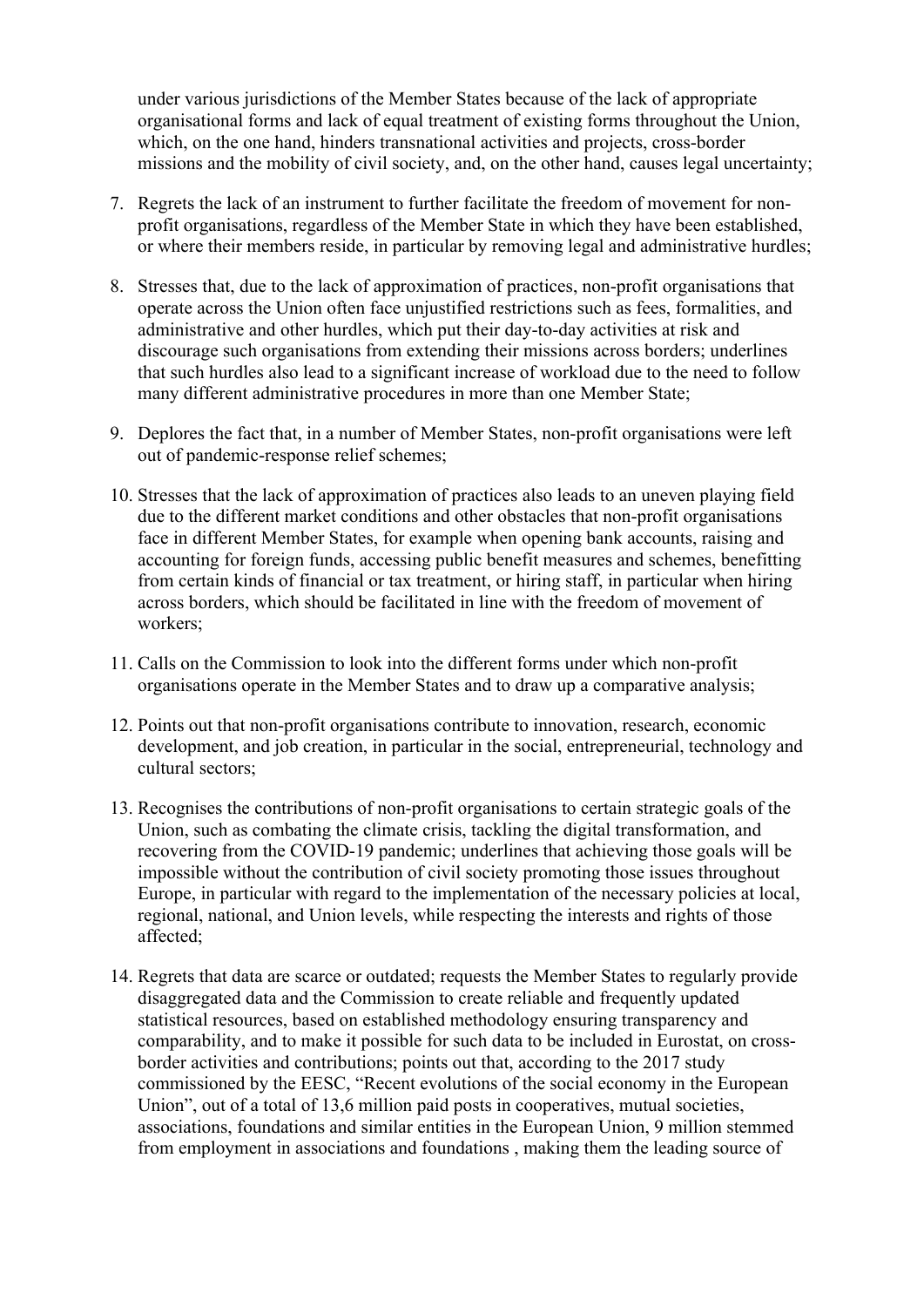under various jurisdictions of the Member States because of the lack of appropriate organisational forms and lack of equal treatment of existing forms throughout the Union, which, on the one hand, hinders transnational activities and projects, cross-border missions and the mobility of civil society, and, on the other hand, causes legal uncertainty;

7. Regrets the lack of an instrument to further facilitate the freedom of movement for non-profit organisations, regardless of the Member State in which they have been established, or where their members reside, in particular by removing legal and administrative hurdles;

8. Stresses that, due to the lack of approximation of practices, non-profit organisations that operate across the Union often face unjustified restrictions such as fees, formalities, and administrative and other hurdles, which put their day-to-day activities at risk and discourage such organisations from extending their missions across borders; underlines that such hurdles also lead to a significant increase of workload due to the need to follow many different administrative procedures in more than one Member State;

9. Deplores the fact that, in a number of Member States, non-profit organisations were left out of pandemic-response relief schemes;

10. Stresses that the lack of approximation of practices also leads to an uneven playing field due to the different market conditions and other obstacles that non-profit organisations face in different Member States, for example when opening bank accounts, raising and accounting for foreign funds, accessing public benefit measures and schemes, benefitting from certain kinds of financial or tax treatment, or hiring staff, in particular when hiring across borders, which should be facilitated in line with the freedom of movement of workers;

11. Calls on the Commission to look into the different forms under which non-profit organisations operate in the Member States and to draw up a comparative analysis;

12. Points out that non-profit organisations contribute to innovation, research, economic development, and job creation, in particular in the social, entrepreneurial, technology and cultural sectors;

13. Recognises the contributions of non-profit organisations to certain strategic goals of the Union, such as combating the climate crisis, tackling the digital transformation, and recovering from the COVID-19 pandemic; underlines that achieving those goals will be impossible without the contribution of civil society promoting those issues throughout Europe, in particular with regard to the implementation of the necessary policies at local, regional, national, and Union levels, while respecting the interests and rights of those affected;

14. Regrets that data are scarce or outdated; requests the Member States to regularly provide disaggregated data and the Commission to create reliable and frequently updated statistical resources, based on established methodology ensuring transparency and comparability, and to make it possible for such data to be included in Eurostat, on cross-border activities and contributions; points out that, according to the 2017 study commissioned by the EESC, "Recent evolutions of the social economy in the European Union", out of a total of 13,6 million paid posts in cooperatives, mutual societies, associations, foundations and similar entities in the European Union, 9 million stemmed from employment in associations and foundations , making them the leading source of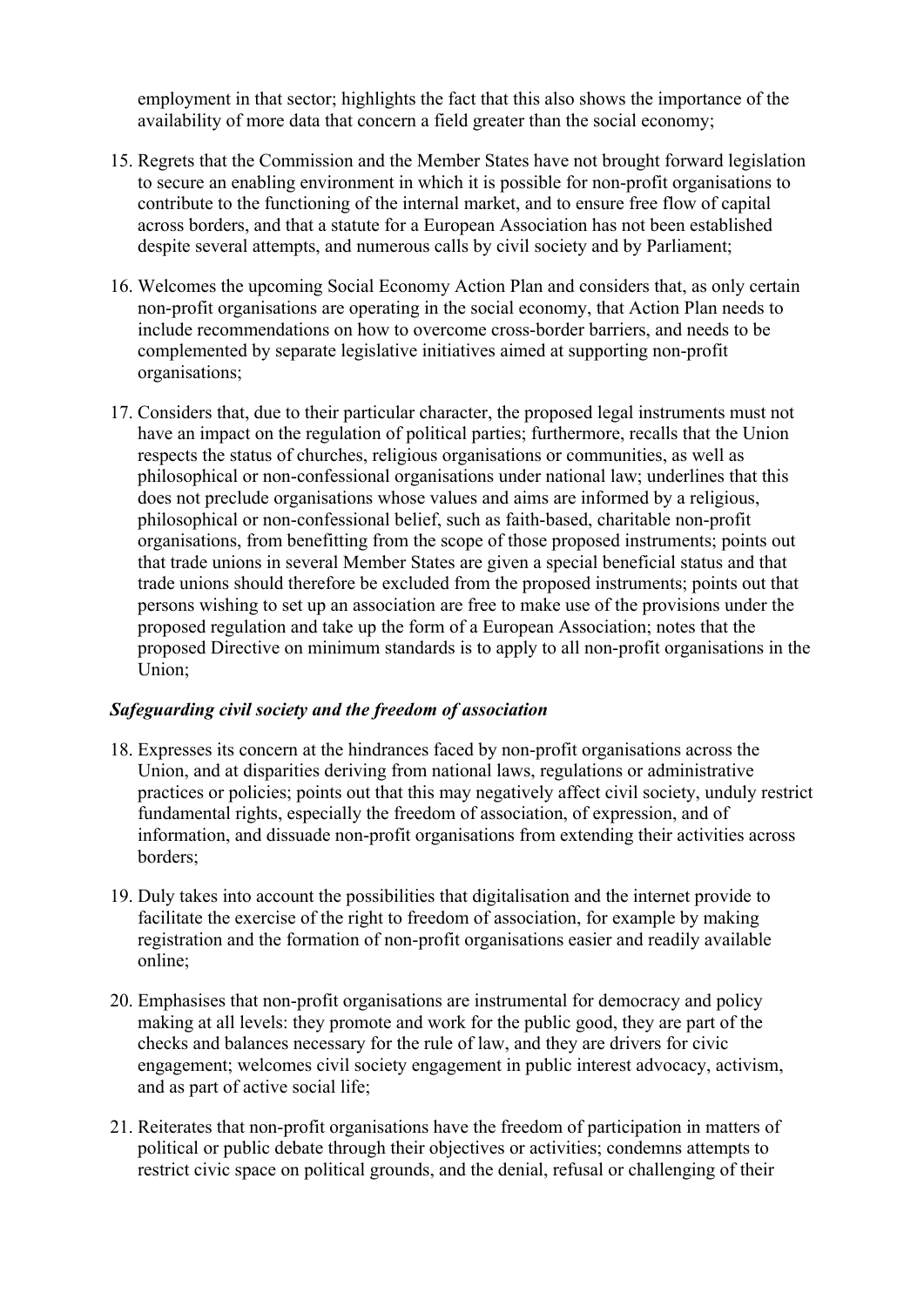employment in that sector; highlights the fact that this also shows the importance of the availability of more data that concern a field greater than the social economy;

15. Regrets that the Commission and the Member States have not brought forward legislation to secure an enabling environment in which it is possible for non-profit organisations to contribute to the functioning of the internal market, and to ensure free flow of capital across borders, and that a statute for a European Association has not been established despite several attempts, and numerous calls by civil society and by Parliament;

16. Welcomes the upcoming Social Economy Action Plan and considers that, as only certain non-profit organisations are operating in the social economy, that Action Plan needs to include recommendations on how to overcome cross-border barriers, and needs to be complemented by separate legislative initiatives aimed at supporting non-profit organisations;

17. Considers that, due to their particular character, the proposed legal instruments must not have an impact on the regulation of political parties; furthermore, recalls that the Union respects the status of churches, religious organisations or communities, as well as philosophical or non-confessional organisations under national law; underlines that this does not preclude organisations whose values and aims are informed by a religious, philosophical or non-confessional belief, such as faith-based, charitable non-profit organisations, from benefitting from the scope of those proposed instruments; points out that trade unions in several Member States are given a special beneficial status and that trade unions should therefore be excluded from the proposed instruments; points out that persons wishing to set up an association are free to make use of the provisions under the proposed regulation and take up the form of a European Association; notes that the proposed Directive on minimum standards is to apply to all non-profit organisations in the Union;

***Safeguarding civil society and the freedom of association***

18. Expresses its concern at the hindrances faced by non-profit organisations across the Union, and at disparities deriving from national laws, regulations or administrative practices or policies; points out that this may negatively affect civil society, unduly restrict fundamental rights, especially the freedom of association, of expression, and of information, and dissuade non-profit organisations from extending their activities across borders;

19. Duly takes into account the possibilities that digitalisation and the internet provide to facilitate the exercise of the right to freedom of association, for example by making registration and the formation of non-profit organisations easier and readily available online;

20. Emphasises that non-profit organisations are instrumental for democracy and policy making at all levels: they promote and work for the public good, they are part of the checks and balances necessary for the rule of law, and they are drivers for civic engagement; welcomes civil society engagement in public interest advocacy, activism, and as part of active social life;

21. Reiterates that non-profit organisations have the freedom of participation in matters of political or public debate through their objectives or activities; condemns attempts to restrict civic space on political grounds, and the denial, refusal or challenging of their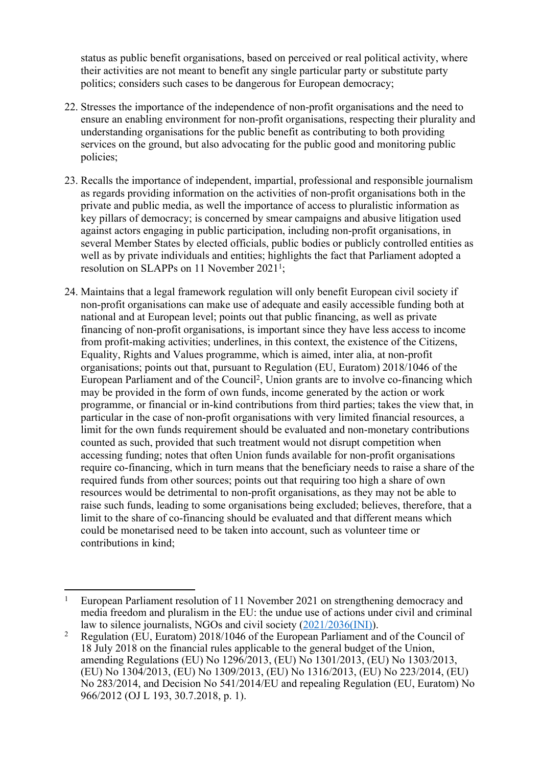status as public benefit organisations, based on perceived or real political activity, where their activities are not meant to benefit any single particular party or substitute party politics; considers such cases to be dangerous for European democracy;

22. Stresses the importance of the independence of non-profit organisations and the need to ensure an enabling environment for non-profit organisations, respecting their plurality and understanding organisations for the public benefit as contributing to both providing services on the ground, but also advocating for the public good and monitoring public policies;

23. Recalls the importance of independent, impartial, professional and responsible journalism as regards providing information on the activities of non-profit organisations both in the private and public media, as well the importance of access to pluralistic information as key pillars of democracy; is concerned by smear campaigns and abusive litigation used against actors engaging in public participation, including non-profit organisations, in several Member States by elected officials, public bodies or publicly controlled entities as well as by private individuals and entities; highlights the fact that Parliament adopted a resolution on SLAPPs on 11 November 2021[1];

24. Maintains that a legal framework regulation will only benefit European civil society if non-profit organisations can make use of adequate and easily accessible funding both at national and at European level; points out that public financing, as well as private financing of non-profit organisations, is important since they have less access to income from profit-making activities; underlines, in this context, the existence of the Citizens, Equality, Rights and Values programme, which is aimed, inter alia, at non-profit organisations; points out that, pursuant to Regulation (EU, Euratom) 2018/1046 of the European Parliament and of the Council[2], Union grants are to involve co-financing which may be provided in the form of own funds, income generated by the action or work programme, or financial or in-kind contributions from third parties; takes the view that, in particular in the case of non-profit organisations with very limited financial resources, a limit for the own funds requirement should be evaluated and non-monetary contributions counted as such, provided that such treatment would not disrupt competition when accessing funding; notes that often Union funds available for non-profit organisations require co-financing, which in turn means that the beneficiary needs to raise a share of the required funds from other sources; points out that requiring too high a share of own resources would be detrimental to non-profit organisations, as they may not be able to raise such funds, leading to some organisations being excluded; believes, therefore, that a limit to the share of co-financing should be evaluated and that different means which could be monetarised need to be taken into account, such as volunteer time or contributions in kind;

---

[1] European Parliament resolution of 11 November 2021 on strengthening democracy and media freedom and pluralism in the EU: the undue use of actions under civil and criminal law to silence journalists, NGOs and civil society (2021/2036(INI)).

[2] Regulation (EU, Euratom) 2018/1046 of the European Parliament and of the Council of 18 July 2018 on the financial rules applicable to the general budget of the Union, amending Regulations (EU) No 1296/2013, (EU) No 1301/2013, (EU) No 1303/2013, (EU) No 1304/2013, (EU) No 1309/2013, (EU) No 1316/2013, (EU) No 223/2014, (EU) No 283/2014, and Decision No 541/2014/EU and repealing Regulation (EU, Euratom) No 966/2012 (OJ L 193, 30.7.2018, p. 1).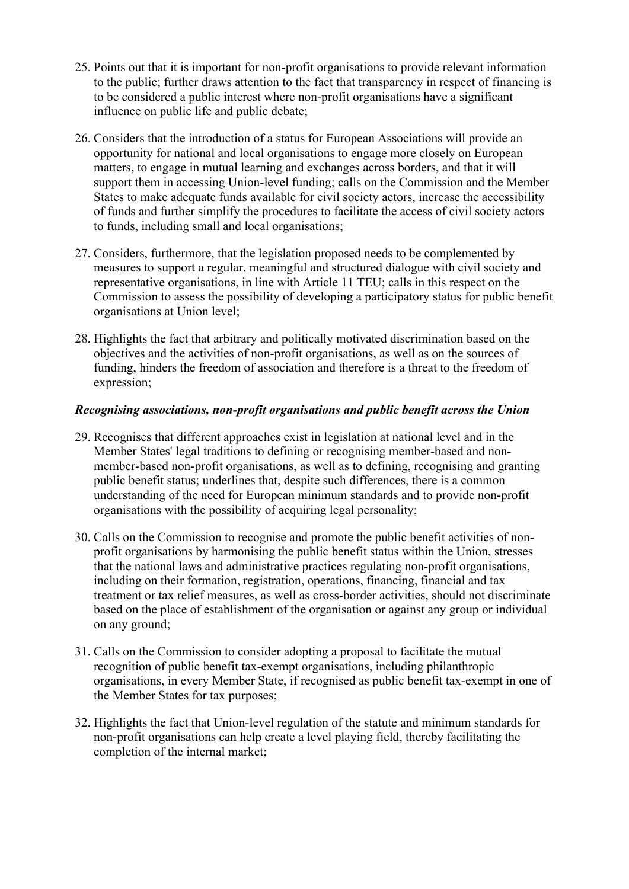25. Points out that it is important for non-profit organisations to provide relevant information to the public; further draws attention to the fact that transparency in respect of financing is to be considered a public interest where non-profit organisations have a significant influence on public life and public debate;

26. Considers that the introduction of a status for European Associations will provide an opportunity for national and local organisations to engage more closely on European matters, to engage in mutual learning and exchanges across borders, and that it will support them in accessing Union-level funding; calls on the Commission and the Member States to make adequate funds available for civil society actors, increase the accessibility of funds and further simplify the procedures to facilitate the access of civil society actors to funds, including small and local organisations;

27. Considers, furthermore, that the legislation proposed needs to be complemented by measures to support a regular, meaningful and structured dialogue with civil society and representative organisations, in line with Article 11 TEU; calls in this respect on the Commission to assess the possibility of developing a participatory status for public benefit organisations at Union level;

28. Highlights the fact that arbitrary and politically motivated discrimination based on the objectives and the activities of non-profit organisations, as well as on the sources of funding, hinders the freedom of association and therefore is a threat to the freedom of expression;

***Recognising associations, non-profit organisations and public benefit across the Union***

29. Recognises that different approaches exist in legislation at national level and in the Member States' legal traditions to defining or recognising member-based and non-member-based non-profit organisations, as well as to defining, recognising and granting public benefit status; underlines that, despite such differences, there is a common understanding of the need for European minimum standards and to provide non-profit organisations with the possibility of acquiring legal personality;

30. Calls on the Commission to recognise and promote the public benefit activities of non-profit organisations by harmonising the public benefit status within the Union, stresses that the national laws and administrative practices regulating non-profit organisations, including on their formation, registration, operations, financing, financial and tax treatment or tax relief measures, as well as cross-border activities, should not discriminate based on the place of establishment of the organisation or against any group or individual on any ground;

31. Calls on the Commission to consider adopting a proposal to facilitate the mutual recognition of public benefit tax-exempt organisations, including philanthropic organisations, in every Member State, if recognised as public benefit tax-exempt in one of the Member States for tax purposes;

32. Highlights the fact that Union-level regulation of the statute and minimum standards for non-profit organisations can help create a level playing field, thereby facilitating the completion of the internal market;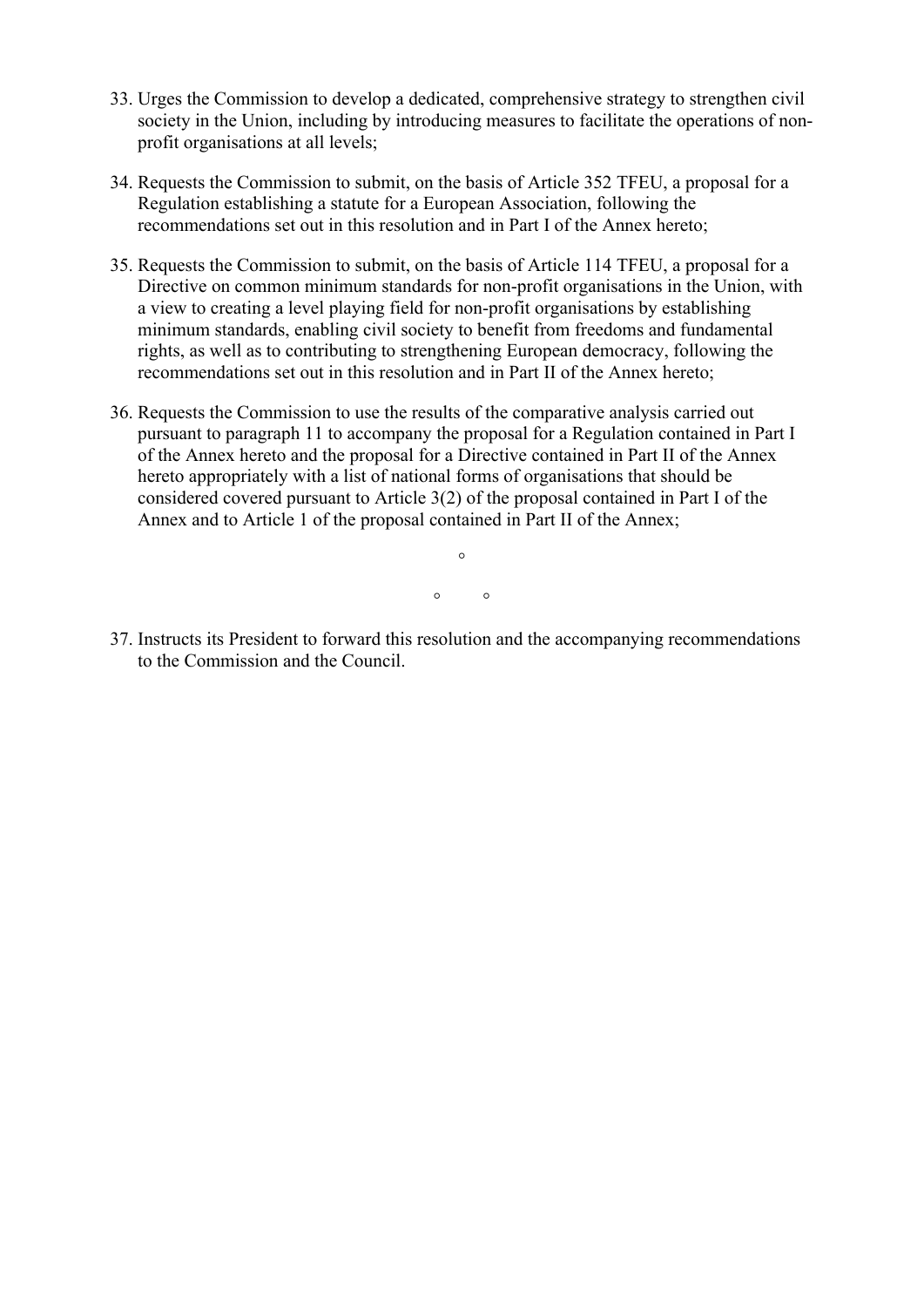33. Urges the Commission to develop a dedicated, comprehensive strategy to strengthen civil society in the Union, including by introducing measures to facilitate the operations of non-profit organisations at all levels;

34. Requests the Commission to submit, on the basis of Article 352 TFEU, a proposal for a Regulation establishing a statute for a European Association, following the recommendations set out in this resolution and in Part I of the Annex hereto;

35. Requests the Commission to submit, on the basis of Article 114 TFEU, a proposal for a Directive on common minimum standards for non-profit organisations in the Union, with a view to creating a level playing field for non-profit organisations by establishing minimum standards, enabling civil society to benefit from freedoms and fundamental rights, as well as to contributing to strengthening European democracy, following the recommendations set out in this resolution and in Part II of the Annex hereto;

36. Requests the Commission to use the results of the comparative analysis carried out pursuant to paragraph 11 to accompany the proposal for a Regulation contained in Part I of the Annex hereto and the proposal for a Directive contained in Part II of the Annex hereto appropriately with a list of national forms of organisations that should be considered covered pursuant to Article 3(2) of the proposal contained in Part I of the Annex and to Article 1 of the proposal contained in Part II of the Annex;

°

° °

37. Instructs its President to forward this resolution and the accompanying recommendations to the Commission and the Council.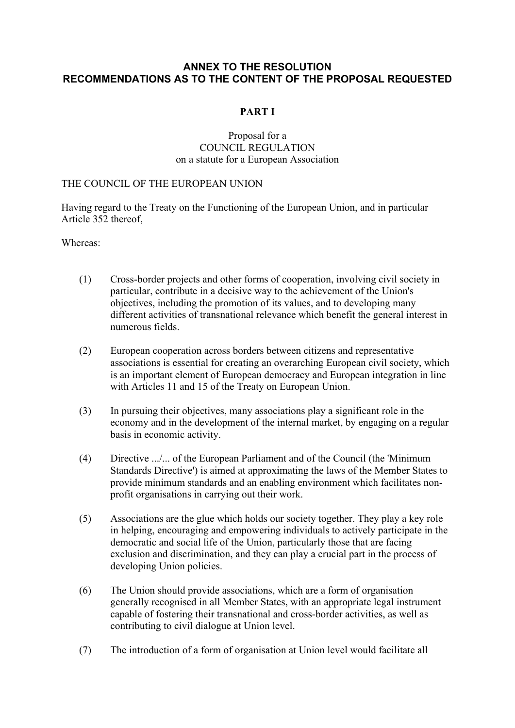**ANNEX TO THE RESOLUTION**
**RECOMMENDATIONS AS TO THE CONTENT OF THE PROPOSAL REQUESTED**

**PART I**

Proposal for a
COUNCIL REGULATION
on a statute for a European Association

THE COUNCIL OF THE EUROPEAN UNION

Having regard to the Treaty on the Functioning of the European Union, and in particular Article 352 thereof,

Whereas:

(1) Cross-border projects and other forms of cooperation, involving civil society in particular, contribute in a decisive way to the achievement of the Union's objectives, including the promotion of its values, and to developing many different activities of transnational relevance which benefit the general interest in numerous fields.

(2) European cooperation across borders between citizens and representative associations is essential for creating an overarching European civil society, which is an important element of European democracy and European integration in line with Articles 11 and 15 of the Treaty on European Union.

(3) In pursuing their objectives, many associations play a significant role in the economy and in the development of the internal market, by engaging on a regular basis in economic activity.

(4) Directive .../... of the European Parliament and of the Council (the 'Minimum Standards Directive') is aimed at approximating the laws of the Member States to provide minimum standards and an enabling environment which facilitates non-profit organisations in carrying out their work.

(5) Associations are the glue which holds our society together. They play a key role in helping, encouraging and empowering individuals to actively participate in the democratic and social life of the Union, particularly those that are facing exclusion and discrimination, and they can play a crucial part in the process of developing Union policies.

(6) The Union should provide associations, which are a form of organisation generally recognised in all Member States, with an appropriate legal instrument capable of fostering their transnational and cross-border activities, as well as contributing to civil dialogue at Union level.

(7) The introduction of a form of organisation at Union level would facilitate all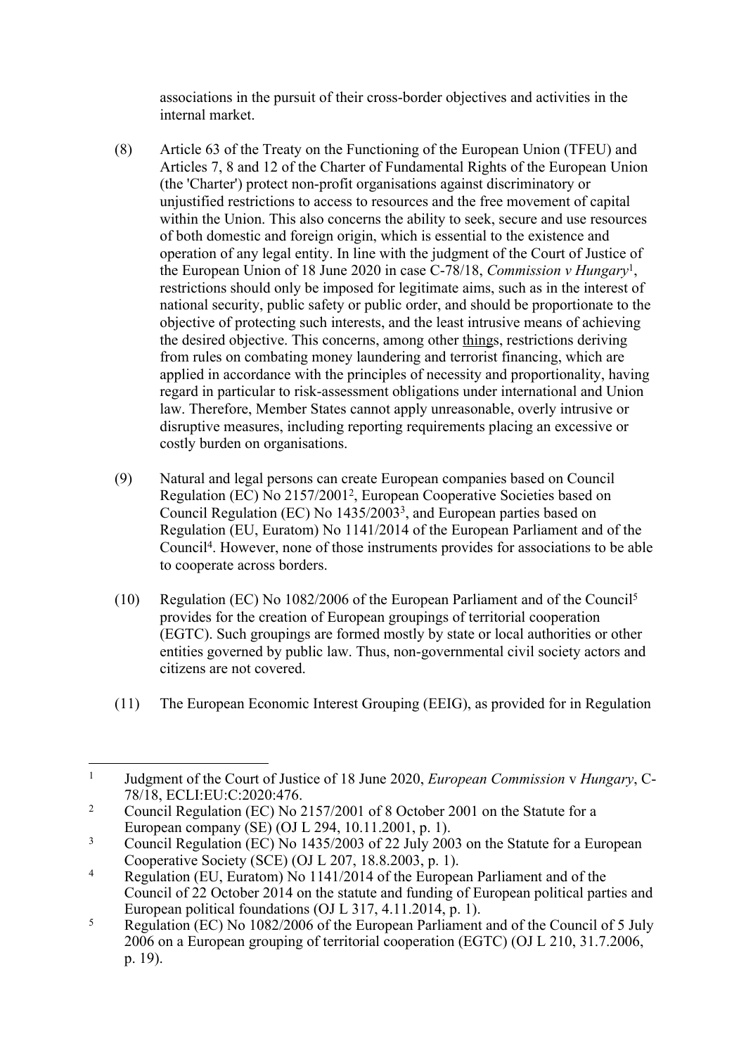associations in the pursuit of their cross-border objectives and activities in the internal market.

(8) Article 63 of the Treaty on the Functioning of the European Union (TFEU) and Articles 7, 8 and 12 of the Charter of Fundamental Rights of the European Union (the 'Charter') protect non-profit organisations against discriminatory or unjustified restrictions to access to resources and the free movement of capital within the Union. This also concerns the ability to seek, secure and use resources of both domestic and foreign origin, which is essential to the existence and operation of any legal entity. In line with the judgment of the Court of Justice of the European Union of 18 June 2020 in case C-78/18, *Commission v Hungary*[1], restrictions should only be imposed for legitimate aims, such as in the interest of national security, public safety or public order, and should be proportionate to the objective of protecting such interests, and the least intrusive means of achieving the desired objective. This concerns, among other things, restrictions deriving from rules on combating money laundering and terrorist financing, which are applied in accordance with the principles of necessity and proportionality, having regard in particular to risk-assessment obligations under international and Union law. Therefore, Member States cannot apply unreasonable, overly intrusive or disruptive measures, including reporting requirements placing an excessive or costly burden on organisations.

(9) Natural and legal persons can create European companies based on Council Regulation (EC) No 2157/2001[2], European Cooperative Societies based on Council Regulation (EC) No 1435/2003[3], and European parties based on Regulation (EU, Euratom) No 1141/2014 of the European Parliament and of the Council[4]. However, none of those instruments provides for associations to be able to cooperate across borders.

(10) Regulation (EC) No 1082/2006 of the European Parliament and of the Council[5] provides for the creation of European groupings of territorial cooperation (EGTC). Such groupings are formed mostly by state or local authorities or other entities governed by public law. Thus, non-governmental civil society actors and citizens are not covered.

(11) The European Economic Interest Grouping (EEIG), as provided for in Regulation

---

[1] Judgment of the Court of Justice of 18 June 2020, *European Commission* v *Hungary*, C-78/18, ECLI:EU:C:2020:476.

[2] Council Regulation (EC) No 2157/2001 of 8 October 2001 on the Statute for a European company (SE) (OJ L 294, 10.11.2001, p. 1).

[3] Council Regulation (EC) No 1435/2003 of 22 July 2003 on the Statute for a European Cooperative Society (SCE) (OJ L 207, 18.8.2003, p. 1).

[4] Regulation (EU, Euratom) No 1141/2014 of the European Parliament and of the Council of 22 October 2014 on the statute and funding of European political parties and European political foundations (OJ L 317, 4.11.2014, p. 1).

[5] Regulation (EC) No 1082/2006 of the European Parliament and of the Council of 5 July 2006 on a European grouping of territorial cooperation (EGTC) (OJ L 210, 31.7.2006, p. 19).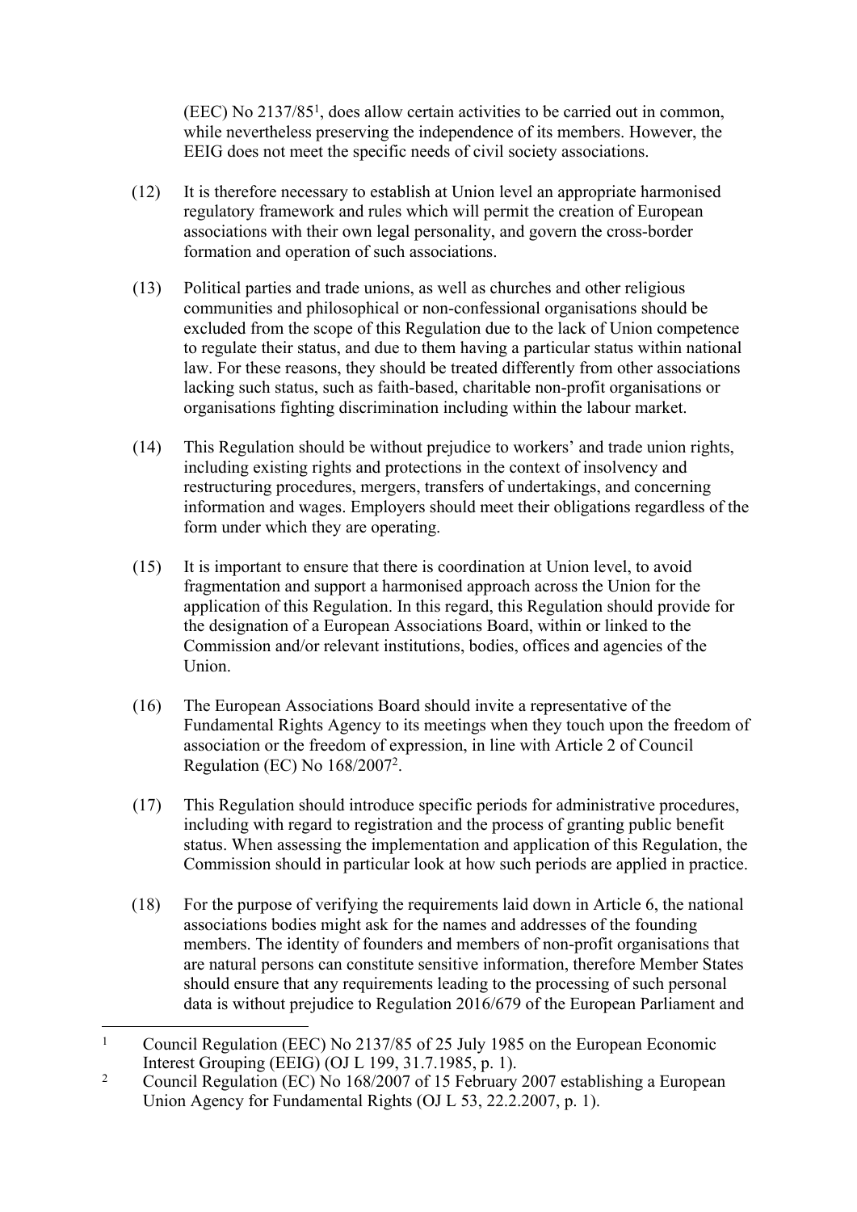(EEC) No 2137/85[1], does allow certain activities to be carried out in common, while nevertheless preserving the independence of its members. However, the EEIG does not meet the specific needs of civil society associations.

(12) It is therefore necessary to establish at Union level an appropriate harmonised regulatory framework and rules which will permit the creation of European associations with their own legal personality, and govern the cross-border formation and operation of such associations.

(13) Political parties and trade unions, as well as churches and other religious communities and philosophical or non-confessional organisations should be excluded from the scope of this Regulation due to the lack of Union competence to regulate their status, and due to them having a particular status within national law. For these reasons, they should be treated differently from other associations lacking such status, such as faith-based, charitable non-profit organisations or organisations fighting discrimination including within the labour market.

(14) This Regulation should be without prejudice to workers' and trade union rights, including existing rights and protections in the context of insolvency and restructuring procedures, mergers, transfers of undertakings, and concerning information and wages. Employers should meet their obligations regardless of the form under which they are operating.

(15) It is important to ensure that there is coordination at Union level, to avoid fragmentation and support a harmonised approach across the Union for the application of this Regulation. In this regard, this Regulation should provide for the designation of a European Associations Board, within or linked to the Commission and/or relevant institutions, bodies, offices and agencies of the Union.

(16) The European Associations Board should invite a representative of the Fundamental Rights Agency to its meetings when they touch upon the freedom of association or the freedom of expression, in line with Article 2 of Council Regulation (EC) No 168/2007[2].

(17) This Regulation should introduce specific periods for administrative procedures, including with regard to registration and the process of granting public benefit status. When assessing the implementation and application of this Regulation, the Commission should in particular look at how such periods are applied in practice.

(18) For the purpose of verifying the requirements laid down in Article 6, the national associations bodies might ask for the names and addresses of the founding members. The identity of founders and members of non-profit organisations that are natural persons can constitute sensitive information, therefore Member States should ensure that any requirements leading to the processing of such personal data is without prejudice to Regulation 2016/679 of the European Parliament and

---

[1] Council Regulation (EEC) No 2137/85 of 25 July 1985 on the European Economic Interest Grouping (EEIG) (OJ L 199, 31.7.1985, p. 1).

[2] Council Regulation (EC) No 168/2007 of 15 February 2007 establishing a European Union Agency for Fundamental Rights (OJ L 53, 22.2.2007, p. 1).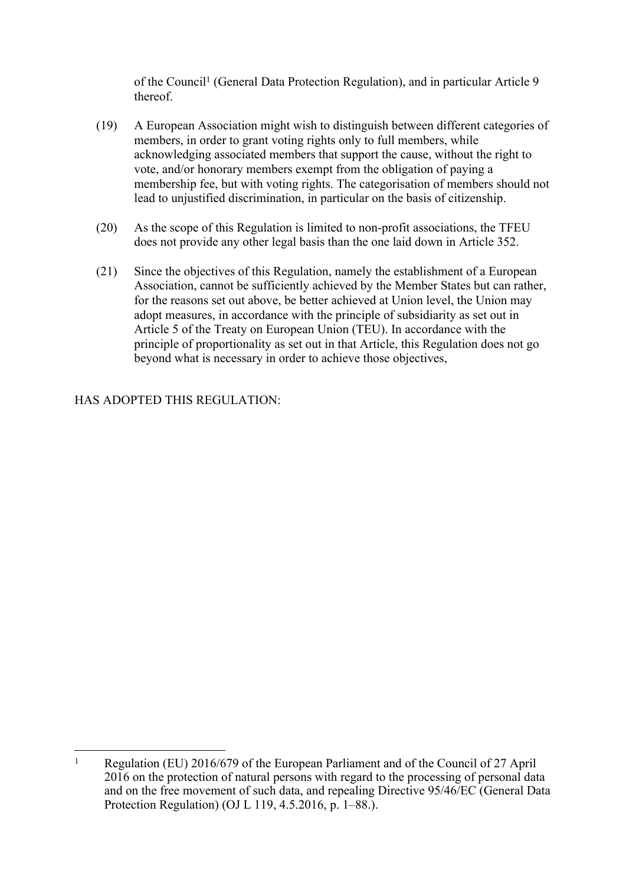of the Council[1] (General Data Protection Regulation), and in particular Article 9 thereof.

(19) A European Association might wish to distinguish between different categories of members, in order to grant voting rights only to full members, while acknowledging associated members that support the cause, without the right to vote, and/or honorary members exempt from the obligation of paying a membership fee, but with voting rights. The categorisation of members should not lead to unjustified discrimination, in particular on the basis of citizenship.

(20) As the scope of this Regulation is limited to non-profit associations, the TFEU does not provide any other legal basis than the one laid down in Article 352.

(21) Since the objectives of this Regulation, namely the establishment of a European Association, cannot be sufficiently achieved by the Member States but can rather, for the reasons set out above, be better achieved at Union level, the Union may adopt measures, in accordance with the principle of subsidiarity as set out in Article 5 of the Treaty on European Union (TEU). In accordance with the principle of proportionality as set out in that Article, this Regulation does not go beyond what is necessary in order to achieve those objectives,

HAS ADOPTED THIS REGULATION:

---

[1] Regulation (EU) 2016/679 of the European Parliament and of the Council of 27 April 2016 on the protection of natural persons with regard to the processing of personal data and on the free movement of such data, and repealing Directive 95/46/EC (General Data Protection Regulation) (OJ L 119, 4.5.2016, p. 1–88.).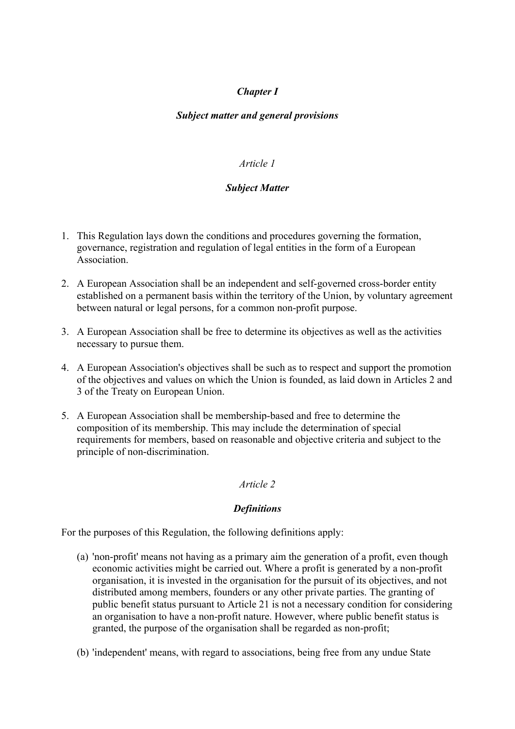## *Chapter I*

## *Subject matter and general provisions*

### *Article 1*

### *Subject Matter*

1. This Regulation lays down the conditions and procedures governing the formation, governance, registration and regulation of legal entities in the form of a European Association.

2. A European Association shall be an independent and self-governed cross-border entity established on a permanent basis within the territory of the Union, by voluntary agreement between natural or legal persons, for a common non-profit purpose.

3. A European Association shall be free to determine its objectives as well as the activities necessary to pursue them.

4. A European Association's objectives shall be such as to respect and support the promotion of the objectives and values on which the Union is founded, as laid down in Articles 2 and 3 of the Treaty on European Union.

5. A European Association shall be membership-based and free to determine the composition of its membership. This may include the determination of special requirements for members, based on reasonable and objective criteria and subject to the principle of non-discrimination.

### *Article 2*

### *Definitions*

For the purposes of this Regulation, the following definitions apply:

(a) 'non-profit' means not having as a primary aim the generation of a profit, even though economic activities might be carried out. Where a profit is generated by a non-profit organisation, it is invested in the organisation for the pursuit of its objectives, and not distributed among members, founders or any other private parties. The granting of public benefit status pursuant to Article 21 is not a necessary condition for considering an organisation to have a non-profit nature. However, where public benefit status is granted, the purpose of the organisation shall be regarded as non-profit;

(b) 'independent' means, with regard to associations, being free from any undue State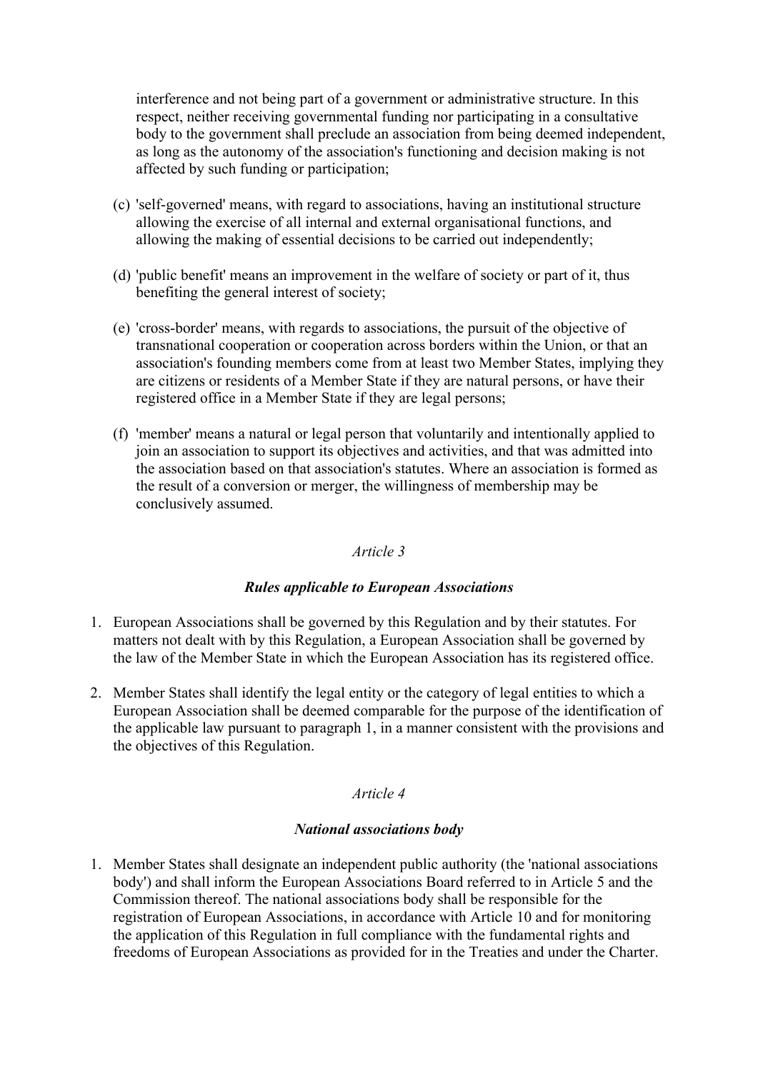interference and not being part of a government or administrative structure. In this respect, neither receiving governmental funding nor participating in a consultative body to the government shall preclude an association from being deemed independent, as long as the autonomy of the association's functioning and decision making is not affected by such funding or participation;

(c) 'self-governed' means, with regard to associations, having an institutional structure allowing the exercise of all internal and external organisational functions, and allowing the making of essential decisions to be carried out independently;

(d) 'public benefit' means an improvement in the welfare of society or part of it, thus benefiting the general interest of society;

(e) 'cross-border' means, with regards to associations, the pursuit of the objective of transnational cooperation or cooperation across borders within the Union, or that an association's founding members come from at least two Member States, implying they are citizens or residents of a Member State if they are natural persons, or have their registered office in a Member State if they are legal persons;

(f) 'member' means a natural or legal person that voluntarily and intentionally applied to join an association to support its objectives and activities, and that was admitted into the association based on that association's statutes. Where an association is formed as the result of a conversion or merger, the willingness of membership may be conclusively assumed.

*Article 3*

***Rules applicable to European Associations***

1. European Associations shall be governed by this Regulation and by their statutes. For matters not dealt with by this Regulation, a European Association shall be governed by the law of the Member State in which the European Association has its registered office.

2. Member States shall identify the legal entity or the category of legal entities to which a European Association shall be deemed comparable for the purpose of the identification of the applicable law pursuant to paragraph 1, in a manner consistent with the provisions and the objectives of this Regulation.

*Article 4*

***National associations body***

1. Member States shall designate an independent public authority (the 'national associations body') and shall inform the European Associations Board referred to in Article 5 and the Commission thereof. The national associations body shall be responsible for the registration of European Associations, in accordance with Article 10 and for monitoring the application of this Regulation in full compliance with the fundamental rights and freedoms of European Associations as provided for in the Treaties and under the Charter.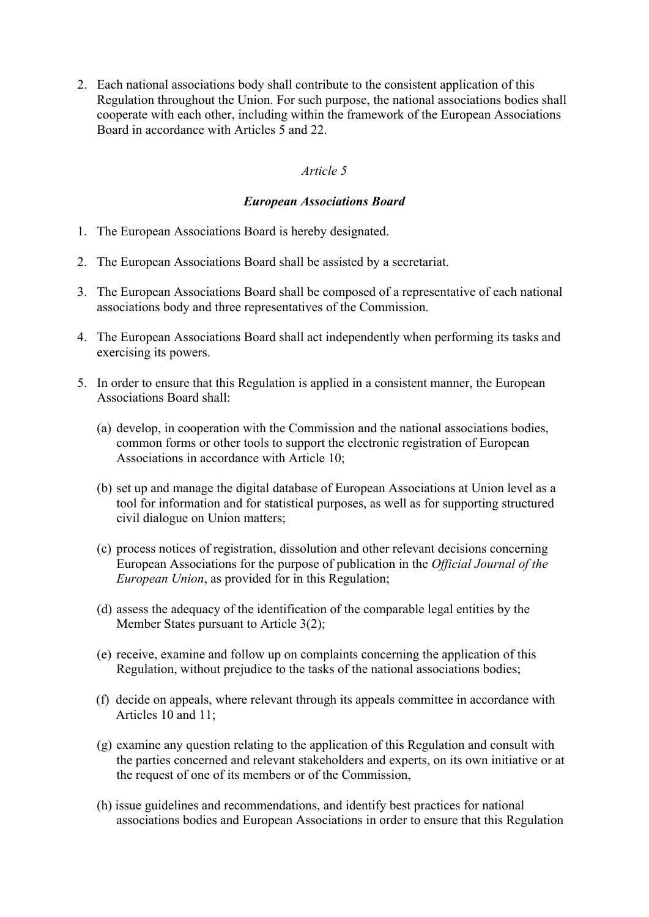2. Each national associations body shall contribute to the consistent application of this Regulation throughout the Union. For such purpose, the national associations bodies shall cooperate with each other, including within the framework of the European Associations Board in accordance with Articles 5 and 22.

*Article 5*

***European Associations Board***

1. The European Associations Board is hereby designated.

2. The European Associations Board shall be assisted by a secretariat.

3. The European Associations Board shall be composed of a representative of each national associations body and three representatives of the Commission.

4. The European Associations Board shall act independently when performing its tasks and exercising its powers.

5. In order to ensure that this Regulation is applied in a consistent manner, the European Associations Board shall:

   (a) develop, in cooperation with the Commission and the national associations bodies, common forms or other tools to support the electronic registration of European Associations in accordance with Article 10;

   (b) set up and manage the digital database of European Associations at Union level as a tool for information and for statistical purposes, as well as for supporting structured civil dialogue on Union matters;

   (c) process notices of registration, dissolution and other relevant decisions concerning European Associations for the purpose of publication in the *Official Journal of the European Union*, as provided for in this Regulation;

   (d) assess the adequacy of the identification of the comparable legal entities by the Member States pursuant to Article 3(2);

   (e) receive, examine and follow up on complaints concerning the application of this Regulation, without prejudice to the tasks of the national associations bodies;

   (f) decide on appeals, where relevant through its appeals committee in accordance with Articles 10 and 11;

   (g) examine any question relating to the application of this Regulation and consult with the parties concerned and relevant stakeholders and experts, on its own initiative or at the request of one of its members or of the Commission,

   (h) issue guidelines and recommendations, and identify best practices for national associations bodies and European Associations in order to ensure that this Regulation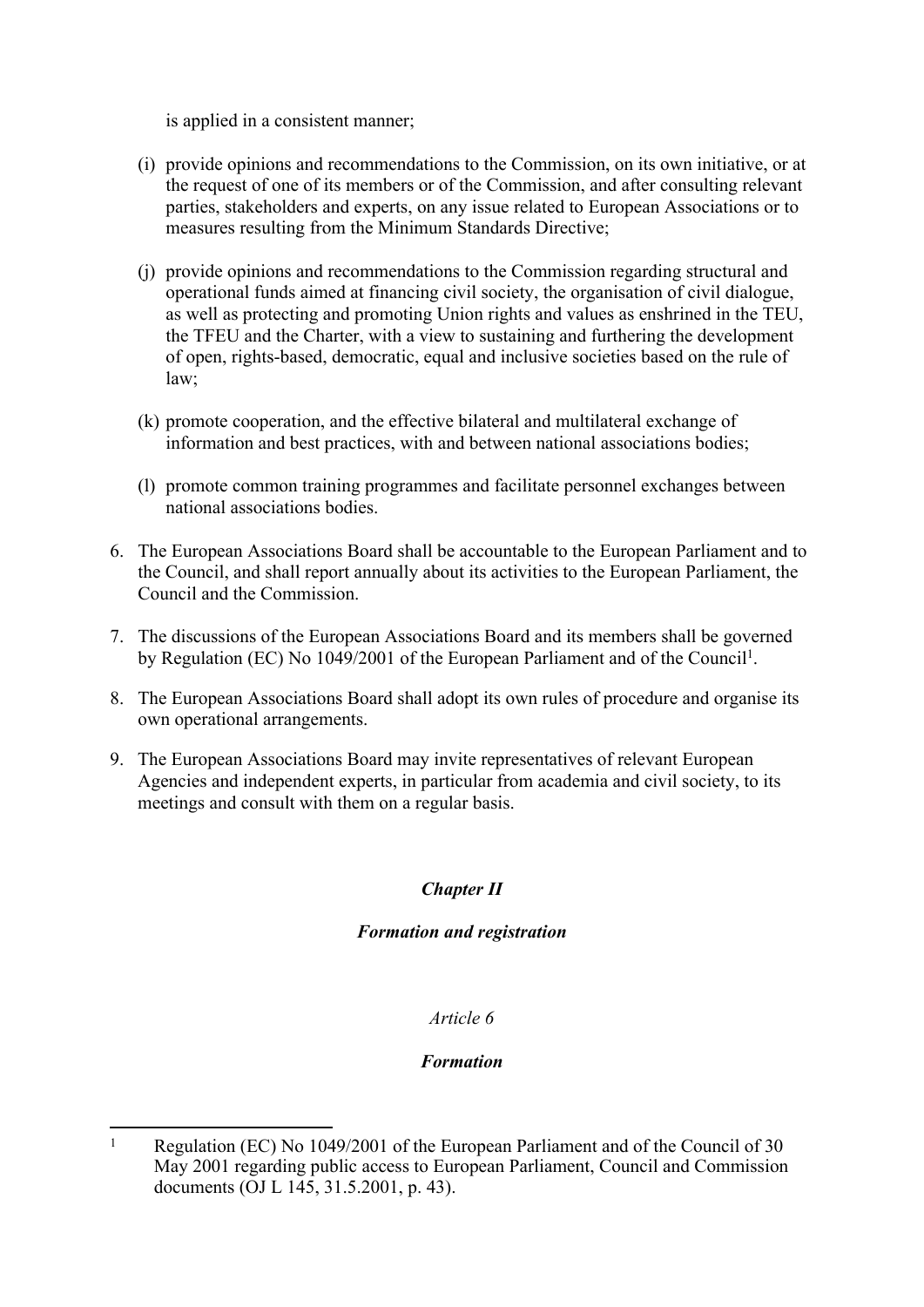is applied in a consistent manner;

(i) provide opinions and recommendations to the Commission, on its own initiative, or at the request of one of its members or of the Commission, and after consulting relevant parties, stakeholders and experts, on any issue related to European Associations or to measures resulting from the Minimum Standards Directive;

(j) provide opinions and recommendations to the Commission regarding structural and operational funds aimed at financing civil society, the organisation of civil dialogue, as well as protecting and promoting Union rights and values as enshrined in the TEU, the TFEU and the Charter, with a view to sustaining and furthering the development of open, rights-based, democratic, equal and inclusive societies based on the rule of law;

(k) promote cooperation, and the effective bilateral and multilateral exchange of information and best practices, with and between national associations bodies;

(l) promote common training programmes and facilitate personnel exchanges between national associations bodies.

6. The European Associations Board shall be accountable to the European Parliament and to the Council, and shall report annually about its activities to the European Parliament, the Council and the Commission.

7. The discussions of the European Associations Board and its members shall be governed by Regulation (EC) No 1049/2001 of the European Parliament and of the Council[1].

8. The European Associations Board shall adopt its own rules of procedure and organise its own operational arrangements.

9. The European Associations Board may invite representatives of relevant European Agencies and independent experts, in particular from academia and civil society, to its meetings and consult with them on a regular basis.

## *Chapter II*

## *Formation and registration*

### *Article 6*

### *Formation*

[1] Regulation (EC) No 1049/2001 of the European Parliament and of the Council of 30 May 2001 regarding public access to European Parliament, Council and Commission documents (OJ L 145, 31.5.2001, p. 43).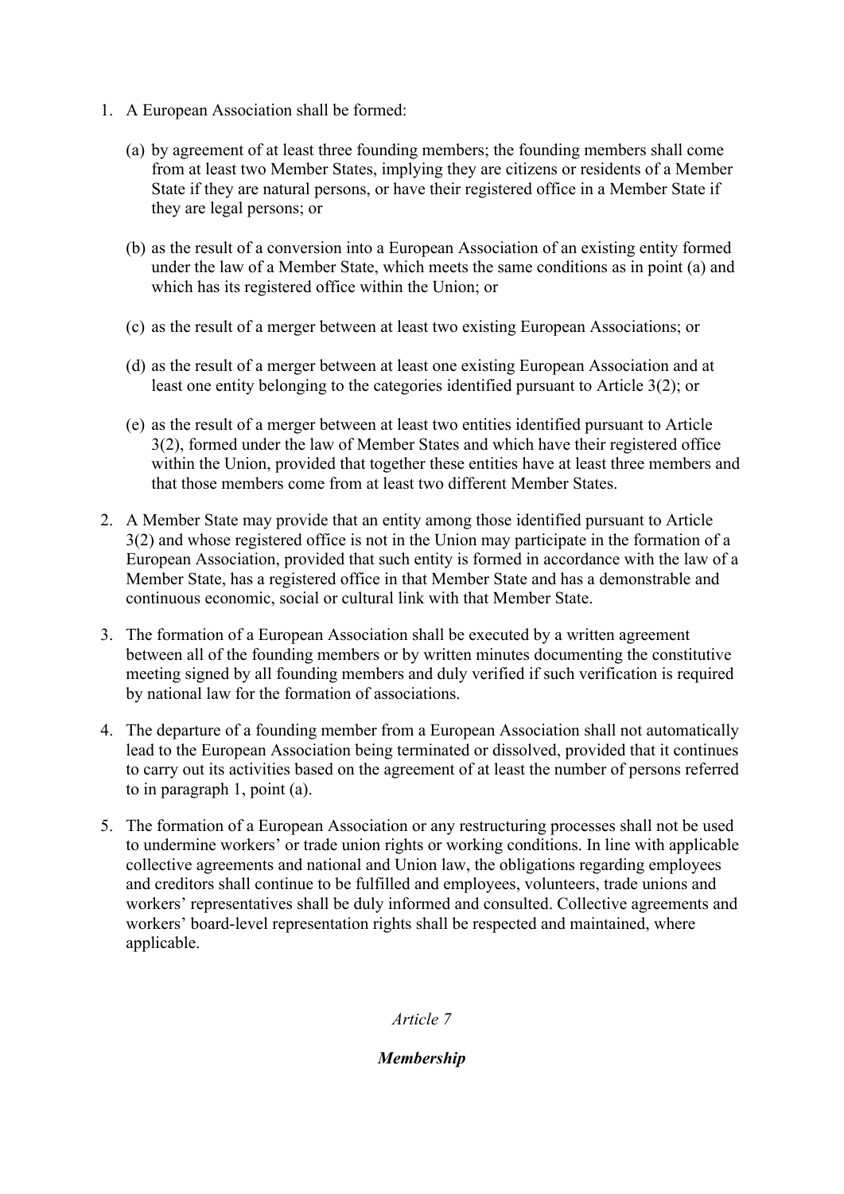1. A European Association shall be formed:

   (a) by agreement of at least three founding members; the founding members shall come from at least two Member States, implying they are citizens or residents of a Member State if they are natural persons, or have their registered office in a Member State if they are legal persons; or

   (b) as the result of a conversion into a European Association of an existing entity formed under the law of a Member State, which meets the same conditions as in point (a) and which has its registered office within the Union; or

   (c) as the result of a merger between at least two existing European Associations; or

   (d) as the result of a merger between at least one existing European Association and at least one entity belonging to the categories identified pursuant to Article 3(2); or

   (e) as the result of a merger between at least two entities identified pursuant to Article 3(2), formed under the law of Member States and which have their registered office within the Union, provided that together these entities have at least three members and that those members come from at least two different Member States.

2. A Member State may provide that an entity among those identified pursuant to Article 3(2) and whose registered office is not in the Union may participate in the formation of a European Association, provided that such entity is formed in accordance with the law of a Member State, has a registered office in that Member State and has a demonstrable and continuous economic, social or cultural link with that Member State.

3. The formation of a European Association shall be executed by a written agreement between all of the founding members or by written minutes documenting the constitutive meeting signed by all founding members and duly verified if such verification is required by national law for the formation of associations.

4. The departure of a founding member from a European Association shall not automatically lead to the European Association being terminated or dissolved, provided that it continues to carry out its activities based on the agreement of at least the number of persons referred to in paragraph 1, point (a).

5. The formation of a European Association or any restructuring processes shall not be used to undermine workers' or trade union rights or working conditions. In line with applicable collective agreements and national and Union law, the obligations regarding employees and creditors shall continue to be fulfilled and employees, volunteers, trade unions and workers' representatives shall be duly informed and consulted. Collective agreements and workers' board-level representation rights shall be respected and maintained, where applicable.

*Article 7*

***Membership***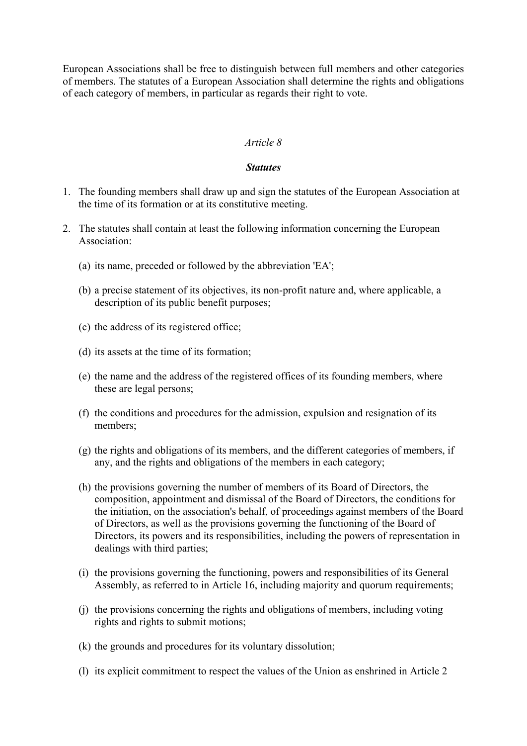European Associations shall be free to distinguish between full members and other categories of members. The statutes of a European Association shall determine the rights and obligations of each category of members, in particular as regards their right to vote.

*Article 8*

***Statutes***

1. The founding members shall draw up and sign the statutes of the European Association at the time of its formation or at its constitutive meeting.

2. The statutes shall contain at least the following information concerning the European Association:

   (a) its name, preceded or followed by the abbreviation 'EA';

   (b) a precise statement of its objectives, its non-profit nature and, where applicable, a description of its public benefit purposes;

   (c) the address of its registered office;

   (d) its assets at the time of its formation;

   (e) the name and the address of the registered offices of its founding members, where these are legal persons;

   (f) the conditions and procedures for the admission, expulsion and resignation of its members;

   (g) the rights and obligations of its members, and the different categories of members, if any, and the rights and obligations of the members in each category;

   (h) the provisions governing the number of members of its Board of Directors, the composition, appointment and dismissal of the Board of Directors, the conditions for the initiation, on the association's behalf, of proceedings against members of the Board of Directors, as well as the provisions governing the functioning of the Board of Directors, its powers and its responsibilities, including the powers of representation in dealings with third parties;

   (i) the provisions governing the functioning, powers and responsibilities of its General Assembly, as referred to in Article 16, including majority and quorum requirements;

   (j) the provisions concerning the rights and obligations of members, including voting rights and rights to submit motions;

   (k) the grounds and procedures for its voluntary dissolution;

   (l) its explicit commitment to respect the values of the Union as enshrined in Article 2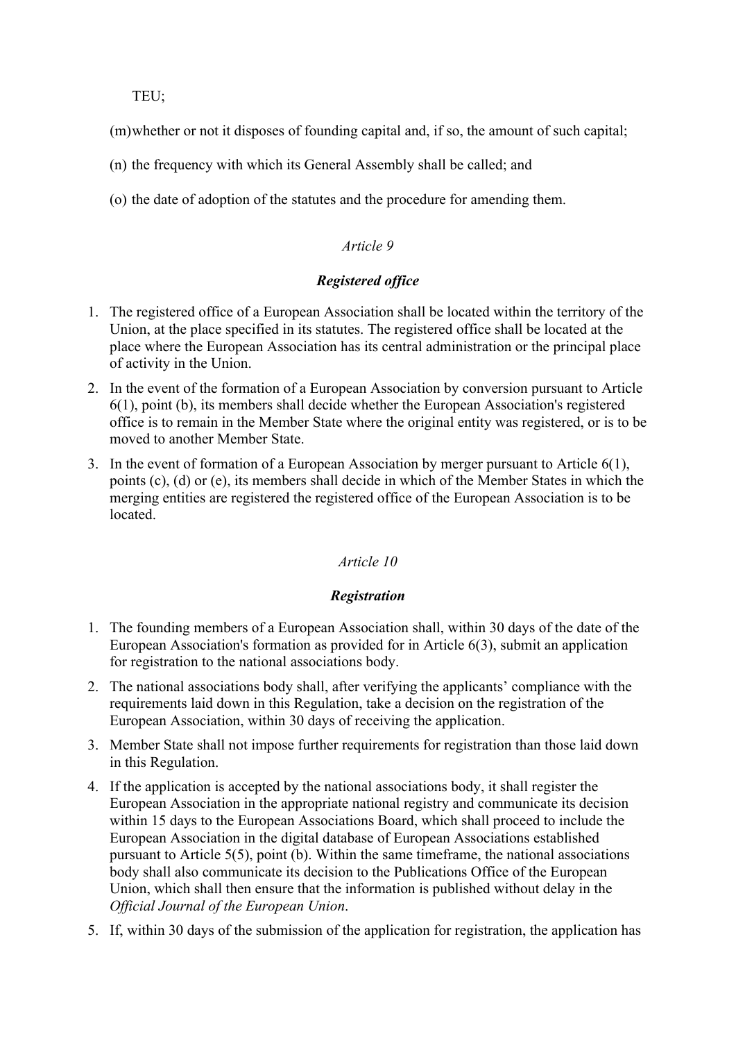TEU;

(m) whether or not it disposes of founding capital and, if so, the amount of such capital;

(n) the frequency with which its General Assembly shall be called; and

(o) the date of adoption of the statutes and the procedure for amending them.

*Article 9*

***Registered office***

1. The registered office of a European Association shall be located within the territory of the Union, at the place specified in its statutes. The registered office shall be located at the place where the European Association has its central administration or the principal place of activity in the Union.
2. In the event of the formation of a European Association by conversion pursuant to Article 6(1), point (b), its members shall decide whether the European Association's registered office is to remain in the Member State where the original entity was registered, or is to be moved to another Member State.
3. In the event of formation of a European Association by merger pursuant to Article 6(1), points (c), (d) or (e), its members shall decide in which of the Member States in which the merging entities are registered the registered office of the European Association is to be located.

*Article 10*

***Registration***

1. The founding members of a European Association shall, within 30 days of the date of the European Association's formation as provided for in Article 6(3), submit an application for registration to the national associations body.
2. The national associations body shall, after verifying the applicants' compliance with the requirements laid down in this Regulation, take a decision on the registration of the European Association, within 30 days of receiving the application.
3. Member State shall not impose further requirements for registration than those laid down in this Regulation.
4. If the application is accepted by the national associations body, it shall register the European Association in the appropriate national registry and communicate its decision within 15 days to the European Associations Board, which shall proceed to include the European Association in the digital database of European Associations established pursuant to Article 5(5), point (b). Within the same timeframe, the national associations body shall also communicate its decision to the Publications Office of the European Union, which shall then ensure that the information is published without delay in the *Official Journal of the European Union*.
5. If, within 30 days of the submission of the application for registration, the application has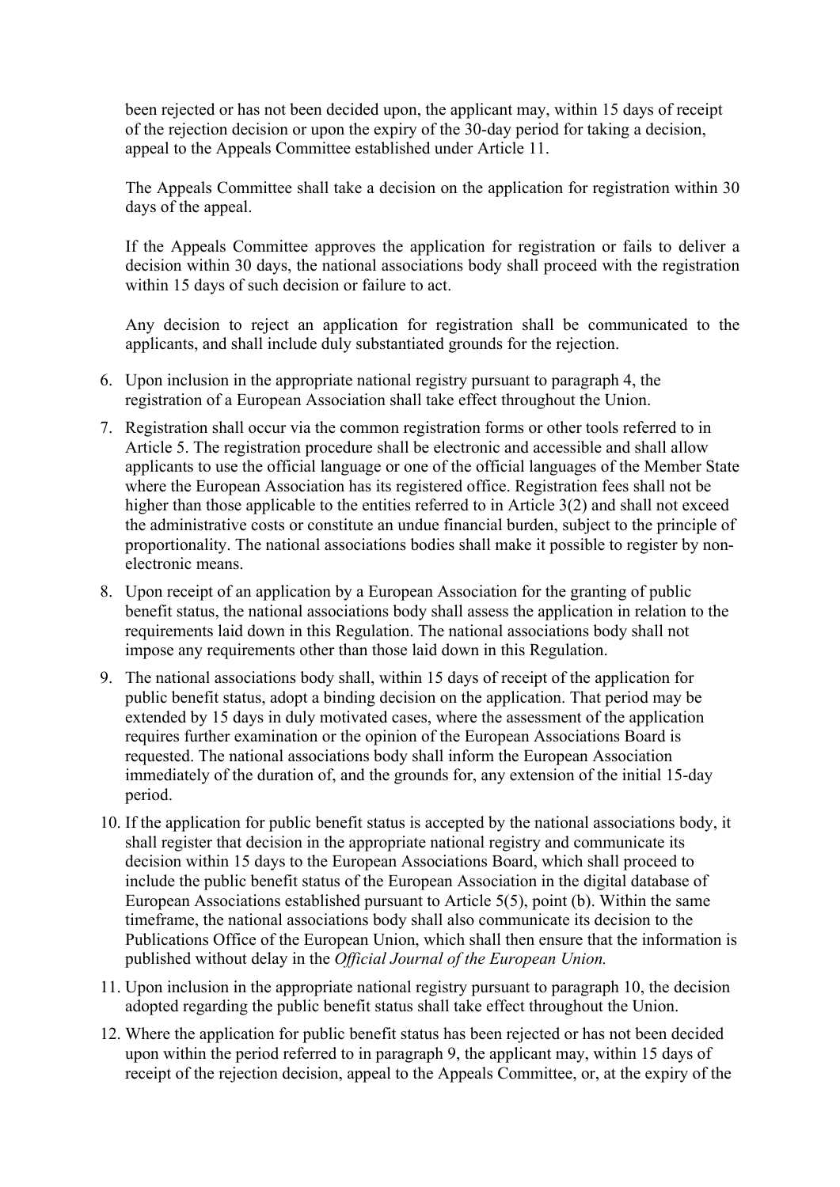been rejected or has not been decided upon, the applicant may, within 15 days of receipt of the rejection decision or upon the expiry of the 30-day period for taking a decision, appeal to the Appeals Committee established under Article 11.

The Appeals Committee shall take a decision on the application for registration within 30 days of the appeal.

If the Appeals Committee approves the application for registration or fails to deliver a decision within 30 days, the national associations body shall proceed with the registration within 15 days of such decision or failure to act.

Any decision to reject an application for registration shall be communicated to the applicants, and shall include duly substantiated grounds for the rejection.

6. Upon inclusion in the appropriate national registry pursuant to paragraph 4, the registration of a European Association shall take effect throughout the Union.
7. Registration shall occur via the common registration forms or other tools referred to in Article 5. The registration procedure shall be electronic and accessible and shall allow applicants to use the official language or one of the official languages of the Member State where the European Association has its registered office. Registration fees shall not be higher than those applicable to the entities referred to in Article 3(2) and shall not exceed the administrative costs or constitute an undue financial burden, subject to the principle of proportionality. The national associations bodies shall make it possible to register by non-electronic means.
8. Upon receipt of an application by a European Association for the granting of public benefit status, the national associations body shall assess the application in relation to the requirements laid down in this Regulation. The national associations body shall not impose any requirements other than those laid down in this Regulation.
9. The national associations body shall, within 15 days of receipt of the application for public benefit status, adopt a binding decision on the application. That period may be extended by 15 days in duly motivated cases, where the assessment of the application requires further examination or the opinion of the European Associations Board is requested. The national associations body shall inform the European Association immediately of the duration of, and the grounds for, any extension of the initial 15-day period.
10. If the application for public benefit status is accepted by the national associations body, it shall register that decision in the appropriate national registry and communicate its decision within 15 days to the European Associations Board, which shall proceed to include the public benefit status of the European Association in the digital database of European Associations established pursuant to Article 5(5), point (b). Within the same timeframe, the national associations body shall also communicate its decision to the Publications Office of the European Union, which shall then ensure that the information is published without delay in the *Official Journal of the European Union.*
11. Upon inclusion in the appropriate national registry pursuant to paragraph 10, the decision adopted regarding the public benefit status shall take effect throughout the Union.
12. Where the application for public benefit status has been rejected or has not been decided upon within the period referred to in paragraph 9, the applicant may, within 15 days of receipt of the rejection decision, appeal to the Appeals Committee, or, at the expiry of the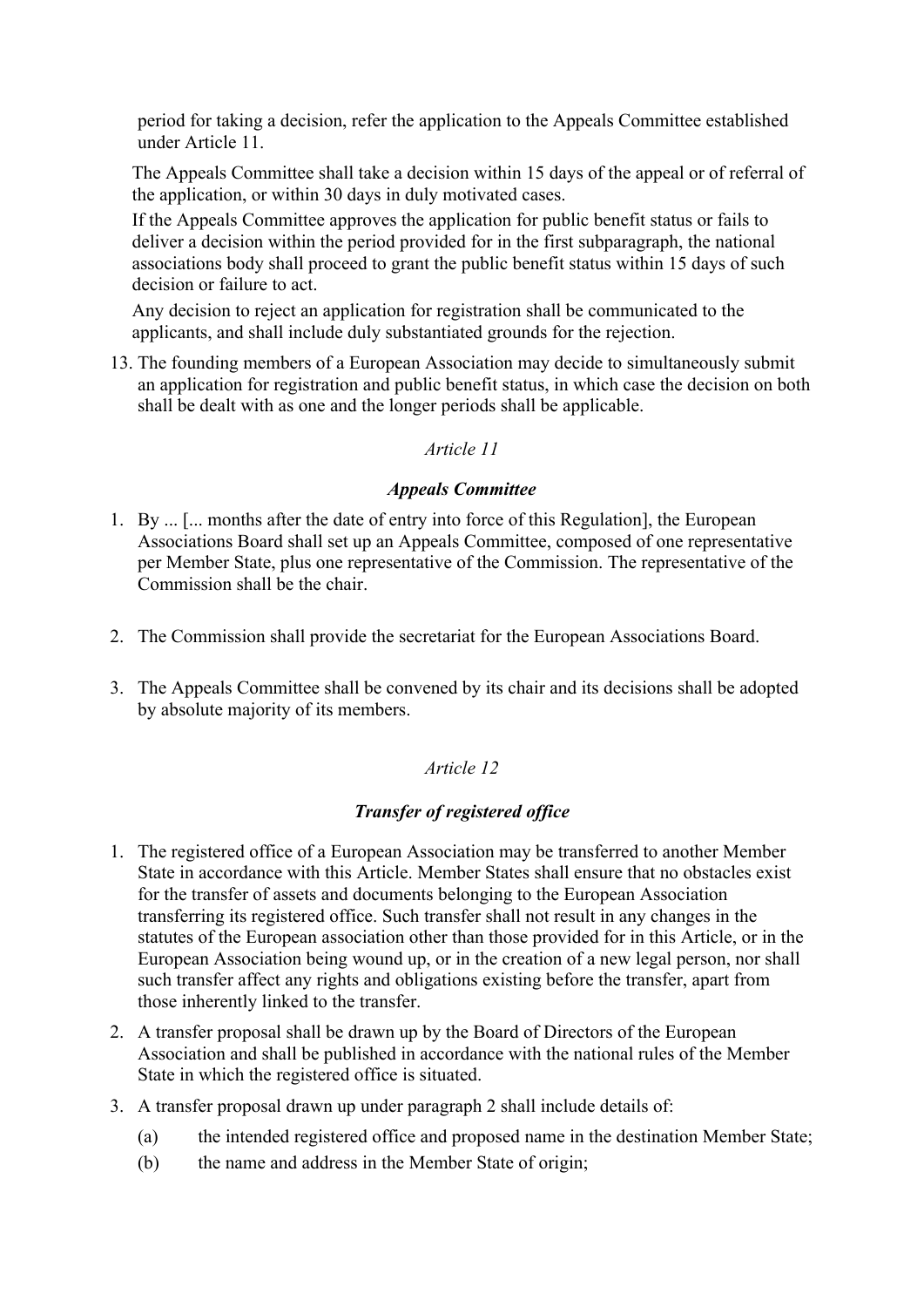period for taking a decision, refer the application to the Appeals Committee established under Article 11.

The Appeals Committee shall take a decision within 15 days of the appeal or of referral of the application, or within 30 days in duly motivated cases.

If the Appeals Committee approves the application for public benefit status or fails to deliver a decision within the period provided for in the first subparagraph, the national associations body shall proceed to grant the public benefit status within 15 days of such decision or failure to act.

Any decision to reject an application for registration shall be communicated to the applicants, and shall include duly substantiated grounds for the rejection.

13. The founding members of a European Association may decide to simultaneously submit an application for registration and public benefit status, in which case the decision on both shall be dealt with as one and the longer periods shall be applicable.

*Article 11*

***Appeals Committee***

1. By ... [... months after the date of entry into force of this Regulation], the European Associations Board shall set up an Appeals Committee, composed of one representative per Member State, plus one representative of the Commission. The representative of the Commission shall be the chair.

2. The Commission shall provide the secretariat for the European Associations Board.

3. The Appeals Committee shall be convened by its chair and its decisions shall be adopted by absolute majority of its members.

*Article 12*

***Transfer of registered office***

1. The registered office of a European Association may be transferred to another Member State in accordance with this Article. Member States shall ensure that no obstacles exist for the transfer of assets and documents belonging to the European Association transferring its registered office. Such transfer shall not result in any changes in the statutes of the European association other than those provided for in this Article, or in the European Association being wound up, or in the creation of a new legal person, nor shall such transfer affect any rights and obligations existing before the transfer, apart from those inherently linked to the transfer.
2. A transfer proposal shall be drawn up by the Board of Directors of the European Association and shall be published in accordance with the national rules of the Member State in which the registered office is situated.
3. A transfer proposal drawn up under paragraph 2 shall include details of:
   (a) the intended registered office and proposed name in the destination Member State;
   (b) the name and address in the Member State of origin;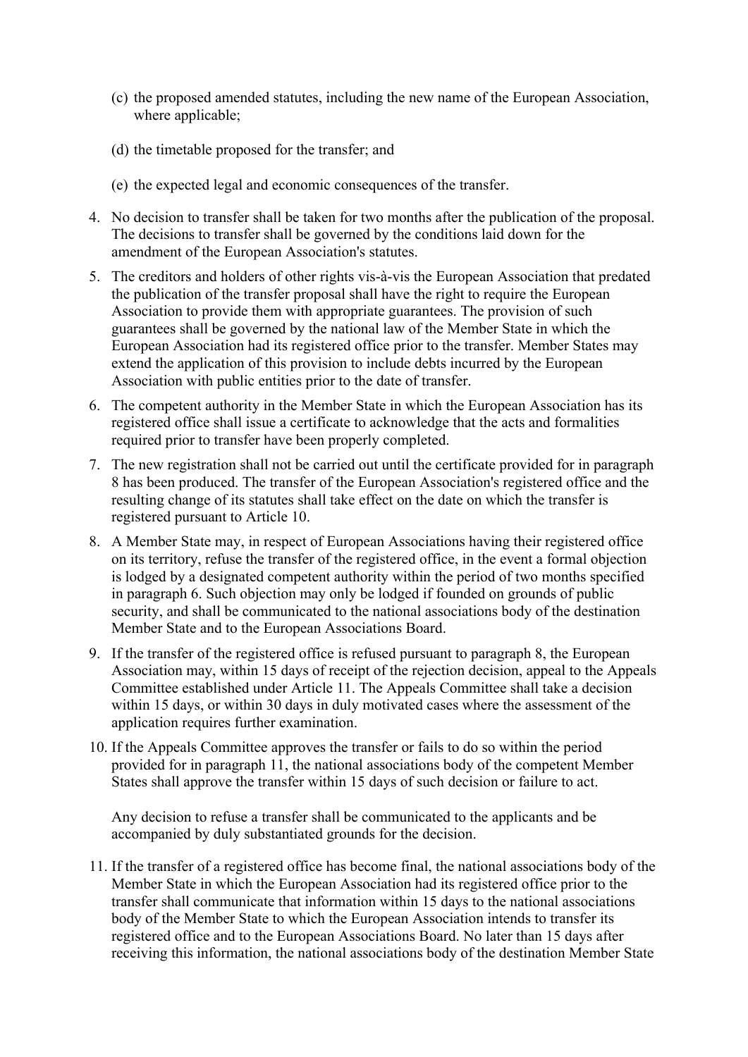(c) the proposed amended statutes, including the new name of the European Association, where applicable;

(d) the timetable proposed for the transfer; and

(e) the expected legal and economic consequences of the transfer.

4. No decision to transfer shall be taken for two months after the publication of the proposal. The decisions to transfer shall be governed by the conditions laid down for the amendment of the European Association's statutes.

5. The creditors and holders of other rights vis-à-vis the European Association that predated the publication of the transfer proposal shall have the right to require the European Association to provide them with appropriate guarantees. The provision of such guarantees shall be governed by the national law of the Member State in which the European Association had its registered office prior to the transfer. Member States may extend the application of this provision to include debts incurred by the European Association with public entities prior to the date of transfer.

6. The competent authority in the Member State in which the European Association has its registered office shall issue a certificate to acknowledge that the acts and formalities required prior to transfer have been properly completed.

7. The new registration shall not be carried out until the certificate provided for in paragraph 8 has been produced. The transfer of the European Association's registered office and the resulting change of its statutes shall take effect on the date on which the transfer is registered pursuant to Article 10.

8. A Member State may, in respect of European Associations having their registered office on its territory, refuse the transfer of the registered office, in the event a formal objection is lodged by a designated competent authority within the period of two months specified in paragraph 6. Such objection may only be lodged if founded on grounds of public security, and shall be communicated to the national associations body of the destination Member State and to the European Associations Board.

9. If the transfer of the registered office is refused pursuant to paragraph 8, the European Association may, within 15 days of receipt of the rejection decision, appeal to the Appeals Committee established under Article 11. The Appeals Committee shall take a decision within 15 days, or within 30 days in duly motivated cases where the assessment of the application requires further examination.

10. If the Appeals Committee approves the transfer or fails to do so within the period provided for in paragraph 11, the national associations body of the competent Member States shall approve the transfer within 15 days of such decision or failure to act.

    Any decision to refuse a transfer shall be communicated to the applicants and be accompanied by duly substantiated grounds for the decision.

11. If the transfer of a registered office has become final, the national associations body of the Member State in which the European Association had its registered office prior to the transfer shall communicate that information within 15 days to the national associations body of the Member State to which the European Association intends to transfer its registered office and to the European Associations Board. No later than 15 days after receiving this information, the national associations body of the destination Member State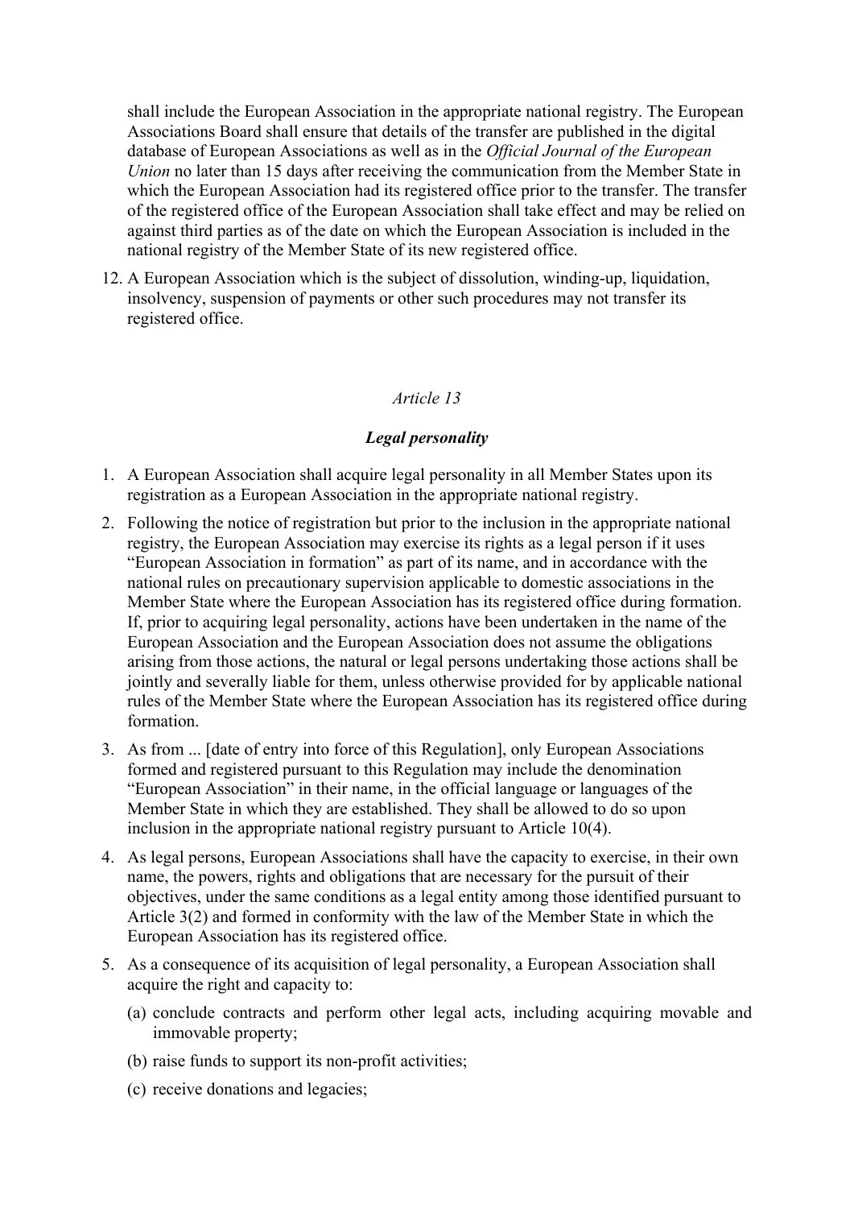shall include the European Association in the appropriate national registry. The European Associations Board shall ensure that details of the transfer are published in the digital database of European Associations as well as in the *Official Journal of the European Union* no later than 15 days after receiving the communication from the Member State in which the European Association had its registered office prior to the transfer. The transfer of the registered office of the European Association shall take effect and may be relied on against third parties as of the date on which the European Association is included in the national registry of the Member State of its new registered office.

12. A European Association which is the subject of dissolution, winding-up, liquidation, insolvency, suspension of payments or other such procedures may not transfer its registered office.

*Article 13*

***Legal personality***

1. A European Association shall acquire legal personality in all Member States upon its registration as a European Association in the appropriate national registry.
2. Following the notice of registration but prior to the inclusion in the appropriate national registry, the European Association may exercise its rights as a legal person if it uses "European Association in formation" as part of its name, and in accordance with the national rules on precautionary supervision applicable to domestic associations in the Member State where the European Association has its registered office during formation. If, prior to acquiring legal personality, actions have been undertaken in the name of the European Association and the European Association does not assume the obligations arising from those actions, the natural or legal persons undertaking those actions shall be jointly and severally liable for them, unless otherwise provided for by applicable national rules of the Member State where the European Association has its registered office during formation.
3. As from ... [date of entry into force of this Regulation], only European Associations formed and registered pursuant to this Regulation may include the denomination "European Association" in their name, in the official language or languages of the Member State in which they are established. They shall be allowed to do so upon inclusion in the appropriate national registry pursuant to Article 10(4).
4. As legal persons, European Associations shall have the capacity to exercise, in their own name, the powers, rights and obligations that are necessary for the pursuit of their objectives, under the same conditions as a legal entity among those identified pursuant to Article 3(2) and formed in conformity with the law of the Member State in which the European Association has its registered office.
5. As a consequence of its acquisition of legal personality, a European Association shall acquire the right and capacity to:
   (a) conclude contracts and perform other legal acts, including acquiring movable and immovable property;
   (b) raise funds to support its non-profit activities;
   (c) receive donations and legacies;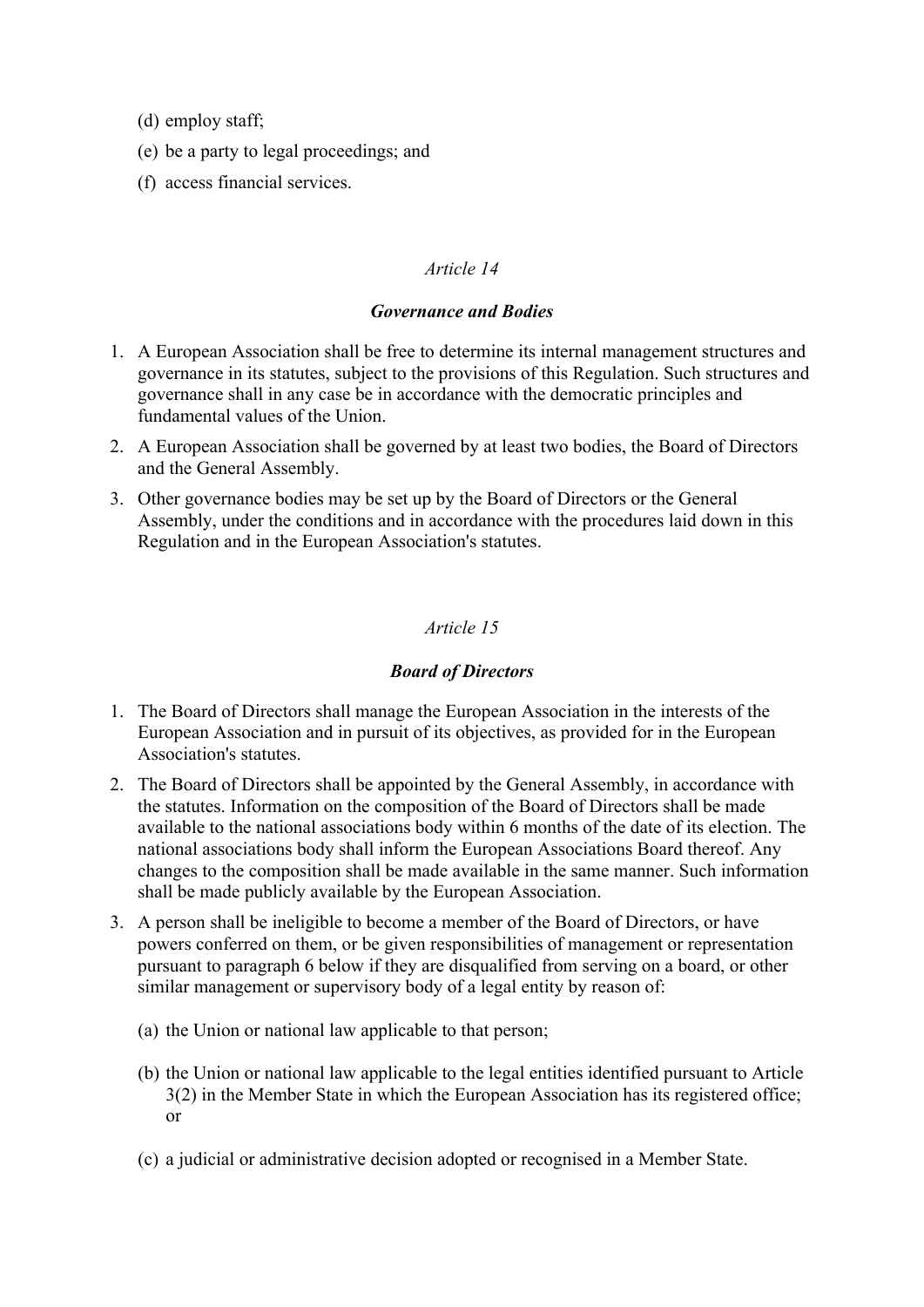(d) employ staff;

(e) be a party to legal proceedings; and

(f) access financial services.

*Article 14*

***Governance and Bodies***

1. A European Association shall be free to determine its internal management structures and governance in its statutes, subject to the provisions of this Regulation. Such structures and governance shall in any case be in accordance with the democratic principles and fundamental values of the Union.
2. A European Association shall be governed by at least two bodies, the Board of Directors and the General Assembly.
3. Other governance bodies may be set up by the Board of Directors or the General Assembly, under the conditions and in accordance with the procedures laid down in this Regulation and in the European Association's statutes.

*Article 15*

***Board of Directors***

1. The Board of Directors shall manage the European Association in the interests of the European Association and in pursuit of its objectives, as provided for in the European Association's statutes.
2. The Board of Directors shall be appointed by the General Assembly, in accordance with the statutes. Information on the composition of the Board of Directors shall be made available to the national associations body within 6 months of the date of its election. The national associations body shall inform the European Associations Board thereof. Any changes to the composition shall be made available in the same manner. Such information shall be made publicly available by the European Association.
3. A person shall be ineligible to become a member of the Board of Directors, or have powers conferred on them, or be given responsibilities of management or representation pursuant to paragraph 6 below if they are disqualified from serving on a board, or other similar management or supervisory body of a legal entity by reason of:

   (a) the Union or national law applicable to that person;

   (b) the Union or national law applicable to the legal entities identified pursuant to Article 3(2) in the Member State in which the European Association has its registered office; or

   (c) a judicial or administrative decision adopted or recognised in a Member State.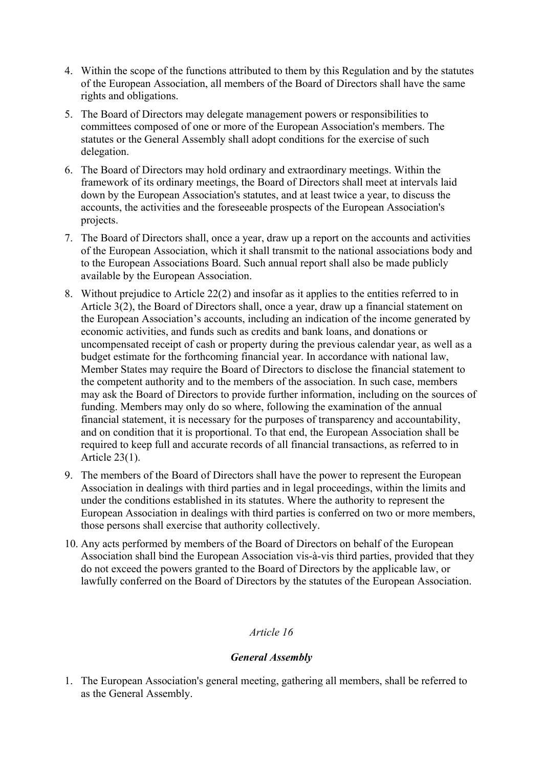4. Within the scope of the functions attributed to them by this Regulation and by the statutes of the European Association, all members of the Board of Directors shall have the same rights and obligations.
5. The Board of Directors may delegate management powers or responsibilities to committees composed of one or more of the European Association's members. The statutes or the General Assembly shall adopt conditions for the exercise of such delegation.
6. The Board of Directors may hold ordinary and extraordinary meetings. Within the framework of its ordinary meetings, the Board of Directors shall meet at intervals laid down by the European Association's statutes, and at least twice a year, to discuss the accounts, the activities and the foreseeable prospects of the European Association's projects.
7. The Board of Directors shall, once a year, draw up a report on the accounts and activities of the European Association, which it shall transmit to the national associations body and to the European Associations Board. Such annual report shall also be made publicly available by the European Association.
8. Without prejudice to Article 22(2) and insofar as it applies to the entities referred to in Article 3(2), the Board of Directors shall, once a year, draw up a financial statement on the European Association's accounts, including an indication of the income generated by economic activities, and funds such as credits and bank loans, and donations or uncompensated receipt of cash or property during the previous calendar year, as well as a budget estimate for the forthcoming financial year. In accordance with national law, Member States may require the Board of Directors to disclose the financial statement to the competent authority and to the members of the association. In such case, members may ask the Board of Directors to provide further information, including on the sources of funding. Members may only do so where, following the examination of the annual financial statement, it is necessary for the purposes of transparency and accountability, and on condition that it is proportional. To that end, the European Association shall be required to keep full and accurate records of all financial transactions, as referred to in Article 23(1).
9. The members of the Board of Directors shall have the power to represent the European Association in dealings with third parties and in legal proceedings, within the limits and under the conditions established in its statutes. Where the authority to represent the European Association in dealings with third parties is conferred on two or more members, those persons shall exercise that authority collectively.
10. Any acts performed by members of the Board of Directors on behalf of the European Association shall bind the European Association vis-à-vis third parties, provided that they do not exceed the powers granted to the Board of Directors by the applicable law, or lawfully conferred on the Board of Directors by the statutes of the European Association.

*Article 16*

***General Assembly***

1. The European Association's general meeting, gathering all members, shall be referred to as the General Assembly.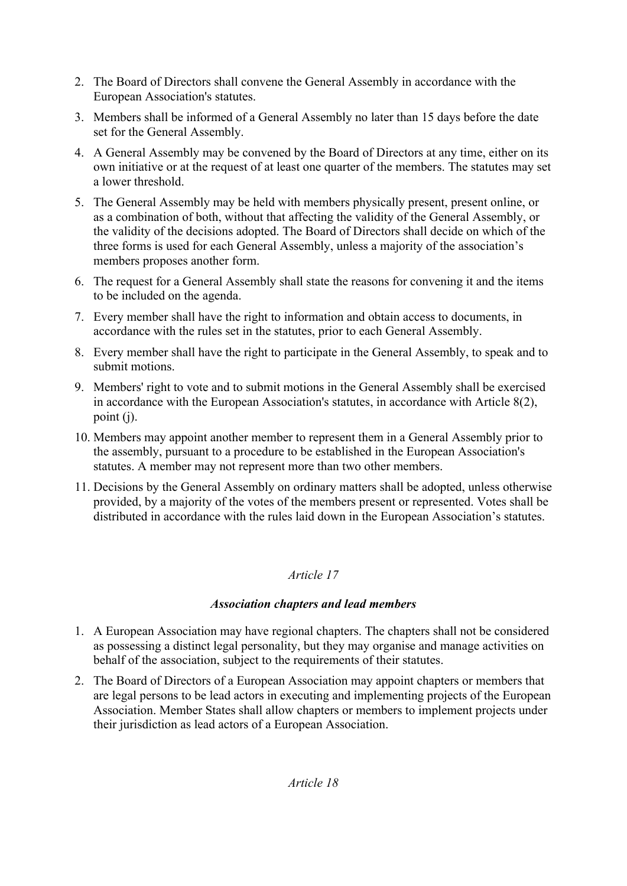2. The Board of Directors shall convene the General Assembly in accordance with the European Association's statutes.
3. Members shall be informed of a General Assembly no later than 15 days before the date set for the General Assembly.
4. A General Assembly may be convened by the Board of Directors at any time, either on its own initiative or at the request of at least one quarter of the members. The statutes may set a lower threshold.
5. The General Assembly may be held with members physically present, present online, or as a combination of both, without that affecting the validity of the General Assembly, or the validity of the decisions adopted. The Board of Directors shall decide on which of the three forms is used for each General Assembly, unless a majority of the association's members proposes another form.
6. The request for a General Assembly shall state the reasons for convening it and the items to be included on the agenda.
7. Every member shall have the right to information and obtain access to documents, in accordance with the rules set in the statutes, prior to each General Assembly.
8. Every member shall have the right to participate in the General Assembly, to speak and to submit motions.
9. Members' right to vote and to submit motions in the General Assembly shall be exercised in accordance with the European Association's statutes, in accordance with Article 8(2), point (j).
10. Members may appoint another member to represent them in a General Assembly prior to the assembly, pursuant to a procedure to be established in the European Association's statutes. A member may not represent more than two other members.
11. Decisions by the General Assembly on ordinary matters shall be adopted, unless otherwise provided, by a majority of the votes of the members present or represented. Votes shall be distributed in accordance with the rules laid down in the European Association's statutes.

*Article 17*

***Association chapters and lead members***

1. A European Association may have regional chapters. The chapters shall not be considered as possessing a distinct legal personality, but they may organise and manage activities on behalf of the association, subject to the requirements of their statutes.
2. The Board of Directors of a European Association may appoint chapters or members that are legal persons to be lead actors in executing and implementing projects of the European Association. Member States shall allow chapters or members to implement projects under their jurisdiction as lead actors of a European Association.

*Article 18*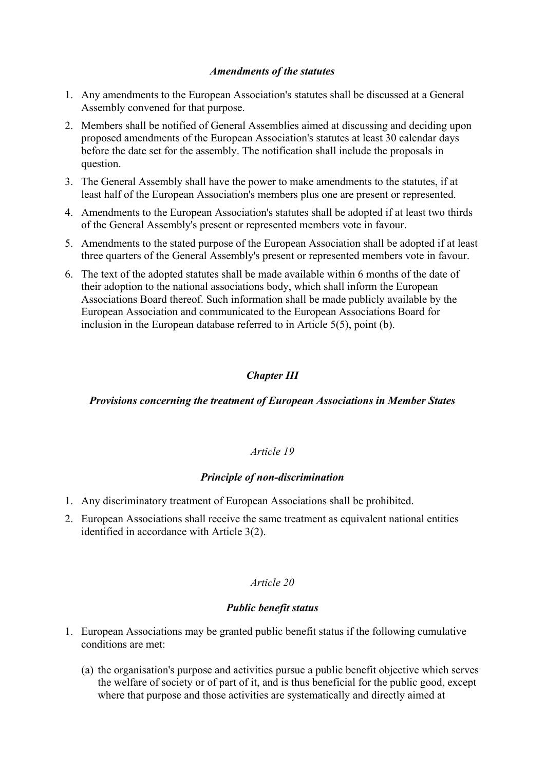### *Amendments of the statutes*

1. Any amendments to the European Association's statutes shall be discussed at a General Assembly convened for that purpose.
2. Members shall be notified of General Assemblies aimed at discussing and deciding upon proposed amendments of the European Association's statutes at least 30 calendar days before the date set for the assembly. The notification shall include the proposals in question.
3. The General Assembly shall have the power to make amendments to the statutes, if at least half of the European Association's members plus one are present or represented.
4. Amendments to the European Association's statutes shall be adopted if at least two thirds of the General Assembly's present or represented members vote in favour.
5. Amendments to the stated purpose of the European Association shall be adopted if at least three quarters of the General Assembly's present or represented members vote in favour.
6. The text of the adopted statutes shall be made available within 6 months of the date of their adoption to the national associations body, which shall inform the European Associations Board thereof. Such information shall be made publicly available by the European Association and communicated to the European Associations Board for inclusion in the European database referred to in Article 5(5), point (b).

## *Chapter III*

## *Provisions concerning the treatment of European Associations in Member States*

*Article 19*

### *Principle of non-discrimination*

1. Any discriminatory treatment of European Associations shall be prohibited.
2. European Associations shall receive the same treatment as equivalent national entities identified in accordance with Article 3(2).

*Article 20*

### *Public benefit status*

1. European Associations may be granted public benefit status if the following cumulative conditions are met:

   (a) the organisation's purpose and activities pursue a public benefit objective which serves the welfare of society or of part of it, and is thus beneficial for the public good, except where that purpose and those activities are systematically and directly aimed at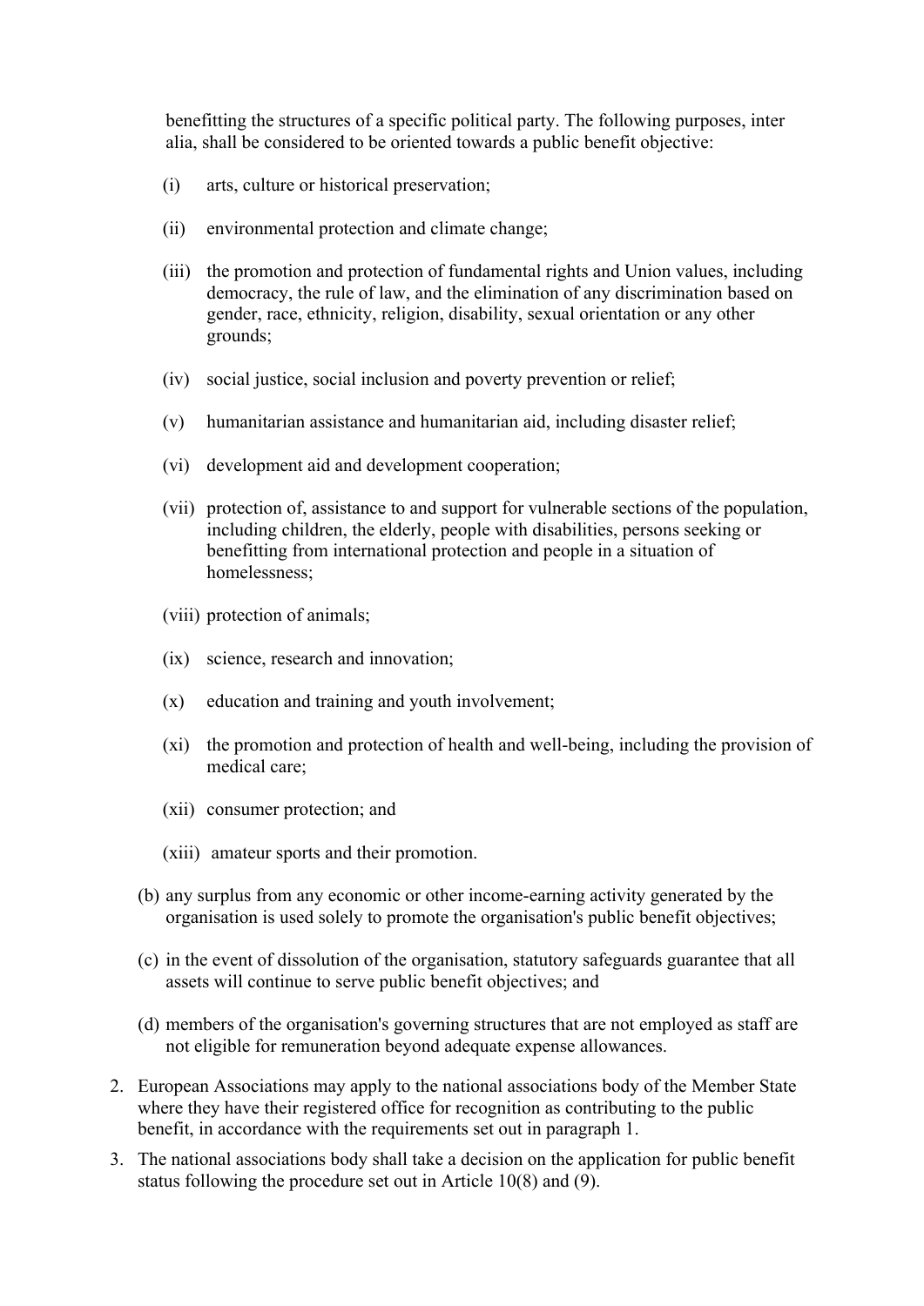benefitting the structures of a specific political party. The following purposes, inter alia, shall be considered to be oriented towards a public benefit objective:

(i) arts, culture or historical preservation;

(ii) environmental protection and climate change;

(iii) the promotion and protection of fundamental rights and Union values, including democracy, the rule of law, and the elimination of any discrimination based on gender, race, ethnicity, religion, disability, sexual orientation or any other grounds;

(iv) social justice, social inclusion and poverty prevention or relief;

(v) humanitarian assistance and humanitarian aid, including disaster relief;

(vi) development aid and development cooperation;

(vii) protection of, assistance to and support for vulnerable sections of the population, including children, the elderly, people with disabilities, persons seeking or benefitting from international protection and people in a situation of homelessness;

(viii) protection of animals;

(ix) science, research and innovation;

(x) education and training and youth involvement;

(xi) the promotion and protection of health and well-being, including the provision of medical care;

(xii) consumer protection; and

(xiii) amateur sports and their promotion.

(b) any surplus from any economic or other income-earning activity generated by the organisation is used solely to promote the organisation's public benefit objectives;

(c) in the event of dissolution of the organisation, statutory safeguards guarantee that all assets will continue to serve public benefit objectives; and

(d) members of the organisation's governing structures that are not employed as staff are not eligible for remuneration beyond adequate expense allowances.

2. European Associations may apply to the national associations body of the Member State where they have their registered office for recognition as contributing to the public benefit, in accordance with the requirements set out in paragraph 1.

3. The national associations body shall take a decision on the application for public benefit status following the procedure set out in Article 10(8) and (9).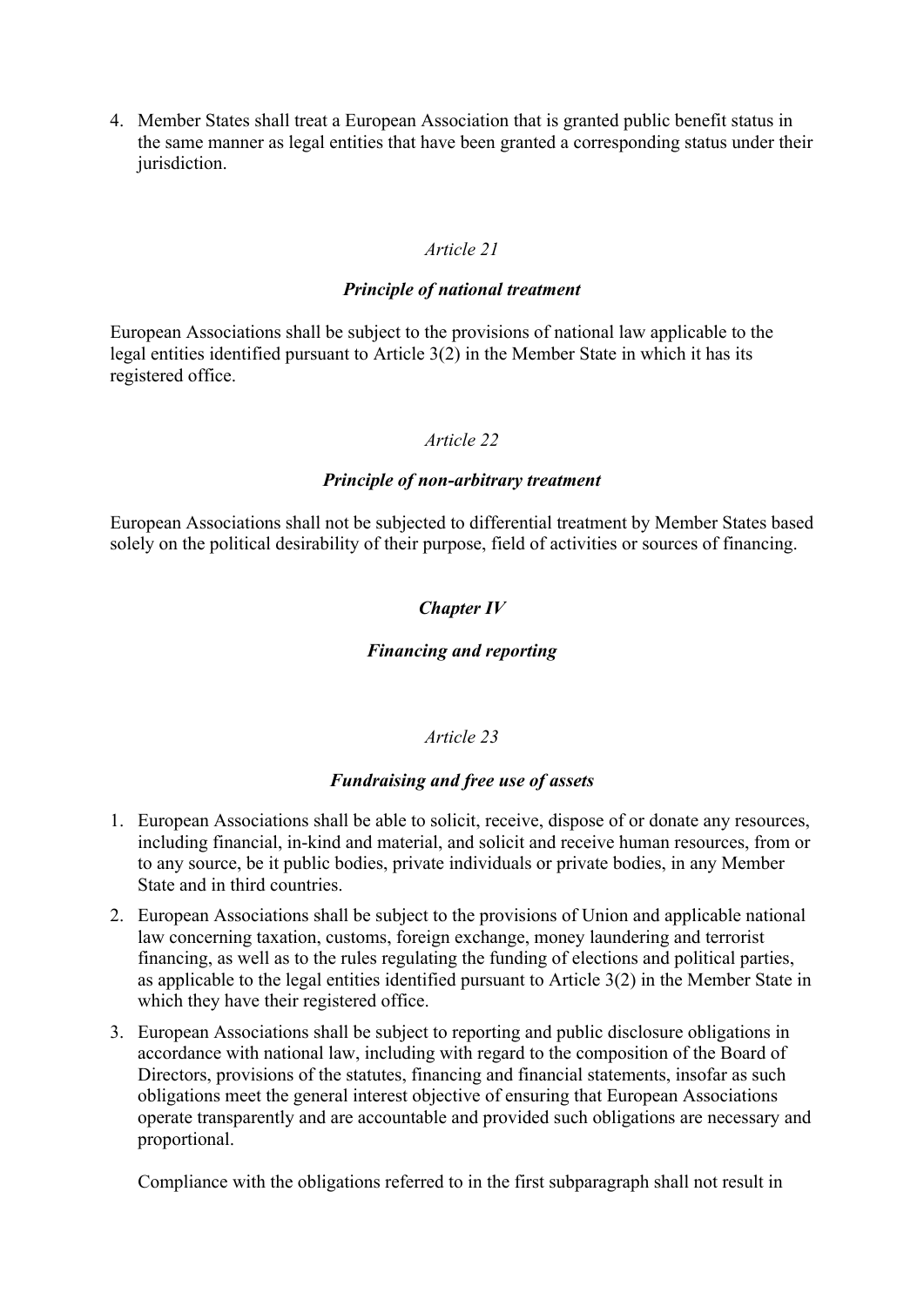4. Member States shall treat a European Association that is granted public benefit status in the same manner as legal entities that have been granted a corresponding status under their jurisdiction.

*Article 21*

***Principle of national treatment***

European Associations shall be subject to the provisions of national law applicable to the legal entities identified pursuant to Article 3(2) in the Member State in which it has its registered office.

*Article 22*

***Principle of non-arbitrary treatment***

European Associations shall not be subjected to differential treatment by Member States based solely on the political desirability of their purpose, field of activities or sources of financing.

***Chapter IV***

***Financing and reporting***

*Article 23*

***Fundraising and free use of assets***

1. European Associations shall be able to solicit, receive, dispose of or donate any resources, including financial, in-kind and material, and solicit and receive human resources, from or to any source, be it public bodies, private individuals or private bodies, in any Member State and in third countries.
2. European Associations shall be subject to the provisions of Union and applicable national law concerning taxation, customs, foreign exchange, money laundering and terrorist financing, as well as to the rules regulating the funding of elections and political parties, as applicable to the legal entities identified pursuant to Article 3(2) in the Member State in which they have their registered office.
3. European Associations shall be subject to reporting and public disclosure obligations in accordance with national law, including with regard to the composition of the Board of Directors, provisions of the statutes, financing and financial statements, insofar as such obligations meet the general interest objective of ensuring that European Associations operate transparently and are accountable and provided such obligations are necessary and proportional.

   Compliance with the obligations referred to in the first subparagraph shall not result in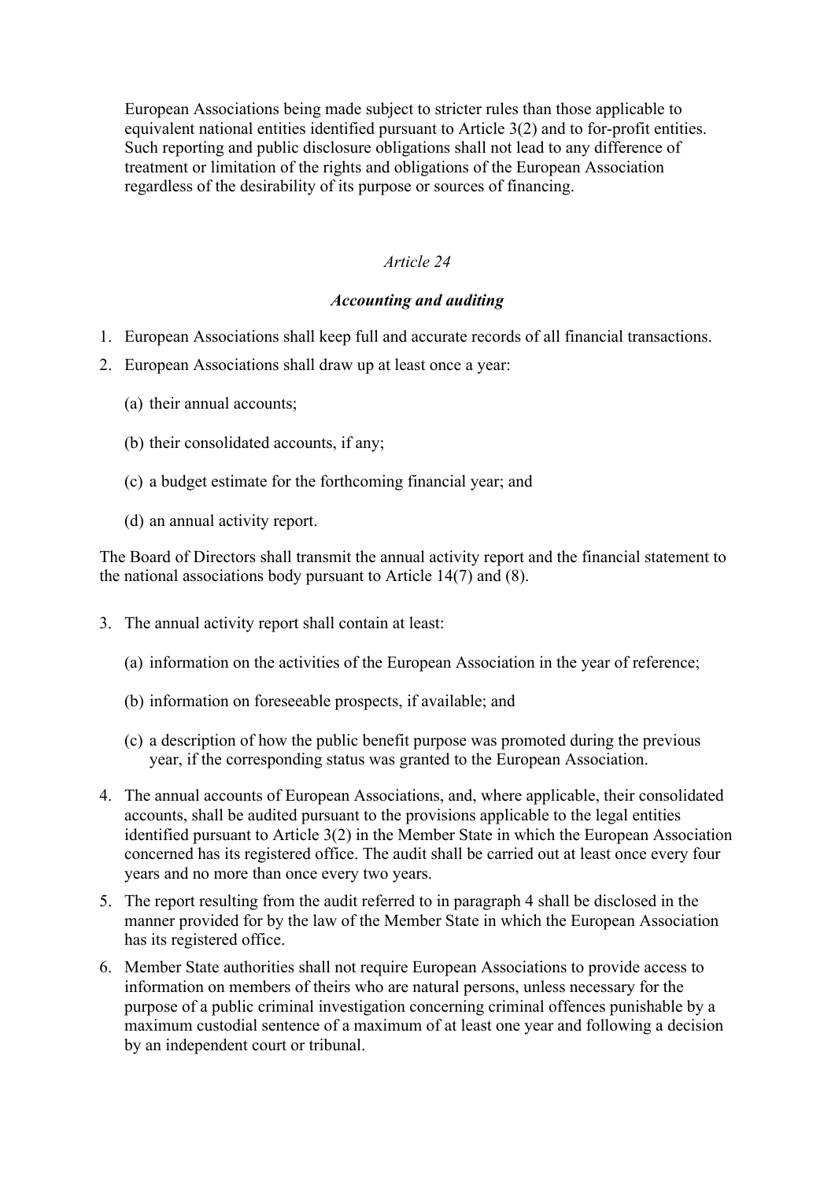European Associations being made subject to stricter rules than those applicable to equivalent national entities identified pursuant to Article 3(2) and to for-profit entities. Such reporting and public disclosure obligations shall not lead to any difference of treatment or limitation of the rights and obligations of the European Association regardless of the desirability of its purpose or sources of financing.

*Article 24*

***Accounting and auditing***

1. European Associations shall keep full and accurate records of all financial transactions.
2. European Associations shall draw up at least once a year:

   (a) their annual accounts;

   (b) their consolidated accounts, if any;

   (c) a budget estimate for the forthcoming financial year; and

   (d) an annual activity report.

The Board of Directors shall transmit the annual activity report and the financial statement to the national associations body pursuant to Article 14(7) and (8).

3. The annual activity report shall contain at least:

   (a) information on the activities of the European Association in the year of reference;

   (b) information on foreseeable prospects, if available; and

   (c) a description of how the public benefit purpose was promoted during the previous year, if the corresponding status was granted to the European Association.

4. The annual accounts of European Associations, and, where applicable, their consolidated accounts, shall be audited pursuant to the provisions applicable to the legal entities identified pursuant to Article 3(2) in the Member State in which the European Association concerned has its registered office. The audit shall be carried out at least once every four years and no more than once every two years.
5. The report resulting from the audit referred to in paragraph 4 shall be disclosed in the manner provided for by the law of the Member State in which the European Association has its registered office.
6. Member State authorities shall not require European Associations to provide access to information on members of theirs who are natural persons, unless necessary for the purpose of a public criminal investigation concerning criminal offences punishable by a maximum custodial sentence of a maximum of at least one year and following a decision by an independent court or tribunal.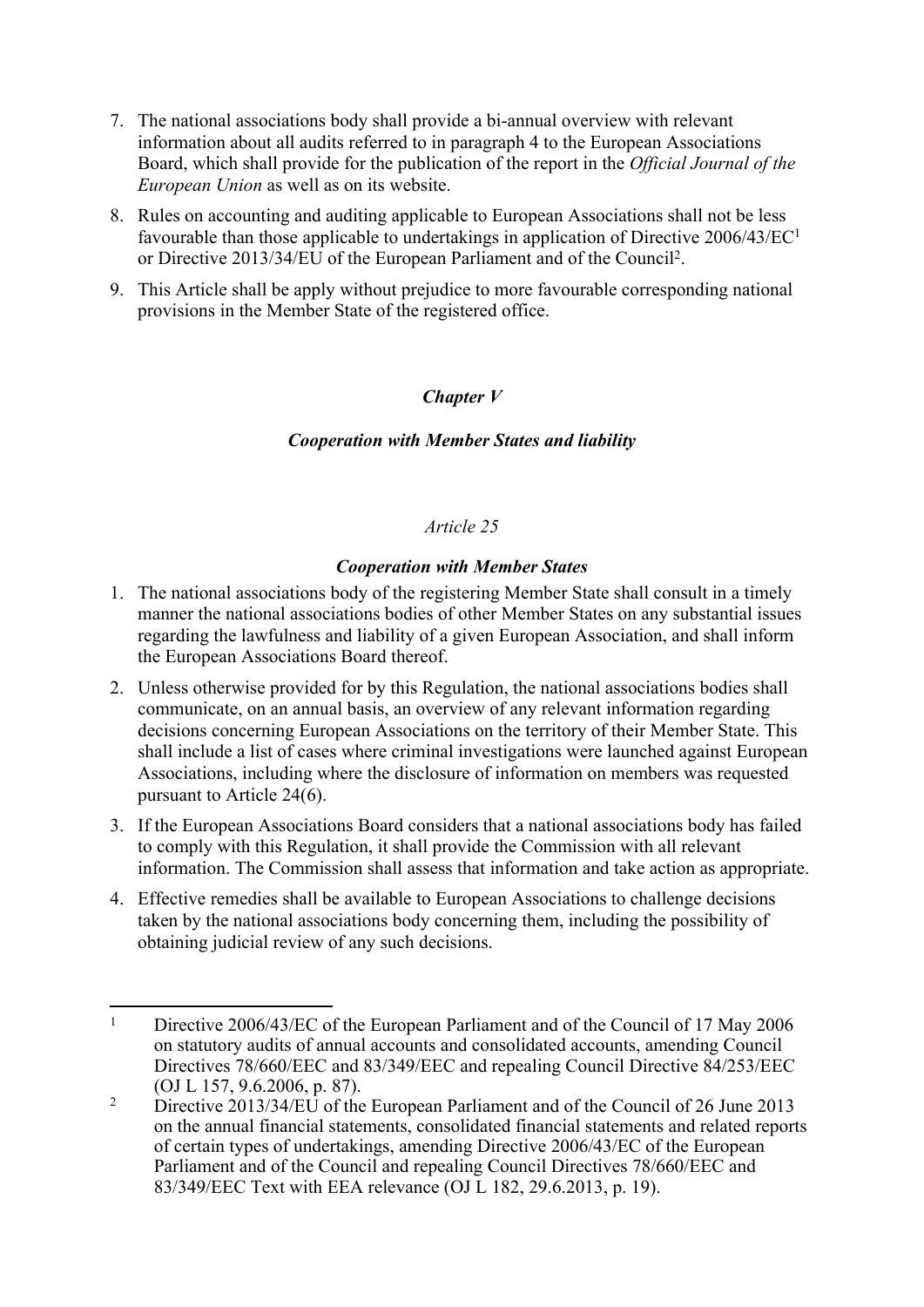7. The national associations body shall provide a bi-annual overview with relevant information about all audits referred to in paragraph 4 to the European Associations Board, which shall provide for the publication of the report in the *Official Journal of the European Union* as well as on its website.
8. Rules on accounting and auditing applicable to European Associations shall not be less favourable than those applicable to undertakings in application of Directive 2006/43/EC[1] or Directive 2013/34/EU of the European Parliament and of the Council[2].
9. This Article shall be apply without prejudice to more favourable corresponding national provisions in the Member State of the registered office.

## *Chapter V*

## ***Cooperation with Member States and liability***

### *Article 25*

### ***Cooperation with Member States***

1. The national associations body of the registering Member State shall consult in a timely manner the national associations bodies of other Member States on any substantial issues regarding the lawfulness and liability of a given European Association, and shall inform the European Associations Board thereof.
2. Unless otherwise provided for by this Regulation, the national associations bodies shall communicate, on an annual basis, an overview of any relevant information regarding decisions concerning European Associations on the territory of their Member State. This shall include a list of cases where criminal investigations were launched against European Associations, including where the disclosure of information on members was requested pursuant to Article 24(6).
3. If the European Associations Board considers that a national associations body has failed to comply with this Regulation, it shall provide the Commission with all relevant information. The Commission shall assess that information and take action as appropriate.
4. Effective remedies shall be available to European Associations to challenge decisions taken by the national associations body concerning them, including the possibility of obtaining judicial review of any such decisions.

---

[1] Directive 2006/43/EC of the European Parliament and of the Council of 17 May 2006 on statutory audits of annual accounts and consolidated accounts, amending Council Directives 78/660/EEC and 83/349/EEC and repealing Council Directive 84/253/EEC (OJ L 157, 9.6.2006, p. 87).

[2] Directive 2013/34/EU of the European Parliament and of the Council of 26 June 2013 on the annual financial statements, consolidated financial statements and related reports of certain types of undertakings, amending Directive 2006/43/EC of the European Parliament and of the Council and repealing Council Directives 78/660/EEC and 83/349/EEC Text with EEA relevance (OJ L 182, 29.6.2013, p. 19).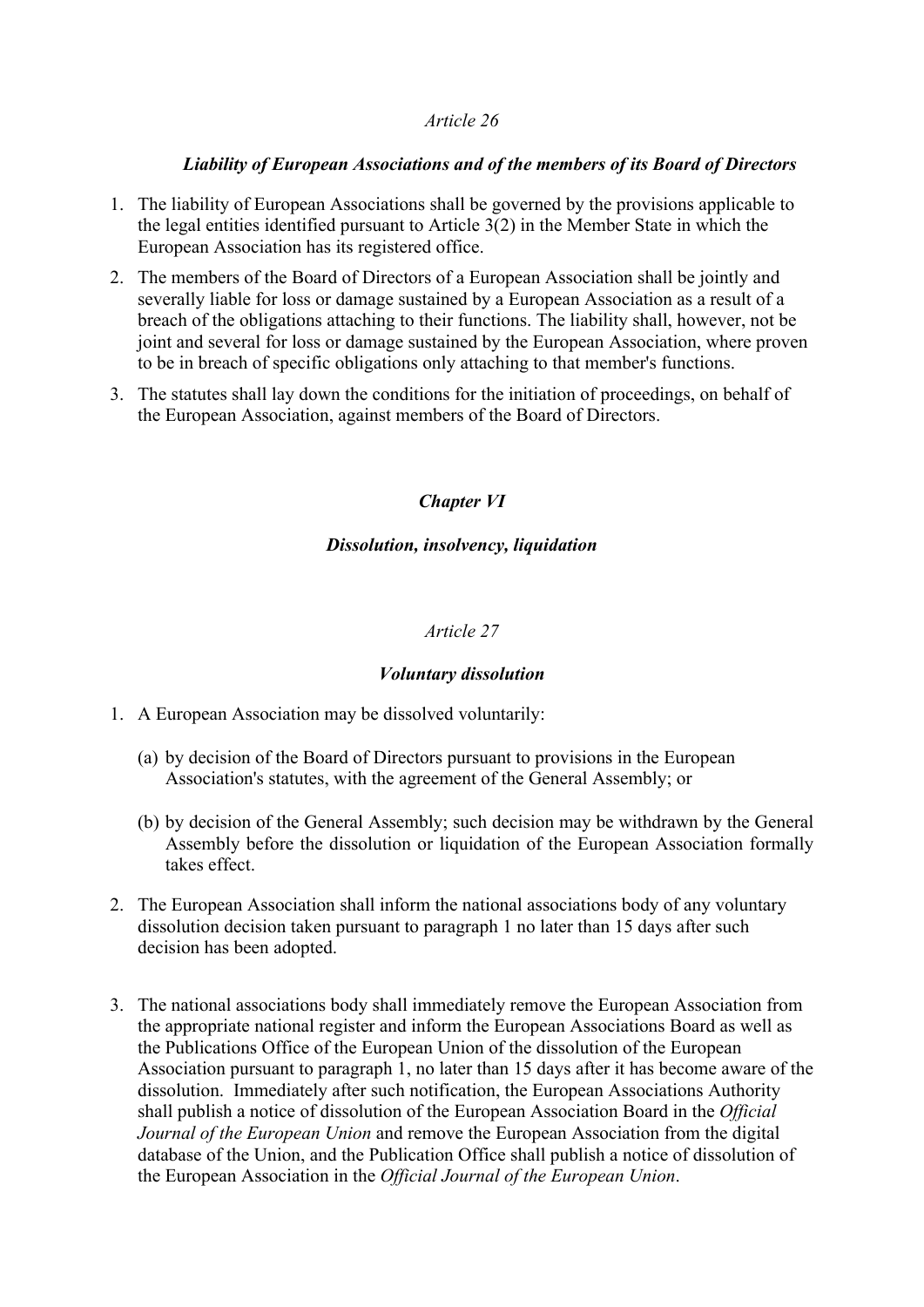*Article 26*

***Liability of European Associations and of the members of its Board of Directors***

1. The liability of European Associations shall be governed by the provisions applicable to the legal entities identified pursuant to Article 3(2) in the Member State in which the European Association has its registered office.
2. The members of the Board of Directors of a European Association shall be jointly and severally liable for loss or damage sustained by a European Association as a result of a breach of the obligations attaching to their functions. The liability shall, however, not be joint and several for loss or damage sustained by the European Association, where proven to be in breach of specific obligations only attaching to that member's functions.
3. The statutes shall lay down the conditions for the initiation of proceedings, on behalf of the European Association, against members of the Board of Directors.

***Chapter VI***

***Dissolution, insolvency, liquidation***

*Article 27*

***Voluntary dissolution***

1. A European Association may be dissolved voluntarily:

   (a) by decision of the Board of Directors pursuant to provisions in the European Association's statutes, with the agreement of the General Assembly; or

   (b) by decision of the General Assembly; such decision may be withdrawn by the General Assembly before the dissolution or liquidation of the European Association formally takes effect.

2. The European Association shall inform the national associations body of any voluntary dissolution decision taken pursuant to paragraph 1 no later than 15 days after such decision has been adopted.

3. The national associations body shall immediately remove the European Association from the appropriate national register and inform the European Associations Board as well as the Publications Office of the European Union of the dissolution of the European Association pursuant to paragraph 1, no later than 15 days after it has become aware of the dissolution. Immediately after such notification, the European Associations Authority shall publish a notice of dissolution of the European Association Board in the *Official Journal of the European Union* and remove the European Association from the digital database of the Union, and the Publication Office shall publish a notice of dissolution of the European Association in the *Official Journal of the European Union*.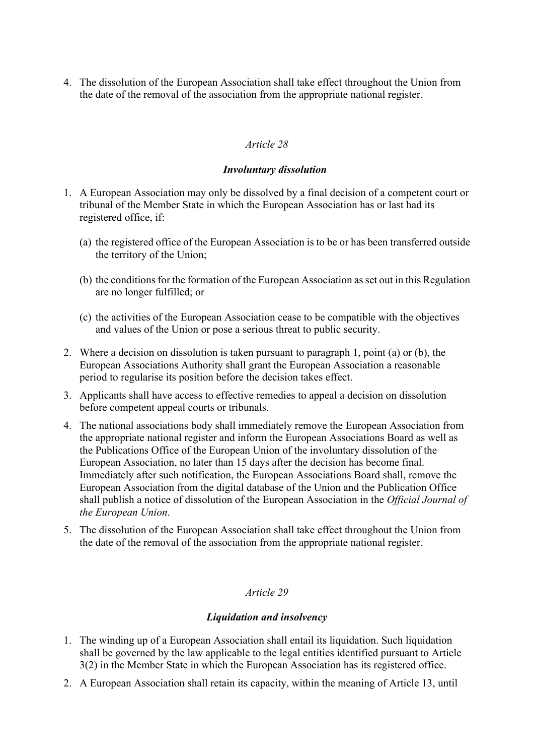4. The dissolution of the European Association shall take effect throughout the Union from the date of the removal of the association from the appropriate national register.

*Article 28*

***Involuntary dissolution***

1. A European Association may only be dissolved by a final decision of a competent court or tribunal of the Member State in which the European Association has or last had its registered office, if:

   (a) the registered office of the European Association is to be or has been transferred outside the territory of the Union;

   (b) the conditions for the formation of the European Association as set out in this Regulation are no longer fulfilled; or

   (c) the activities of the European Association cease to be compatible with the objectives and values of the Union or pose a serious threat to public security.

2. Where a decision on dissolution is taken pursuant to paragraph 1, point (a) or (b), the European Associations Authority shall grant the European Association a reasonable period to regularise its position before the decision takes effect.
3. Applicants shall have access to effective remedies to appeal a decision on dissolution before competent appeal courts or tribunals.
4. The national associations body shall immediately remove the European Association from the appropriate national register and inform the European Associations Board as well as the Publications Office of the European Union of the involuntary dissolution of the European Association, no later than 15 days after the decision has become final. Immediately after such notification, the European Associations Board shall, remove the European Association from the digital database of the Union and the Publication Office shall publish a notice of dissolution of the European Association in the *Official Journal of the European Union*.
5. The dissolution of the European Association shall take effect throughout the Union from the date of the removal of the association from the appropriate national register.

*Article 29*

***Liquidation and insolvency***

1. The winding up of a European Association shall entail its liquidation. Such liquidation shall be governed by the law applicable to the legal entities identified pursuant to Article 3(2) in the Member State in which the European Association has its registered office.
2. A European Association shall retain its capacity, within the meaning of Article 13, until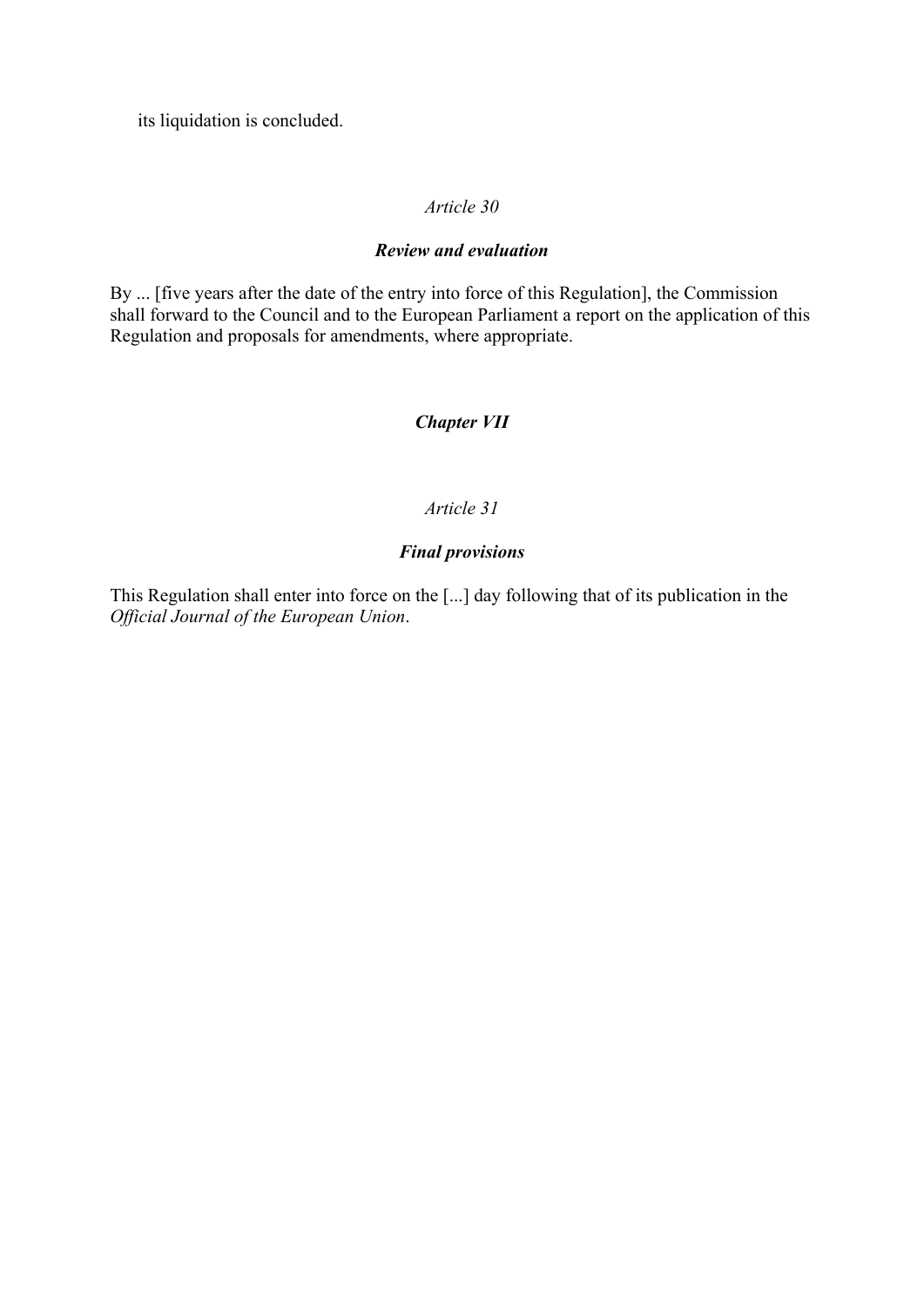its liquidation is concluded.

*Article 30*

***Review and evaluation***

By ... [five years after the date of the entry into force of this Regulation], the Commission shall forward to the Council and to the European Parliament a report on the application of this Regulation and proposals for amendments, where appropriate.

***Chapter VII***

*Article 31*

***Final provisions***

This Regulation shall enter into force on the [...] day following that of its publication in the *Official Journal of the European Union*.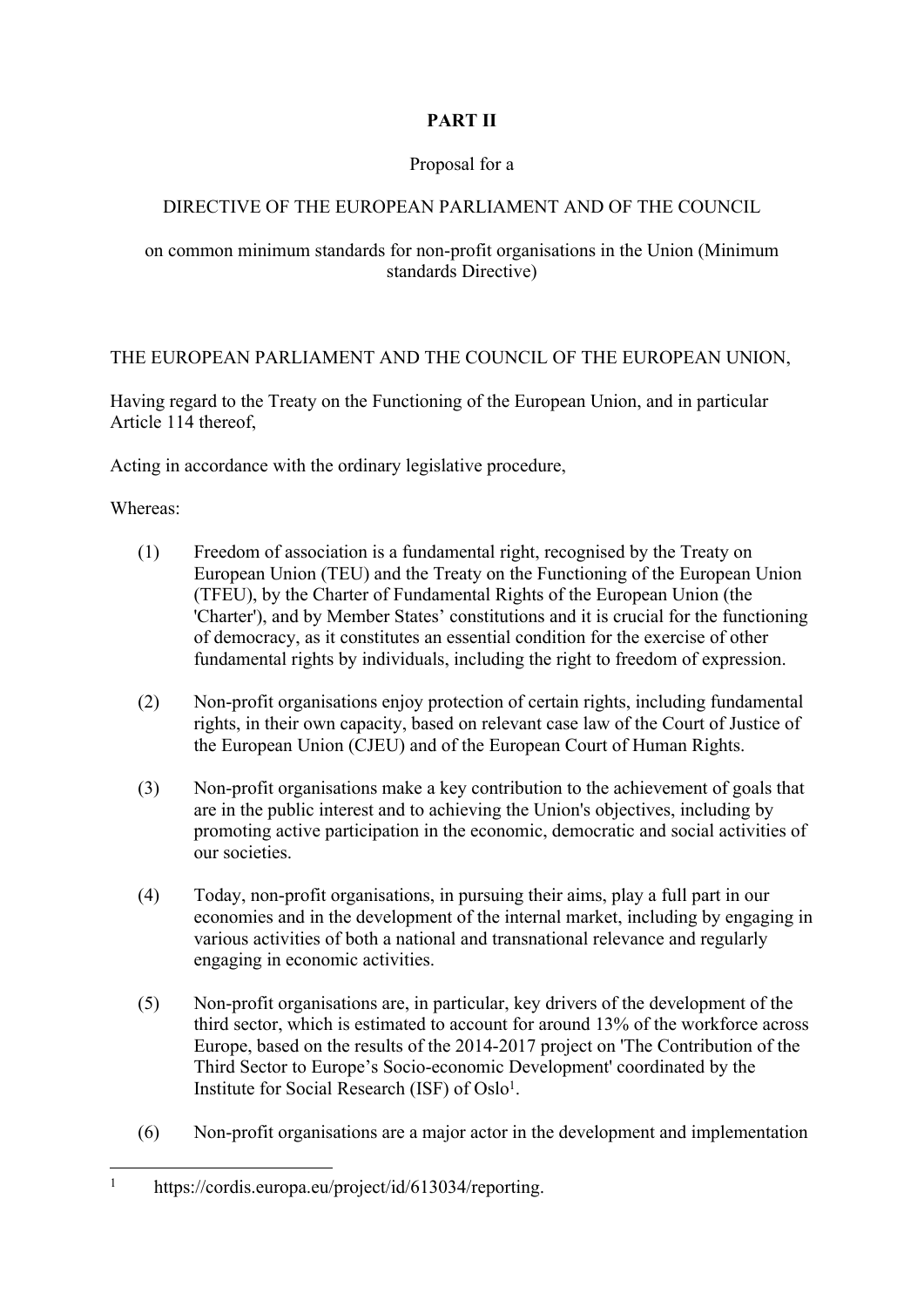**PART II**

Proposal for a

DIRECTIVE OF THE EUROPEAN PARLIAMENT AND OF THE COUNCIL

on common minimum standards for non-profit organisations in the Union (Minimum standards Directive)

THE EUROPEAN PARLIAMENT AND THE COUNCIL OF THE EUROPEAN UNION,

Having regard to the Treaty on the Functioning of the European Union, and in particular Article 114 thereof,

Acting in accordance with the ordinary legislative procedure,

Whereas:

(1) Freedom of association is a fundamental right, recognised by the Treaty on European Union (TEU) and the Treaty on the Functioning of the European Union (TFEU), by the Charter of Fundamental Rights of the European Union (the 'Charter'), and by Member States' constitutions and it is crucial for the functioning of democracy, as it constitutes an essential condition for the exercise of other fundamental rights by individuals, including the right to freedom of expression.

(2) Non-profit organisations enjoy protection of certain rights, including fundamental rights, in their own capacity, based on relevant case law of the Court of Justice of the European Union (CJEU) and of the European Court of Human Rights.

(3) Non-profit organisations make a key contribution to the achievement of goals that are in the public interest and to achieving the Union's objectives, including by promoting active participation in the economic, democratic and social activities of our societies.

(4) Today, non-profit organisations, in pursuing their aims, play a full part in our economies and in the development of the internal market, including by engaging in various activities of both a national and transnational relevance and regularly engaging in economic activities.

(5) Non-profit organisations are, in particular, key drivers of the development of the third sector, which is estimated to account for around 13% of the workforce across Europe, based on the results of the 2014-2017 project on 'The Contribution of the Third Sector to Europe's Socio-economic Development' coordinated by the Institute for Social Research (ISF) of Oslo[1].

(6) Non-profit organisations are a major actor in the development and implementation

[1] https://cordis.europa.eu/project/id/613034/reporting.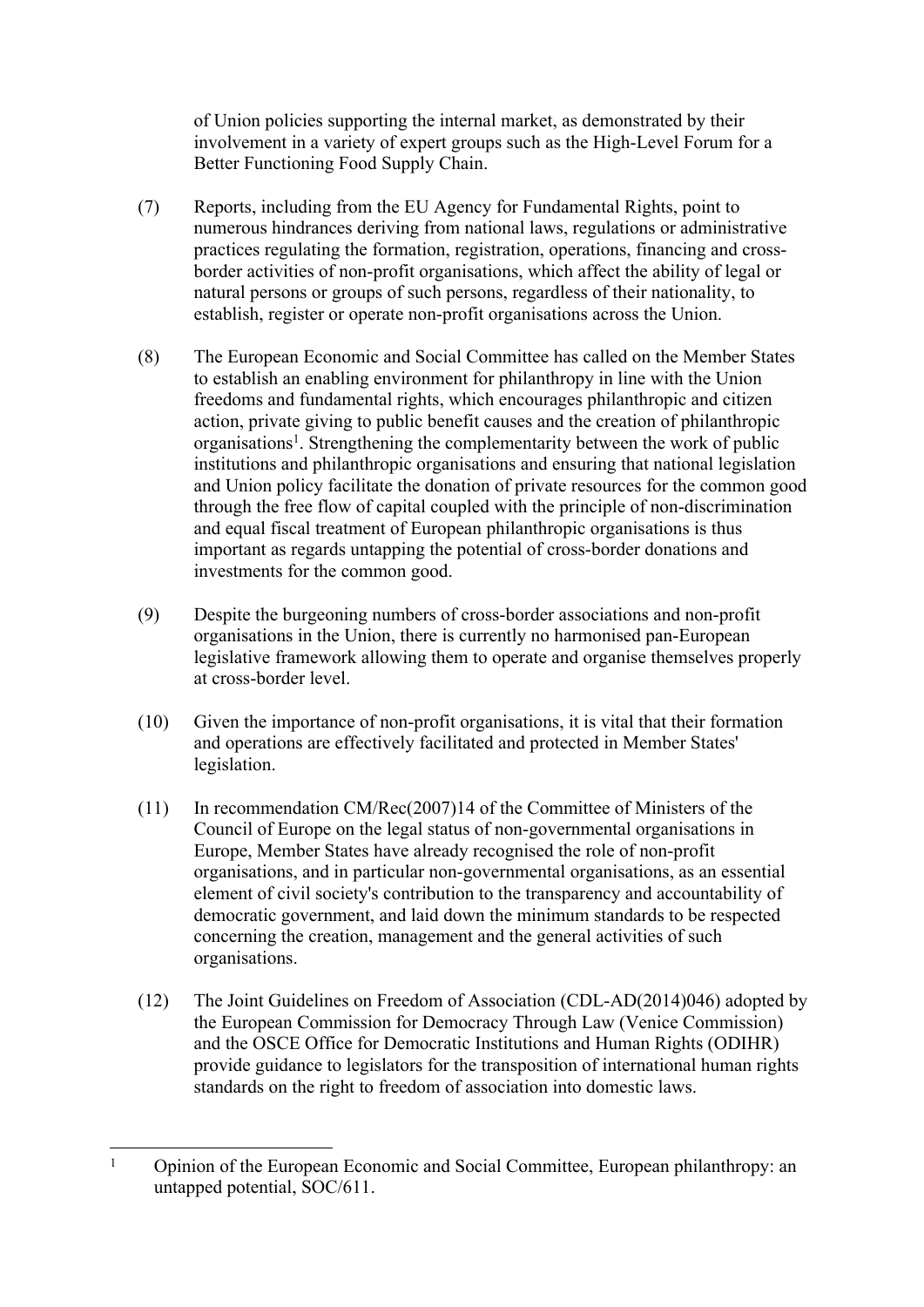of Union policies supporting the internal market, as demonstrated by their involvement in a variety of expert groups such as the High-Level Forum for a Better Functioning Food Supply Chain.

(7) Reports, including from the EU Agency for Fundamental Rights, point to numerous hindrances deriving from national laws, regulations or administrative practices regulating the formation, registration, operations, financing and cross-border activities of non-profit organisations, which affect the ability of legal or natural persons or groups of such persons, regardless of their nationality, to establish, register or operate non-profit organisations across the Union.

(8) The European Economic and Social Committee has called on the Member States to establish an enabling environment for philanthropy in line with the Union freedoms and fundamental rights, which encourages philanthropic and citizen action, private giving to public benefit causes and the creation of philanthropic organisations[1]. Strengthening the complementarity between the work of public institutions and philanthropic organisations and ensuring that national legislation and Union policy facilitate the donation of private resources for the common good through the free flow of capital coupled with the principle of non-discrimination and equal fiscal treatment of European philanthropic organisations is thus important as regards untapping the potential of cross-border donations and investments for the common good.

(9) Despite the burgeoning numbers of cross-border associations and non-profit organisations in the Union, there is currently no harmonised pan-European legislative framework allowing them to operate and organise themselves properly at cross-border level.

(10) Given the importance of non-profit organisations, it is vital that their formation and operations are effectively facilitated and protected in Member States' legislation.

(11) In recommendation CM/Rec(2007)14 of the Committee of Ministers of the Council of Europe on the legal status of non-governmental organisations in Europe, Member States have already recognised the role of non-profit organisations, and in particular non-governmental organisations, as an essential element of civil society's contribution to the transparency and accountability of democratic government, and laid down the minimum standards to be respected concerning the creation, management and the general activities of such organisations.

(12) The Joint Guidelines on Freedom of Association (CDL-AD(2014)046) adopted by the European Commission for Democracy Through Law (Venice Commission) and the OSCE Office for Democratic Institutions and Human Rights (ODIHR) provide guidance to legislators for the transposition of international human rights standards on the right to freedom of association into domestic laws.

---

[1] Opinion of the European Economic and Social Committee, European philanthropy: an untapped potential, SOC/611.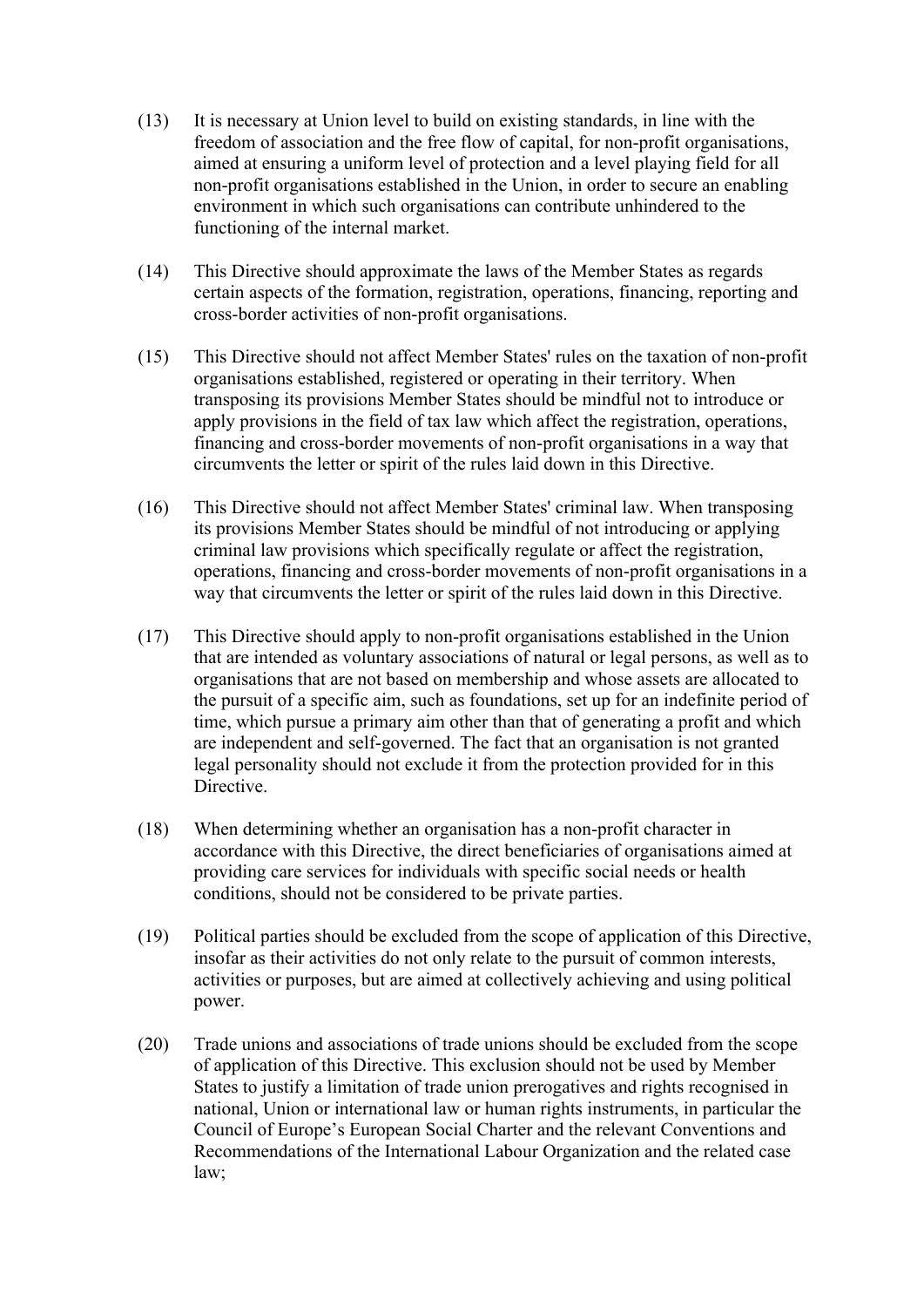(13) It is necessary at Union level to build on existing standards, in line with the freedom of association and the free flow of capital, for non-profit organisations, aimed at ensuring a uniform level of protection and a level playing field for all non-profit organisations established in the Union, in order to secure an enabling environment in which such organisations can contribute unhindered to the functioning of the internal market.

(14) This Directive should approximate the laws of the Member States as regards certain aspects of the formation, registration, operations, financing, reporting and cross-border activities of non-profit organisations.

(15) This Directive should not affect Member States' rules on the taxation of non-profit organisations established, registered or operating in their territory. When transposing its provisions Member States should be mindful not to introduce or apply provisions in the field of tax law which affect the registration, operations, financing and cross-border movements of non-profit organisations in a way that circumvents the letter or spirit of the rules laid down in this Directive.

(16) This Directive should not affect Member States' criminal law. When transposing its provisions Member States should be mindful of not introducing or applying criminal law provisions which specifically regulate or affect the registration, operations, financing and cross-border movements of non-profit organisations in a way that circumvents the letter or spirit of the rules laid down in this Directive.

(17) This Directive should apply to non-profit organisations established in the Union that are intended as voluntary associations of natural or legal persons, as well as to organisations that are not based on membership and whose assets are allocated to the pursuit of a specific aim, such as foundations, set up for an indefinite period of time, which pursue a primary aim other than that of generating a profit and which are independent and self-governed. The fact that an organisation is not granted legal personality should not exclude it from the protection provided for in this Directive.

(18) When determining whether an organisation has a non-profit character in accordance with this Directive, the direct beneficiaries of organisations aimed at providing care services for individuals with specific social needs or health conditions, should not be considered to be private parties.

(19) Political parties should be excluded from the scope of application of this Directive, insofar as their activities do not only relate to the pursuit of common interests, activities or purposes, but are aimed at collectively achieving and using political power.

(20) Trade unions and associations of trade unions should be excluded from the scope of application of this Directive. This exclusion should not be used by Member States to justify a limitation of trade union prerogatives and rights recognised in national, Union or international law or human rights instruments, in particular the Council of Europe's European Social Charter and the relevant Conventions and Recommendations of the International Labour Organization and the related case law;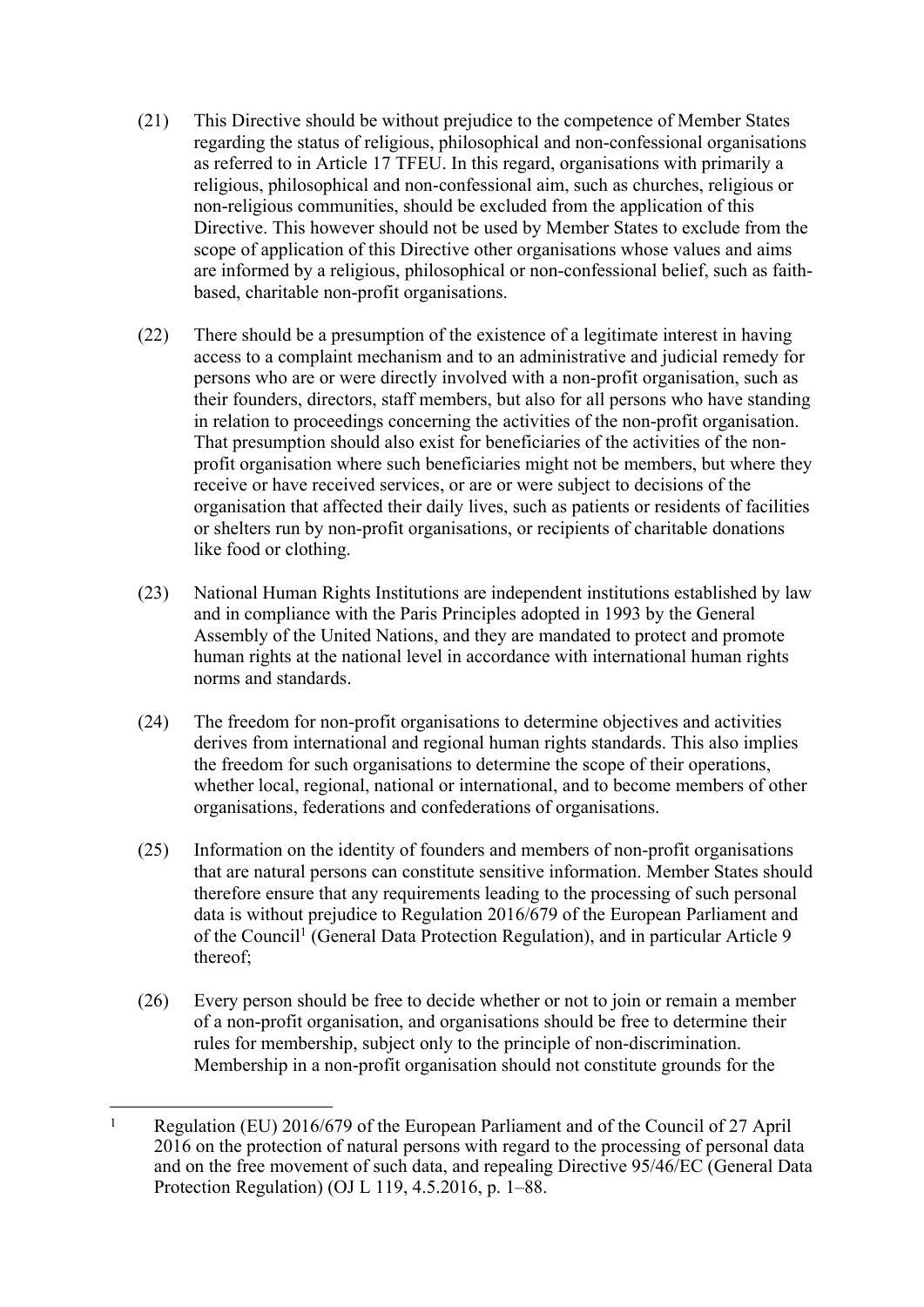(21) This Directive should be without prejudice to the competence of Member States regarding the status of religious, philosophical and non-confessional organisations as referred to in Article 17 TFEU. In this regard, organisations with primarily a religious, philosophical and non-confessional aim, such as churches, religious or non-religious communities, should be excluded from the application of this Directive. This however should not be used by Member States to exclude from the scope of application of this Directive other organisations whose values and aims are informed by a religious, philosophical or non-confessional belief, such as faith-based, charitable non-profit organisations.

(22) There should be a presumption of the existence of a legitimate interest in having access to a complaint mechanism and to an administrative and judicial remedy for persons who are or were directly involved with a non-profit organisation, such as their founders, directors, staff members, but also for all persons who have standing in relation to proceedings concerning the activities of the non-profit organisation. That presumption should also exist for beneficiaries of the activities of the non-profit organisation where such beneficiaries might not be members, but where they receive or have received services, or are or were subject to decisions of the organisation that affected their daily lives, such as patients or residents of facilities or shelters run by non-profit organisations, or recipients of charitable donations like food or clothing.

(23) National Human Rights Institutions are independent institutions established by law and in compliance with the Paris Principles adopted in 1993 by the General Assembly of the United Nations, and they are mandated to protect and promote human rights at the national level in accordance with international human rights norms and standards.

(24) The freedom for non-profit organisations to determine objectives and activities derives from international and regional human rights standards. This also implies the freedom for such organisations to determine the scope of their operations, whether local, regional, national or international, and to become members of other organisations, federations and confederations of organisations.

(25) Information on the identity of founders and members of non-profit organisations that are natural persons can constitute sensitive information. Member States should therefore ensure that any requirements leading to the processing of such personal data is without prejudice to Regulation 2016/679 of the European Parliament and of the Council[1] (General Data Protection Regulation), and in particular Article 9 thereof;

(26) Every person should be free to decide whether or not to join or remain a member of a non-profit organisation, and organisations should be free to determine their rules for membership, subject only to the principle of non-discrimination. Membership in a non-profit organisation should not constitute grounds for the

[1] Regulation (EU) 2016/679 of the European Parliament and of the Council of 27 April 2016 on the protection of natural persons with regard to the processing of personal data and on the free movement of such data, and repealing Directive 95/46/EC (General Data Protection Regulation) (OJ L 119, 4.5.2016, p. 1–88.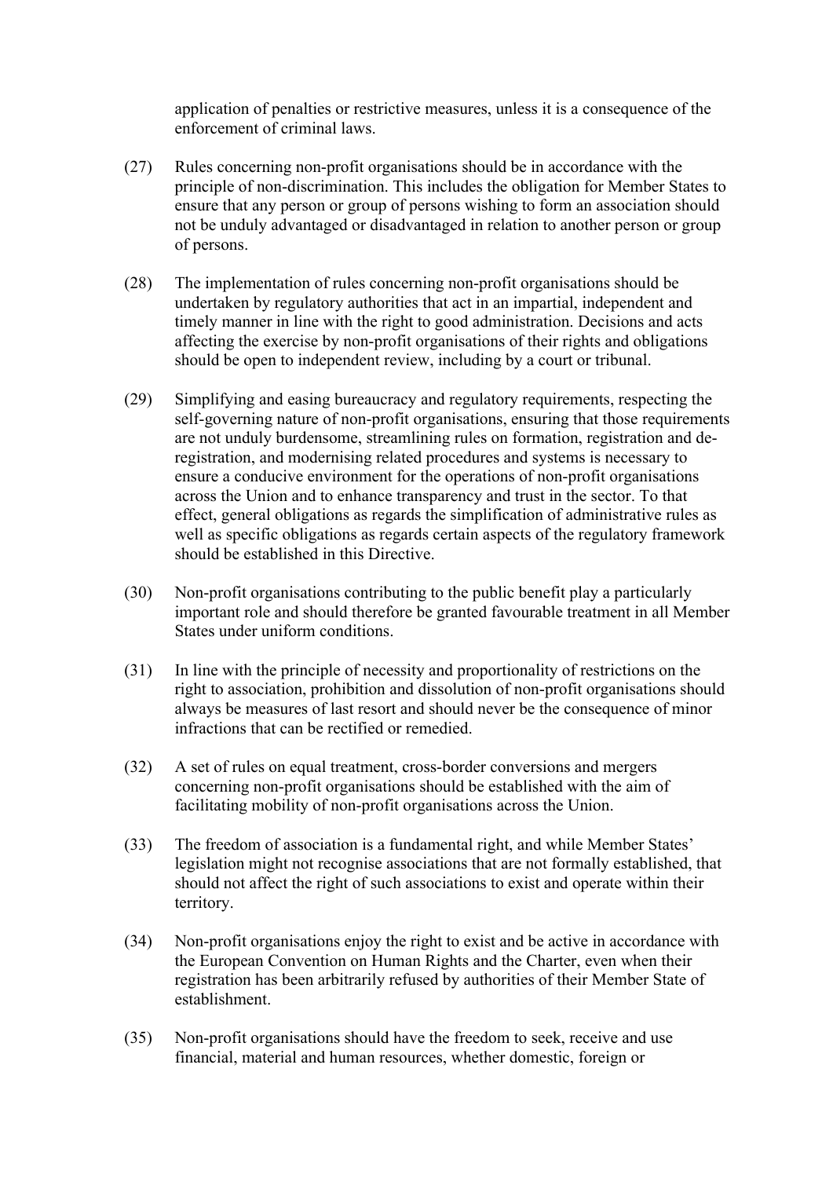application of penalties or restrictive measures, unless it is a consequence of the enforcement of criminal laws.

(27) Rules concerning non-profit organisations should be in accordance with the principle of non-discrimination. This includes the obligation for Member States to ensure that any person or group of persons wishing to form an association should not be unduly advantaged or disadvantaged in relation to another person or group of persons.

(28) The implementation of rules concerning non-profit organisations should be undertaken by regulatory authorities that act in an impartial, independent and timely manner in line with the right to good administration. Decisions and acts affecting the exercise by non-profit organisations of their rights and obligations should be open to independent review, including by a court or tribunal.

(29) Simplifying and easing bureaucracy and regulatory requirements, respecting the self-governing nature of non-profit organisations, ensuring that those requirements are not unduly burdensome, streamlining rules on formation, registration and de-registration, and modernising related procedures and systems is necessary to ensure a conducive environment for the operations of non-profit organisations across the Union and to enhance transparency and trust in the sector. To that effect, general obligations as regards the simplification of administrative rules as well as specific obligations as regards certain aspects of the regulatory framework should be established in this Directive.

(30) Non-profit organisations contributing to the public benefit play a particularly important role and should therefore be granted favourable treatment in all Member States under uniform conditions.

(31) In line with the principle of necessity and proportionality of restrictions on the right to association, prohibition and dissolution of non-profit organisations should always be measures of last resort and should never be the consequence of minor infractions that can be rectified or remedied.

(32) A set of rules on equal treatment, cross-border conversions and mergers concerning non-profit organisations should be established with the aim of facilitating mobility of non-profit organisations across the Union.

(33) The freedom of association is a fundamental right, and while Member States' legislation might not recognise associations that are not formally established, that should not affect the right of such associations to exist and operate within their territory.

(34) Non-profit organisations enjoy the right to exist and be active in accordance with the European Convention on Human Rights and the Charter, even when their registration has been arbitrarily refused by authorities of their Member State of establishment.

(35) Non-profit organisations should have the freedom to seek, receive and use financial, material and human resources, whether domestic, foreign or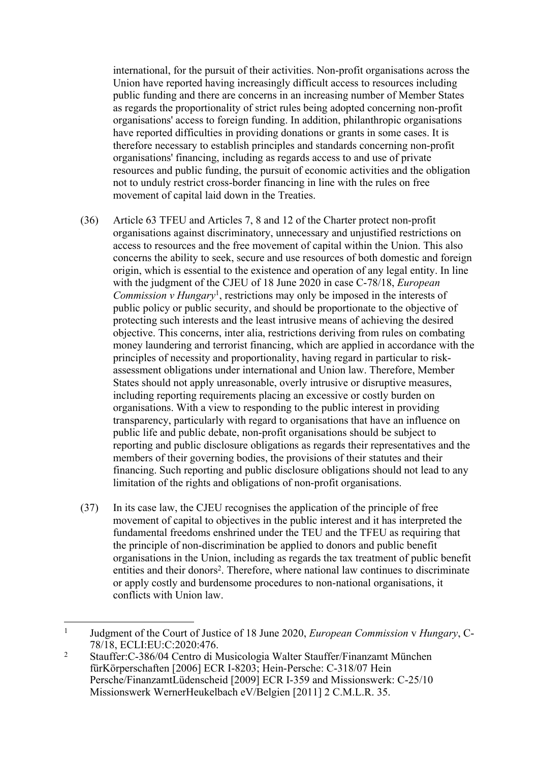international, for the pursuit of their activities. Non-profit organisations across the Union have reported having increasingly difficult access to resources including public funding and there are concerns in an increasing number of Member States as regards the proportionality of strict rules being adopted concerning non-profit organisations' access to foreign funding. In addition, philanthropic organisations have reported difficulties in providing donations or grants in some cases. It is therefore necessary to establish principles and standards concerning non-profit organisations' financing, including as regards access to and use of private resources and public funding, the pursuit of economic activities and the obligation not to unduly restrict cross-border financing in line with the rules on free movement of capital laid down in the Treaties.

(36) Article 63 TFEU and Articles 7, 8 and 12 of the Charter protect non-profit organisations against discriminatory, unnecessary and unjustified restrictions on access to resources and the free movement of capital within the Union. This also concerns the ability to seek, secure and use resources of both domestic and foreign origin, which is essential to the existence and operation of any legal entity. In line with the judgment of the CJEU of 18 June 2020 in case C-78/18, *European Commission v Hungary*[1], restrictions may only be imposed in the interests of public policy or public security, and should be proportionate to the objective of protecting such interests and the least intrusive means of achieving the desired objective. This concerns, inter alia, restrictions deriving from rules on combating money laundering and terrorist financing, which are applied in accordance with the principles of necessity and proportionality, having regard in particular to risk-assessment obligations under international and Union law. Therefore, Member States should not apply unreasonable, overly intrusive or disruptive measures, including reporting requirements placing an excessive or costly burden on organisations. With a view to responding to the public interest in providing transparency, particularly with regard to organisations that have an influence on public life and public debate, non-profit organisations should be subject to reporting and public disclosure obligations as regards their representatives and the members of their governing bodies, the provisions of their statutes and their financing. Such reporting and public disclosure obligations should not lead to any limitation of the rights and obligations of non-profit organisations.

(37) In its case law, the CJEU recognises the application of the principle of free movement of capital to objectives in the public interest and it has interpreted the fundamental freedoms enshrined under the TEU and the TFEU as requiring that the principle of non-discrimination be applied to donors and public benefit organisations in the Union, including as regards the tax treatment of public benefit entities and their donors[2]. Therefore, where national law continues to discriminate or apply costly and burdensome procedures to non-national organisations, it conflicts with Union law.

---

[1] Judgment of the Court of Justice of 18 June 2020, *European Commission* v *Hungary*, C-78/18, ECLI:EU:C:2020:476.

[2] Stauffer:C-386/04 Centro di Musicologia Walter Stauffer/Finanzamt München fürKörperschaften [2006] ECR I-8203; Hein-Persche: C-318/07 Hein Persche/FinanzamtLüdenscheid [2009] ECR I-359 and Missionswerk: C-25/10 Missionswerk WernerHeukelbach eV/Belgien [2011] 2 C.M.L.R. 35.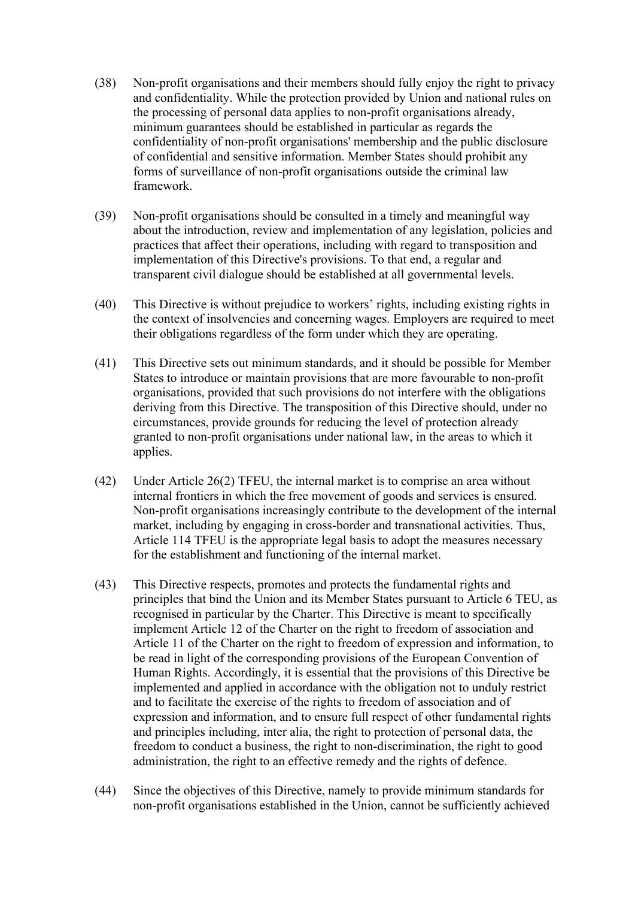(38) Non-profit organisations and their members should fully enjoy the right to privacy and confidentiality. While the protection provided by Union and national rules on the processing of personal data applies to non-profit organisations already, minimum guarantees should be established in particular as regards the confidentiality of non-profit organisations' membership and the public disclosure of confidential and sensitive information. Member States should prohibit any forms of surveillance of non-profit organisations outside the criminal law framework.

(39) Non-profit organisations should be consulted in a timely and meaningful way about the introduction, review and implementation of any legislation, policies and practices that affect their operations, including with regard to transposition and implementation of this Directive's provisions. To that end, a regular and transparent civil dialogue should be established at all governmental levels.

(40) This Directive is without prejudice to workers' rights, including existing rights in the context of insolvencies and concerning wages. Employers are required to meet their obligations regardless of the form under which they are operating.

(41) This Directive sets out minimum standards, and it should be possible for Member States to introduce or maintain provisions that are more favourable to non-profit organisations, provided that such provisions do not interfere with the obligations deriving from this Directive. The transposition of this Directive should, under no circumstances, provide grounds for reducing the level of protection already granted to non-profit organisations under national law, in the areas to which it applies.

(42) Under Article 26(2) TFEU, the internal market is to comprise an area without internal frontiers in which the free movement of goods and services is ensured. Non-profit organisations increasingly contribute to the development of the internal market, including by engaging in cross-border and transnational activities. Thus, Article 114 TFEU is the appropriate legal basis to adopt the measures necessary for the establishment and functioning of the internal market.

(43) This Directive respects, promotes and protects the fundamental rights and principles that bind the Union and its Member States pursuant to Article 6 TEU, as recognised in particular by the Charter. This Directive is meant to specifically implement Article 12 of the Charter on the right to freedom of association and Article 11 of the Charter on the right to freedom of expression and information, to be read in light of the corresponding provisions of the European Convention of Human Rights. Accordingly, it is essential that the provisions of this Directive be implemented and applied in accordance with the obligation not to unduly restrict and to facilitate the exercise of the rights to freedom of association and of expression and information, and to ensure full respect of other fundamental rights and principles including, inter alia, the right to protection of personal data, the freedom to conduct a business, the right to non-discrimination, the right to good administration, the right to an effective remedy and the rights of defence.

(44) Since the objectives of this Directive, namely to provide minimum standards for non-profit organisations established in the Union, cannot be sufficiently achieved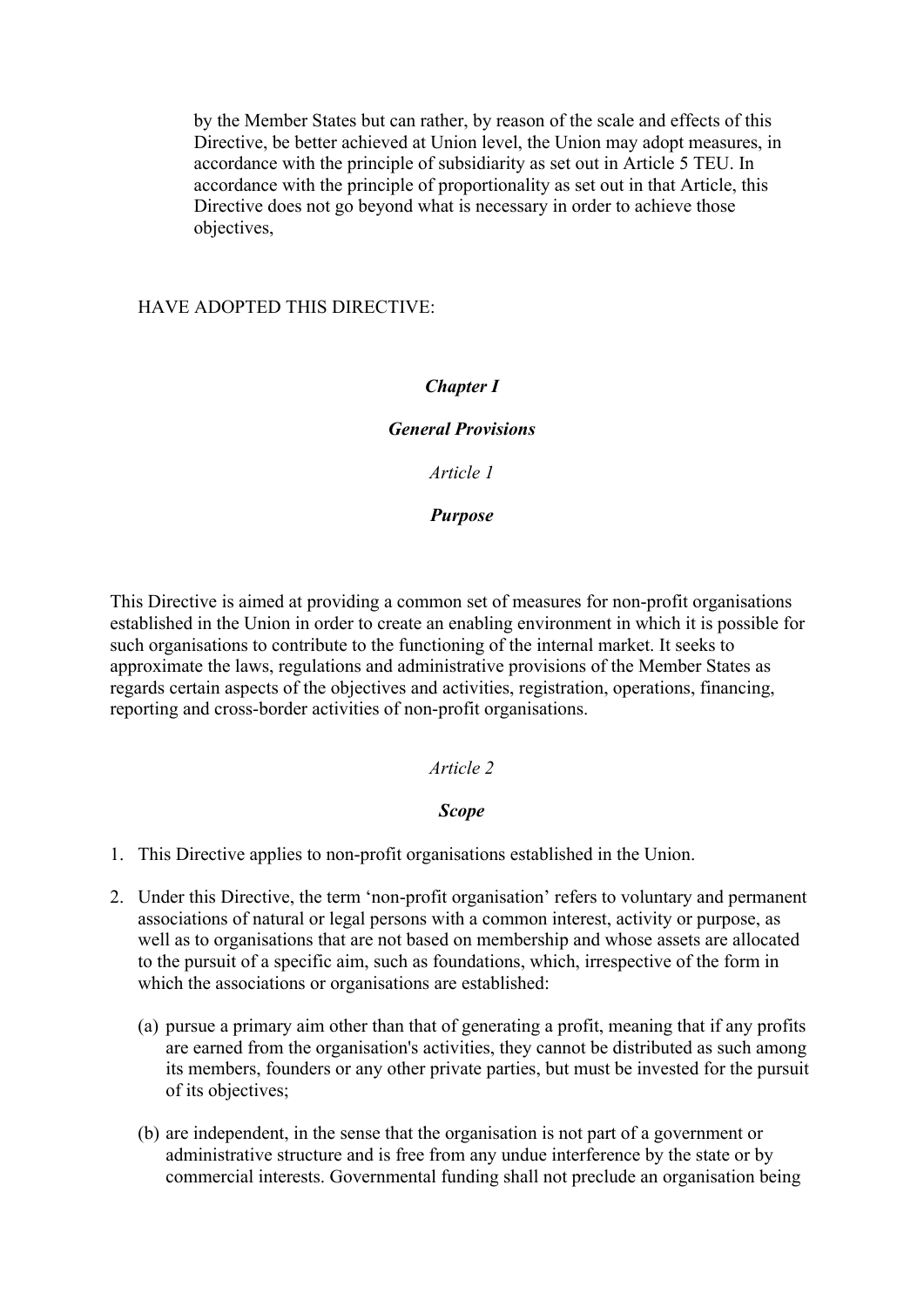by the Member States but can rather, by reason of the scale and effects of this Directive, be better achieved at Union level, the Union may adopt measures, in accordance with the principle of subsidiarity as set out in Article 5 TEU. In accordance with the principle of proportionality as set out in that Article, this Directive does not go beyond what is necessary in order to achieve those objectives,

HAVE ADOPTED THIS DIRECTIVE:

## *Chapter I*

## *General Provisions*

### *Article 1*

### *Purpose*

This Directive is aimed at providing a common set of measures for non-profit organisations established in the Union in order to create an enabling environment in which it is possible for such organisations to contribute to the functioning of the internal market. It seeks to approximate the laws, regulations and administrative provisions of the Member States as regards certain aspects of the objectives and activities, registration, operations, financing, reporting and cross-border activities of non-profit organisations.

### *Article 2*

### *Scope*

1. This Directive applies to non-profit organisations established in the Union.

2. Under this Directive, the term 'non-profit organisation' refers to voluntary and permanent associations of natural or legal persons with a common interest, activity or purpose, as well as to organisations that are not based on membership and whose assets are allocated to the pursuit of a specific aim, such as foundations, which, irrespective of the form in which the associations or organisations are established:

   (a) pursue a primary aim other than that of generating a profit, meaning that if any profits are earned from the organisation's activities, they cannot be distributed as such among its members, founders or any other private parties, but must be invested for the pursuit of its objectives;

   (b) are independent, in the sense that the organisation is not part of a government or administrative structure and is free from any undue interference by the state or by commercial interests. Governmental funding shall not preclude an organisation being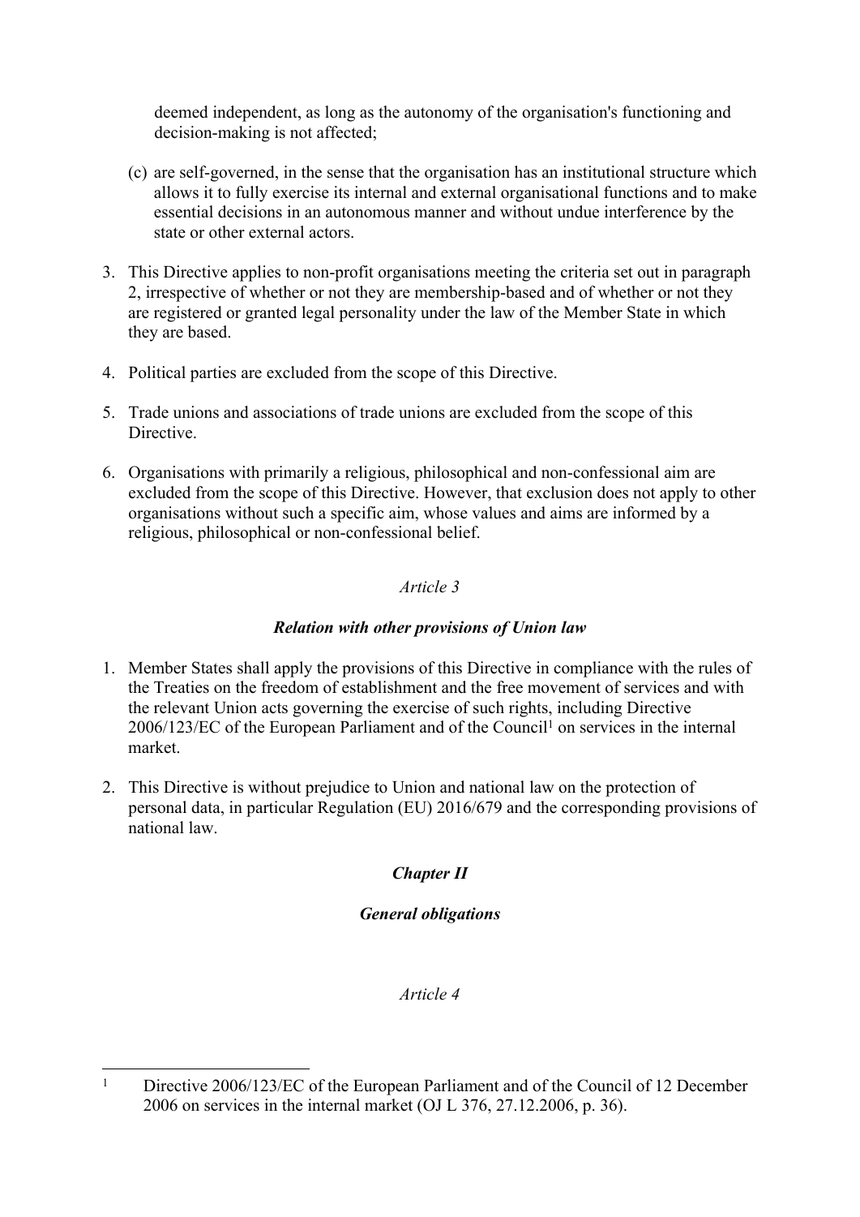deemed independent, as long as the autonomy of the organisation's functioning and decision-making is not affected;

(c) are self-governed, in the sense that the organisation has an institutional structure which allows it to fully exercise its internal and external organisational functions and to make essential decisions in an autonomous manner and without undue interference by the state or other external actors.

3. This Directive applies to non-profit organisations meeting the criteria set out in paragraph 2, irrespective of whether or not they are membership-based and of whether or not they are registered or granted legal personality under the law of the Member State in which they are based.

4. Political parties are excluded from the scope of this Directive.

5. Trade unions and associations of trade unions are excluded from the scope of this Directive.

6. Organisations with primarily a religious, philosophical and non-confessional aim are excluded from the scope of this Directive. However, that exclusion does not apply to other organisations without such a specific aim, whose values and aims are informed by a religious, philosophical or non-confessional belief.

*Article 3*

***Relation with other provisions of Union law***

1. Member States shall apply the provisions of this Directive in compliance with the rules of the Treaties on the freedom of establishment and the free movement of services and with the relevant Union acts governing the exercise of such rights, including Directive 2006/123/EC of the European Parliament and of the Council[1] on services in the internal market.

2. This Directive is without prejudice to Union and national law on the protection of personal data, in particular Regulation (EU) 2016/679 and the corresponding provisions of national law.

***Chapter II***

***General obligations***

*Article 4*

---

[1] Directive 2006/123/EC of the European Parliament and of the Council of 12 December 2006 on services in the internal market (OJ L 376, 27.12.2006, p. 36).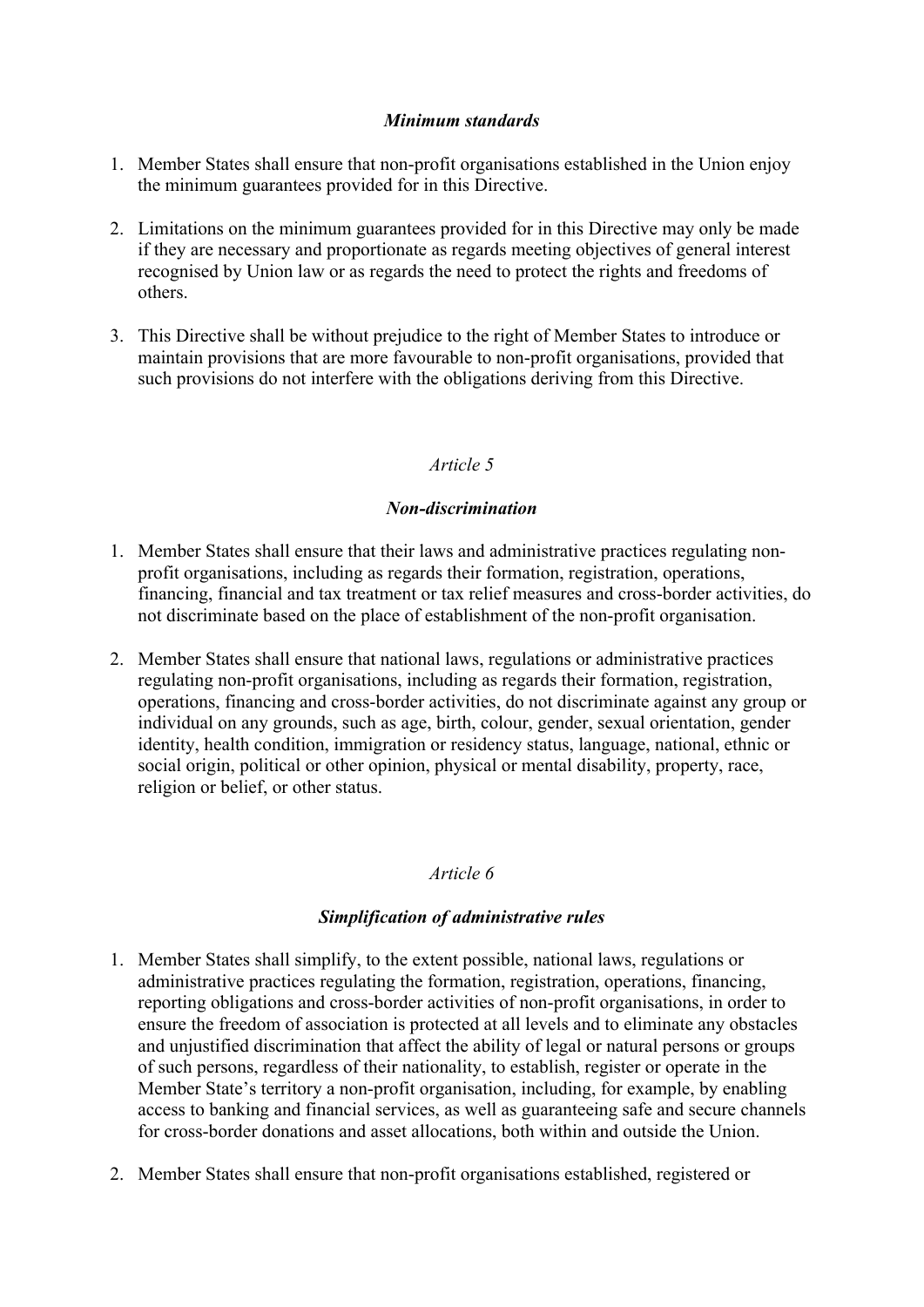### *Minimum standards*

1. Member States shall ensure that non-profit organisations established in the Union enjoy the minimum guarantees provided for in this Directive.

2. Limitations on the minimum guarantees provided for in this Directive may only be made if they are necessary and proportionate as regards meeting objectives of general interest recognised by Union law or as regards the need to protect the rights and freedoms of others.

3. This Directive shall be without prejudice to the right of Member States to introduce or maintain provisions that are more favourable to non-profit organisations, provided that such provisions do not interfere with the obligations deriving from this Directive.

*Article 5*

### *Non-discrimination*

1. Member States shall ensure that their laws and administrative practices regulating non-profit organisations, including as regards their formation, registration, operations, financing, financial and tax treatment or tax relief measures and cross-border activities, do not discriminate based on the place of establishment of the non-profit organisation.

2. Member States shall ensure that national laws, regulations or administrative practices regulating non-profit organisations, including as regards their formation, registration, operations, financing and cross-border activities, do not discriminate against any group or individual on any grounds, such as age, birth, colour, gender, sexual orientation, gender identity, health condition, immigration or residency status, language, national, ethnic or social origin, political or other opinion, physical or mental disability, property, race, religion or belief, or other status.

*Article 6*

### *Simplification of administrative rules*

1. Member States shall simplify, to the extent possible, national laws, regulations or administrative practices regulating the formation, registration, operations, financing, reporting obligations and cross-border activities of non-profit organisations, in order to ensure the freedom of association is protected at all levels and to eliminate any obstacles and unjustified discrimination that affect the ability of legal or natural persons or groups of such persons, regardless of their nationality, to establish, register or operate in the Member State's territory a non-profit organisation, including, for example, by enabling access to banking and financial services, as well as guaranteeing safe and secure channels for cross-border donations and asset allocations, both within and outside the Union.

2. Member States shall ensure that non-profit organisations established, registered or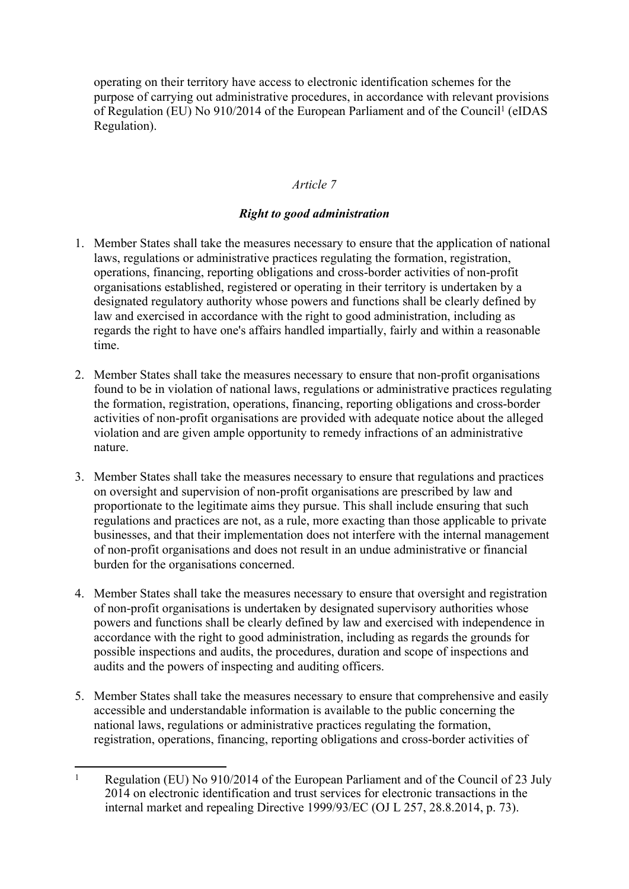operating on their territory have access to electronic identification schemes for the purpose of carrying out administrative procedures, in accordance with relevant provisions of Regulation (EU) No 910/2014 of the European Parliament and of the Council[1] (eIDAS Regulation).

*Article 7*

***Right to good administration***

1. Member States shall take the measures necessary to ensure that the application of national laws, regulations or administrative practices regulating the formation, registration, operations, financing, reporting obligations and cross-border activities of non-profit organisations established, registered or operating in their territory is undertaken by a designated regulatory authority whose powers and functions shall be clearly defined by law and exercised in accordance with the right to good administration, including as regards the right to have one's affairs handled impartially, fairly and within a reasonable time.

2. Member States shall take the measures necessary to ensure that non-profit organisations found to be in violation of national laws, regulations or administrative practices regulating the formation, registration, operations, financing, reporting obligations and cross-border activities of non-profit organisations are provided with adequate notice about the alleged violation and are given ample opportunity to remedy infractions of an administrative nature.

3. Member States shall take the measures necessary to ensure that regulations and practices on oversight and supervision of non-profit organisations are prescribed by law and proportionate to the legitimate aims they pursue. This shall include ensuring that such regulations and practices are not, as a rule, more exacting than those applicable to private businesses, and that their implementation does not interfere with the internal management of non-profit organisations and does not result in an undue administrative or financial burden for the organisations concerned.

4. Member States shall take the measures necessary to ensure that oversight and registration of non-profit organisations is undertaken by designated supervisory authorities whose powers and functions shall be clearly defined by law and exercised with independence in accordance with the right to good administration, including as regards the grounds for possible inspections and audits, the procedures, duration and scope of inspections and audits and the powers of inspecting and auditing officers.

5. Member States shall take the measures necessary to ensure that comprehensive and easily accessible and understandable information is available to the public concerning the national laws, regulations or administrative practices regulating the formation, registration, operations, financing, reporting obligations and cross-border activities of

---

[1] Regulation (EU) No 910/2014 of the European Parliament and of the Council of 23 July 2014 on electronic identification and trust services for electronic transactions in the internal market and repealing Directive 1999/93/EC (OJ L 257, 28.8.2014, p. 73).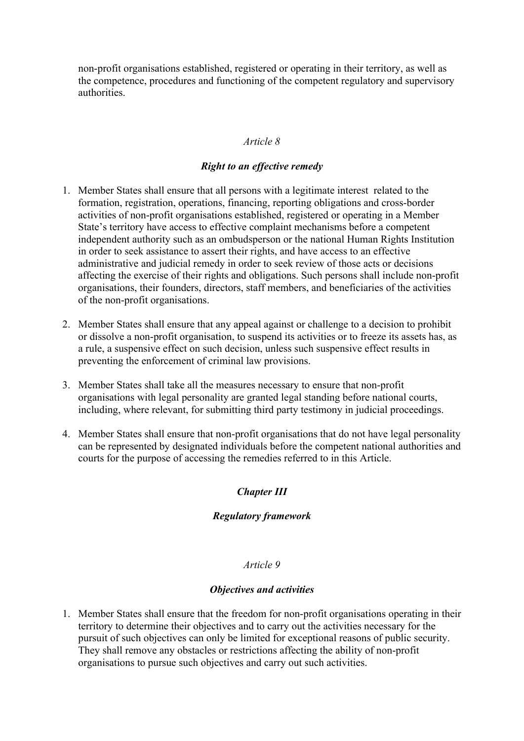non-profit organisations established, registered or operating in their territory, as well as the competence, procedures and functioning of the competent regulatory and supervisory authorities.

*Article 8*

***Right to an effective remedy***

1. Member States shall ensure that all persons with a legitimate interest related to the formation, registration, operations, financing, reporting obligations and cross-border activities of non-profit organisations established, registered or operating in a Member State's territory have access to effective complaint mechanisms before a competent independent authority such as an ombudsperson or the national Human Rights Institution in order to seek assistance to assert their rights, and have access to an effective administrative and judicial remedy in order to seek review of those acts or decisions affecting the exercise of their rights and obligations. Such persons shall include non-profit organisations, their founders, directors, staff members, and beneficiaries of the activities of the non-profit organisations.

2. Member States shall ensure that any appeal against or challenge to a decision to prohibit or dissolve a non-profit organisation, to suspend its activities or to freeze its assets has, as a rule, a suspensive effect on such decision, unless such suspensive effect results in preventing the enforcement of criminal law provisions.

3. Member States shall take all the measures necessary to ensure that non-profit organisations with legal personality are granted legal standing before national courts, including, where relevant, for submitting third party testimony in judicial proceedings.

4. Member States shall ensure that non-profit organisations that do not have legal personality can be represented by designated individuals before the competent national authorities and courts for the purpose of accessing the remedies referred to in this Article.

***Chapter III***

***Regulatory framework***

*Article 9*

***Objectives and activities***

1. Member States shall ensure that the freedom for non-profit organisations operating in their territory to determine their objectives and to carry out the activities necessary for the pursuit of such objectives can only be limited for exceptional reasons of public security. They shall remove any obstacles or restrictions affecting the ability of non-profit organisations to pursue such objectives and carry out such activities.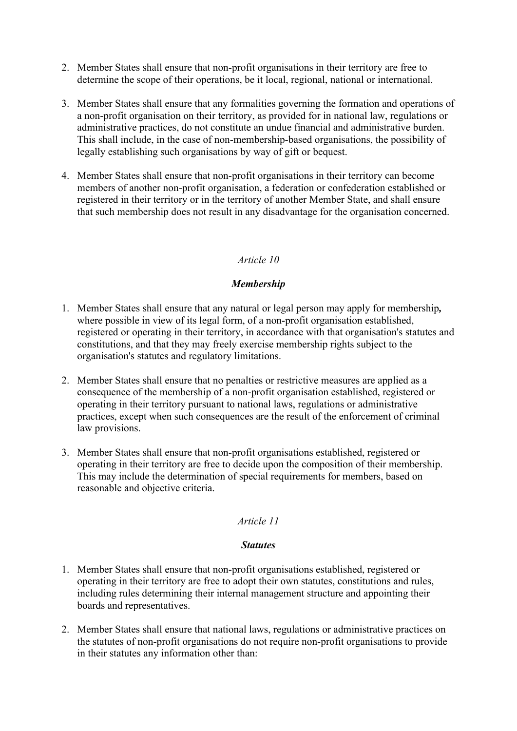2. Member States shall ensure that non-profit organisations in their territory are free to determine the scope of their operations, be it local, regional, national or international.

3. Member States shall ensure that any formalities governing the formation and operations of a non-profit organisation on their territory, as provided for in national law, regulations or administrative practices, do not constitute an undue financial and administrative burden. This shall include, in the case of non-membership-based organisations, the possibility of legally establishing such organisations by way of gift or bequest.

4. Member States shall ensure that non-profit organisations in their territory can become members of another non-profit organisation, a federation or confederation established or registered in their territory or in the territory of another Member State, and shall ensure that such membership does not result in any disadvantage for the organisation concerned.

### *Article 10*

### ***Membership***

1. Member States shall ensure that any natural or legal person may apply for membership**,** where possible in view of its legal form, of a non-profit organisation established, registered or operating in their territory, in accordance with that organisation's statutes and constitutions, and that they may freely exercise membership rights subject to the organisation's statutes and regulatory limitations.

2. Member States shall ensure that no penalties or restrictive measures are applied as a consequence of the membership of a non-profit organisation established, registered or operating in their territory pursuant to national laws, regulations or administrative practices, except when such consequences are the result of the enforcement of criminal law provisions.

3. Member States shall ensure that non-profit organisations established, registered or operating in their territory are free to decide upon the composition of their membership. This may include the determination of special requirements for members, based on reasonable and objective criteria.

### *Article 11*

### ***Statutes***

1. Member States shall ensure that non-profit organisations established, registered or operating in their territory are free to adopt their own statutes, constitutions and rules, including rules determining their internal management structure and appointing their boards and representatives.

2. Member States shall ensure that national laws, regulations or administrative practices on the statutes of non-profit organisations do not require non-profit organisations to provide in their statutes any information other than: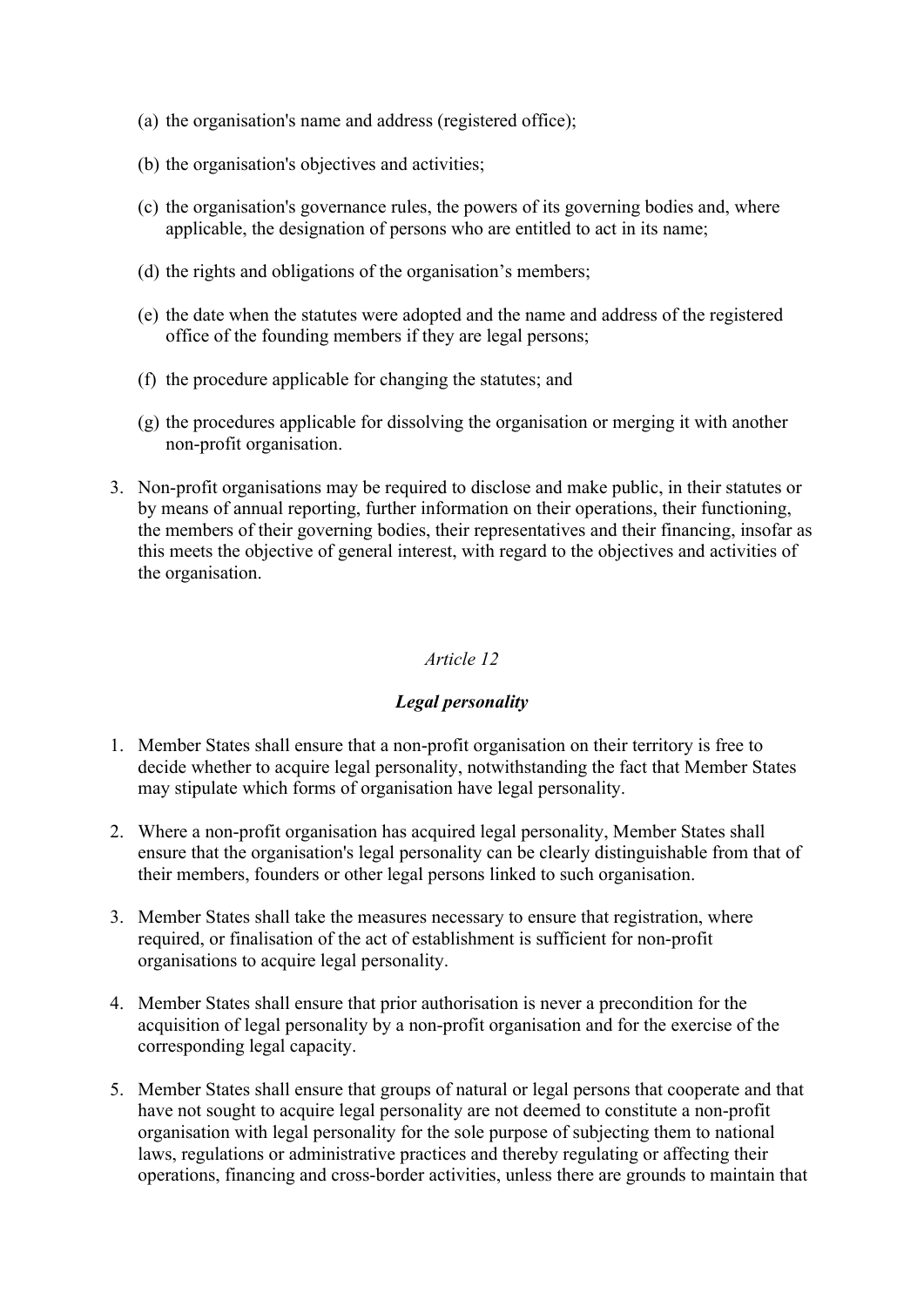(a) the organisation's name and address (registered office);

(b) the organisation's objectives and activities;

(c) the organisation's governance rules, the powers of its governing bodies and, where applicable, the designation of persons who are entitled to act in its name;

(d) the rights and obligations of the organisation's members;

(e) the date when the statutes were adopted and the name and address of the registered office of the founding members if they are legal persons;

(f) the procedure applicable for changing the statutes; and

(g) the procedures applicable for dissolving the organisation or merging it with another non-profit organisation.

3. Non-profit organisations may be required to disclose and make public, in their statutes or by means of annual reporting, further information on their operations, their functioning, the members of their governing bodies, their representatives and their financing, insofar as this meets the objective of general interest, with regard to the objectives and activities of the organisation.

*Article 12*

***Legal personality***

1. Member States shall ensure that a non-profit organisation on their territory is free to decide whether to acquire legal personality, notwithstanding the fact that Member States may stipulate which forms of organisation have legal personality.

2. Where a non-profit organisation has acquired legal personality, Member States shall ensure that the organisation's legal personality can be clearly distinguishable from that of their members, founders or other legal persons linked to such organisation.

3. Member States shall take the measures necessary to ensure that registration, where required, or finalisation of the act of establishment is sufficient for non-profit organisations to acquire legal personality.

4. Member States shall ensure that prior authorisation is never a precondition for the acquisition of legal personality by a non-profit organisation and for the exercise of the corresponding legal capacity.

5. Member States shall ensure that groups of natural or legal persons that cooperate and that have not sought to acquire legal personality are not deemed to constitute a non-profit organisation with legal personality for the sole purpose of subjecting them to national laws, regulations or administrative practices and thereby regulating or affecting their operations, financing and cross-border activities, unless there are grounds to maintain that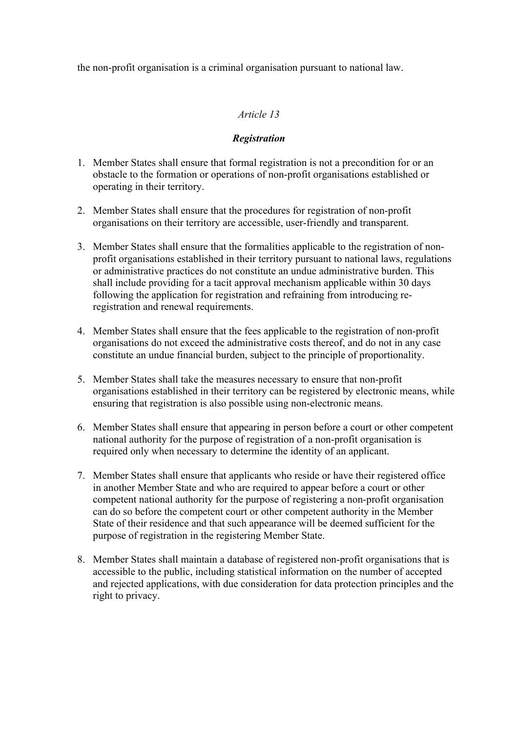the non-profit organisation is a criminal organisation pursuant to national law.

*Article 13*

***Registration***

1. Member States shall ensure that formal registration is not a precondition for or an obstacle to the formation or operations of non-profit organisations established or operating in their territory.

2. Member States shall ensure that the procedures for registration of non-profit organisations on their territory are accessible, user-friendly and transparent.

3. Member States shall ensure that the formalities applicable to the registration of non-profit organisations established in their territory pursuant to national laws, regulations or administrative practices do not constitute an undue administrative burden. This shall include providing for a tacit approval mechanism applicable within 30 days following the application for registration and refraining from introducing re-registration and renewal requirements.

4. Member States shall ensure that the fees applicable to the registration of non-profit organisations do not exceed the administrative costs thereof, and do not in any case constitute an undue financial burden, subject to the principle of proportionality.

5. Member States shall take the measures necessary to ensure that non-profit organisations established in their territory can be registered by electronic means, while ensuring that registration is also possible using non-electronic means.

6. Member States shall ensure that appearing in person before a court or other competent national authority for the purpose of registration of a non-profit organisation is required only when necessary to determine the identity of an applicant.

7. Member States shall ensure that applicants who reside or have their registered office in another Member State and who are required to appear before a court or other competent national authority for the purpose of registering a non-profit organisation can do so before the competent court or other competent authority in the Member State of their residence and that such appearance will be deemed sufficient for the purpose of registration in the registering Member State.

8. Member States shall maintain a database of registered non-profit organisations that is accessible to the public, including statistical information on the number of accepted and rejected applications, with due consideration for data protection principles and the right to privacy.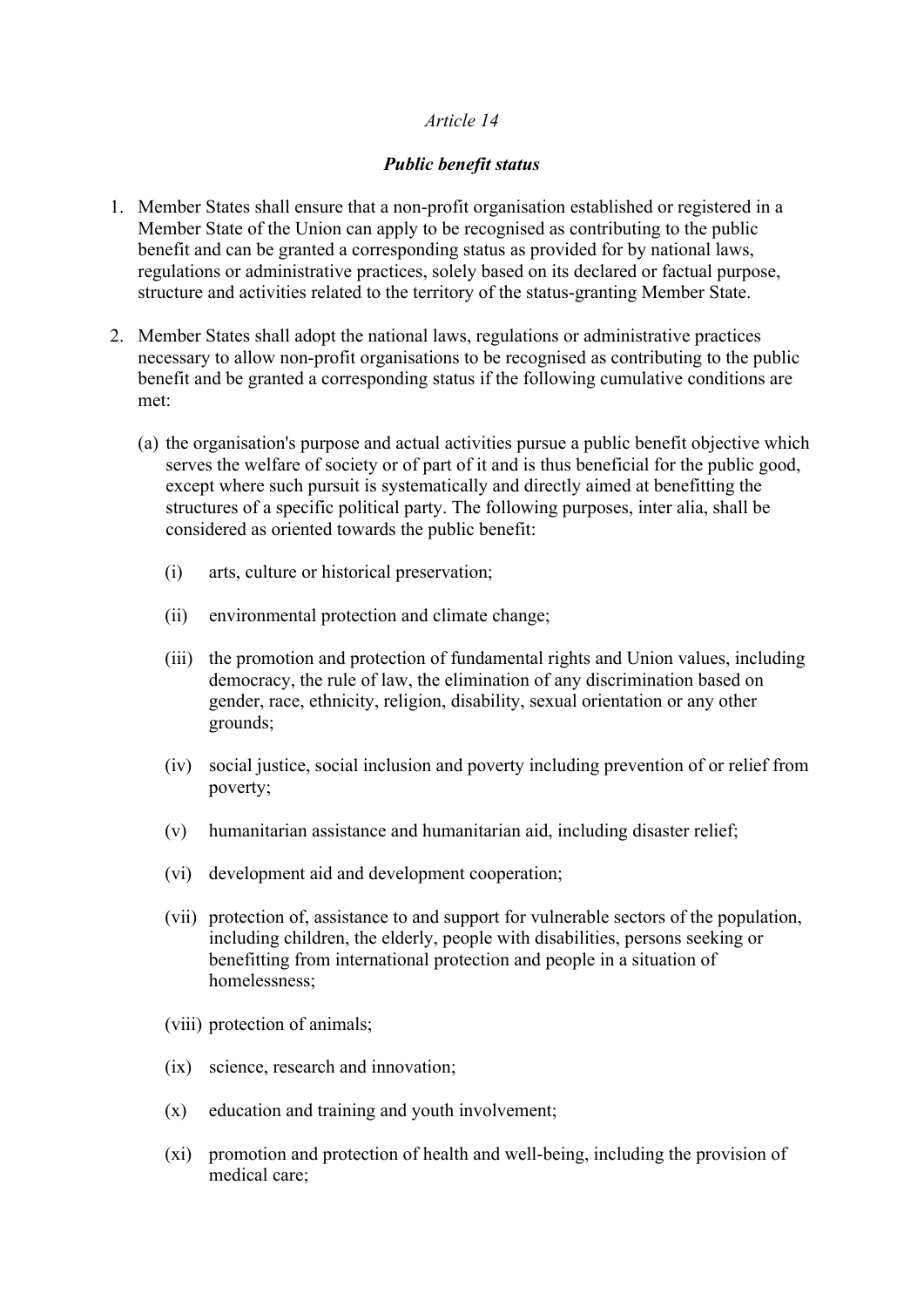*Article 14*

***Public benefit status***

1. Member States shall ensure that a non-profit organisation established or registered in a Member State of the Union can apply to be recognised as contributing to the public benefit and can be granted a corresponding status as provided for by national laws, regulations or administrative practices, solely based on its declared or factual purpose, structure and activities related to the territory of the status-granting Member State.

2. Member States shall adopt the national laws, regulations or administrative practices necessary to allow non-profit organisations to be recognised as contributing to the public benefit and be granted a corresponding status if the following cumulative conditions are met:

   (a) the organisation's purpose and actual activities pursue a public benefit objective which serves the welfare of society or of part of it and is thus beneficial for the public good, except where such pursuit is systematically and directly aimed at benefitting the structures of a specific political party. The following purposes, inter alia, shall be considered as oriented towards the public benefit:

      (i) arts, culture or historical preservation;

      (ii) environmental protection and climate change;

      (iii) the promotion and protection of fundamental rights and Union values, including democracy, the rule of law, the elimination of any discrimination based on gender, race, ethnicity, religion, disability, sexual orientation or any other grounds;

      (iv) social justice, social inclusion and poverty including prevention of or relief from poverty;

      (v) humanitarian assistance and humanitarian aid, including disaster relief;

      (vi) development aid and development cooperation;

      (vii) protection of, assistance to and support for vulnerable sectors of the population, including children, the elderly, people with disabilities, persons seeking or benefitting from international protection and people in a situation of homelessness;

      (viii) protection of animals;

      (ix) science, research and innovation;

      (x) education and training and youth involvement;

      (xi) promotion and protection of health and well-being, including the provision of medical care;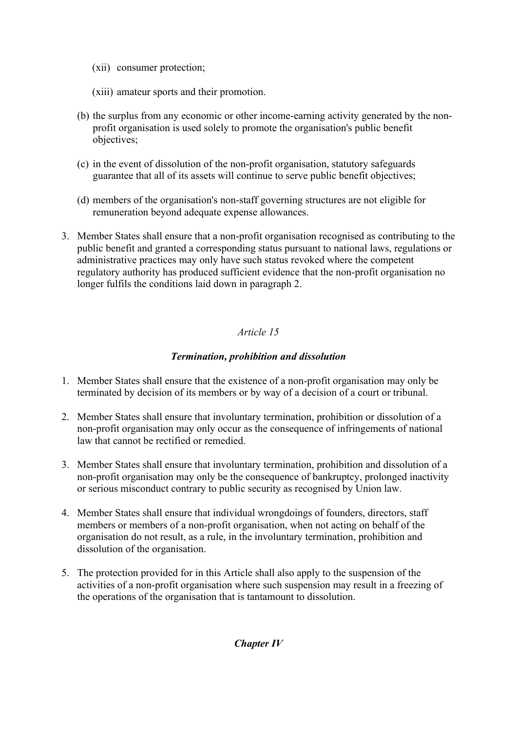(xii) consumer protection;

(xiii) amateur sports and their promotion.

(b) the surplus from any economic or other income-earning activity generated by the non-profit organisation is used solely to promote the organisation's public benefit objectives;

(c) in the event of dissolution of the non-profit organisation, statutory safeguards guarantee that all of its assets will continue to serve public benefit objectives;

(d) members of the organisation's non-staff governing structures are not eligible for remuneration beyond adequate expense allowances.

3. Member States shall ensure that a non-profit organisation recognised as contributing to the public benefit and granted a corresponding status pursuant to national laws, regulations or administrative practices may only have such status revoked where the competent regulatory authority has produced sufficient evidence that the non-profit organisation no longer fulfils the conditions laid down in paragraph 2.

*Article 15*

***Termination, prohibition and dissolution***

1. Member States shall ensure that the existence of a non-profit organisation may only be terminated by decision of its members or by way of a decision of a court or tribunal.

2. Member States shall ensure that involuntary termination, prohibition or dissolution of a non-profit organisation may only occur as the consequence of infringements of national law that cannot be rectified or remedied.

3. Member States shall ensure that involuntary termination, prohibition and dissolution of a non-profit organisation may only be the consequence of bankruptcy, prolonged inactivity or serious misconduct contrary to public security as recognised by Union law.

4. Member States shall ensure that individual wrongdoings of founders, directors, staff members or members of a non-profit organisation, when not acting on behalf of the organisation do not result, as a rule, in the involuntary termination, prohibition and dissolution of the organisation.

5. The protection provided for in this Article shall also apply to the suspension of the activities of a non-profit organisation where such suspension may result in a freezing of the operations of the organisation that is tantamount to dissolution.

***Chapter IV***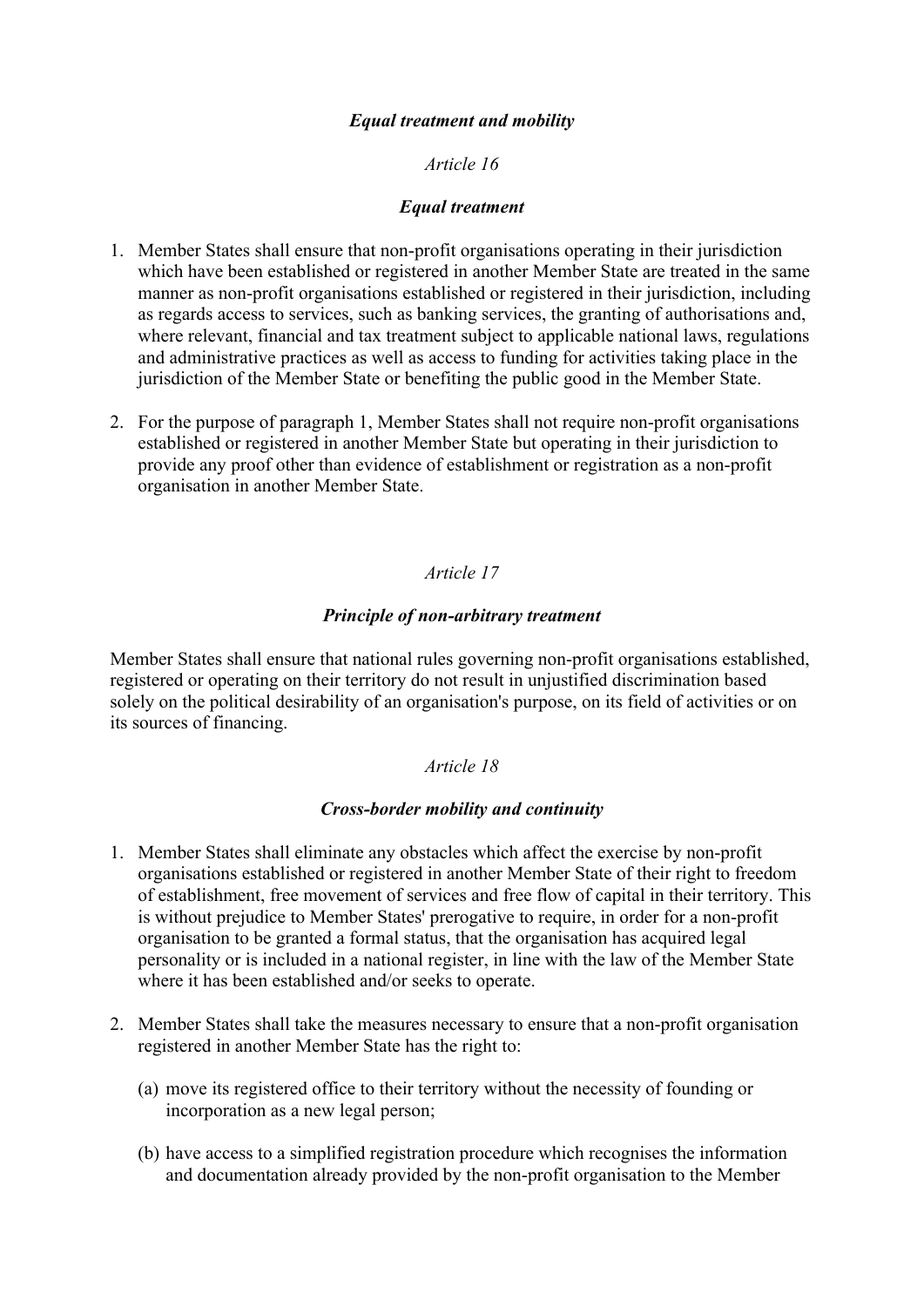### *Equal treatment and mobility*

*Article 16*

***Equal treatment***

1. Member States shall ensure that non-profit organisations operating in their jurisdiction which have been established or registered in another Member State are treated in the same manner as non-profit organisations established or registered in their jurisdiction, including as regards access to services, such as banking services, the granting of authorisations and, where relevant, financial and tax treatment subject to applicable national laws, regulations and administrative practices as well as access to funding for activities taking place in the jurisdiction of the Member State or benefiting the public good in the Member State.

2. For the purpose of paragraph 1, Member States shall not require non-profit organisations established or registered in another Member State but operating in their jurisdiction to provide any proof other than evidence of establishment or registration as a non-profit organisation in another Member State.

*Article 17*

***Principle of non-arbitrary treatment***

Member States shall ensure that national rules governing non-profit organisations established, registered or operating on their territory do not result in unjustified discrimination based solely on the political desirability of an organisation's purpose, on its field of activities or on its sources of financing.

*Article 18*

***Cross-border mobility and continuity***

1. Member States shall eliminate any obstacles which affect the exercise by non-profit organisations established or registered in another Member State of their right to freedom of establishment, free movement of services and free flow of capital in their territory. This is without prejudice to Member States' prerogative to require, in order for a non-profit organisation to be granted a formal status, that the organisation has acquired legal personality or is included in a national register, in line with the law of the Member State where it has been established and/or seeks to operate.

2. Member States shall take the measures necessary to ensure that a non-profit organisation registered in another Member State has the right to:

   (a) move its registered office to their territory without the necessity of founding or incorporation as a new legal person;

   (b) have access to a simplified registration procedure which recognises the information and documentation already provided by the non-profit organisation to the Member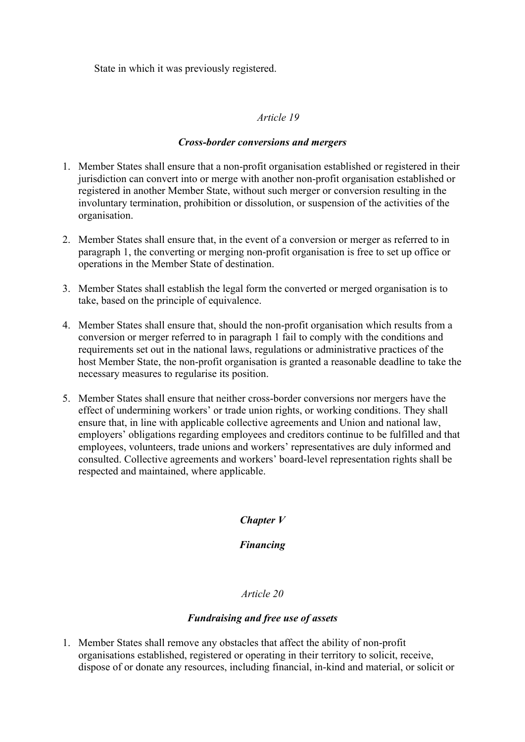State in which it was previously registered.

*Article 19*

***Cross-border conversions and mergers***

1. Member States shall ensure that a non-profit organisation established or registered in their jurisdiction can convert into or merge with another non-profit organisation established or registered in another Member State, without such merger or conversion resulting in the involuntary termination, prohibition or dissolution, or suspension of the activities of the organisation.
2. Member States shall ensure that, in the event of a conversion or merger as referred to in paragraph 1, the converting or merging non-profit organisation is free to set up office or operations in the Member State of destination.
3. Member States shall establish the legal form the converted or merged organisation is to take, based on the principle of equivalence.
4. Member States shall ensure that, should the non-profit organisation which results from a conversion or merger referred to in paragraph 1 fail to comply with the conditions and requirements set out in the national laws, regulations or administrative practices of the host Member State, the non-profit organisation is granted a reasonable deadline to take the necessary measures to regularise its position.
5. Member States shall ensure that neither cross-border conversions nor mergers have the effect of undermining workers' or trade union rights, or working conditions. They shall ensure that, in line with applicable collective agreements and Union and national law, employers' obligations regarding employees and creditors continue to be fulfilled and that employees, volunteers, trade unions and workers' representatives are duly informed and consulted. Collective agreements and workers' board-level representation rights shall be respected and maintained, where applicable.

***Chapter V***

***Financing***

*Article 20*

***Fundraising and free use of assets***

1. Member States shall remove any obstacles that affect the ability of non-profit organisations established, registered or operating in their territory to solicit, receive, dispose of or donate any resources, including financial, in-kind and material, or solicit or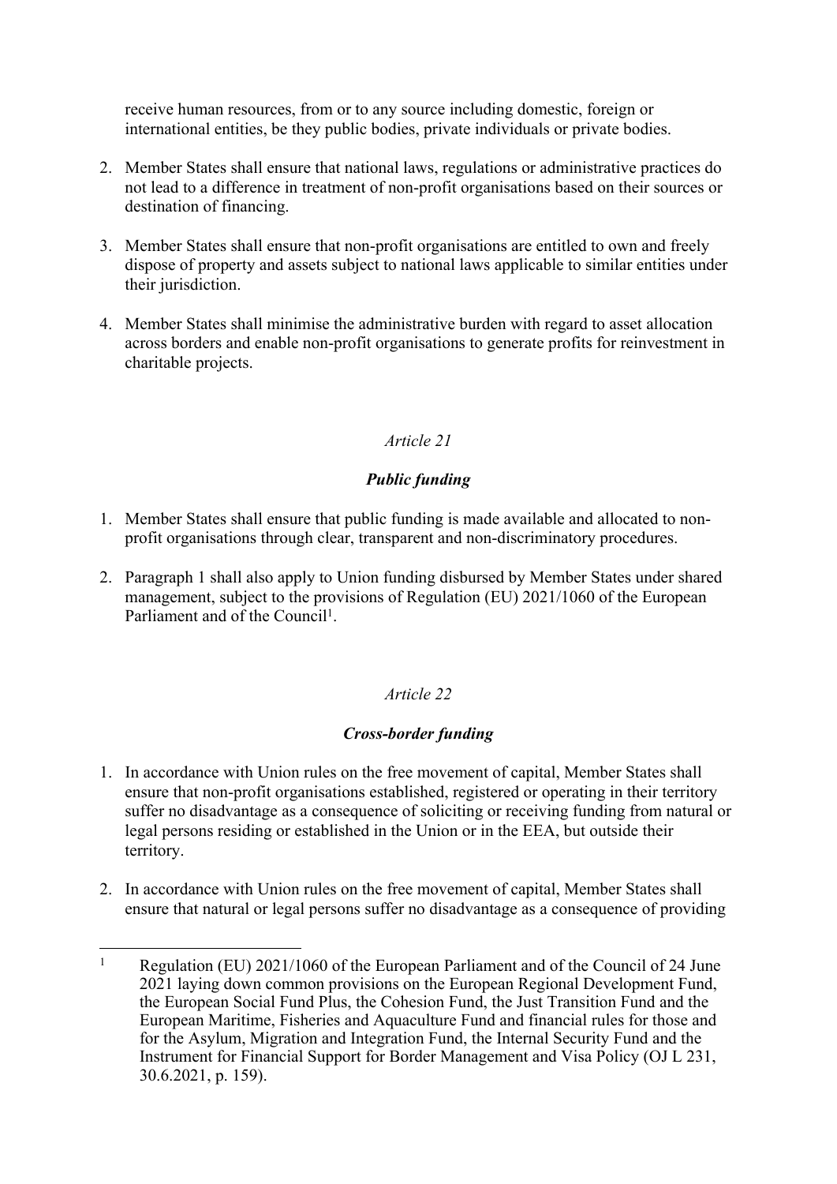receive human resources, from or to any source including domestic, foreign or international entities, be they public bodies, private individuals or private bodies.

2. Member States shall ensure that national laws, regulations or administrative practices do not lead to a difference in treatment of non-profit organisations based on their sources or destination of financing.

3. Member States shall ensure that non-profit organisations are entitled to own and freely dispose of property and assets subject to national laws applicable to similar entities under their jurisdiction.

4. Member States shall minimise the administrative burden with regard to asset allocation across borders and enable non-profit organisations to generate profits for reinvestment in charitable projects.

*Article 21*

***Public funding***

1. Member States shall ensure that public funding is made available and allocated to non-profit organisations through clear, transparent and non-discriminatory procedures.

2. Paragraph 1 shall also apply to Union funding disbursed by Member States under shared management, subject to the provisions of Regulation (EU) 2021/1060 of the European Parliament and of the Council[1].

*Article 22*

***Cross-border funding***

1. In accordance with Union rules on the free movement of capital, Member States shall ensure that non-profit organisations established, registered or operating in their territory suffer no disadvantage as a consequence of soliciting or receiving funding from natural or legal persons residing or established in the Union or in the EEA, but outside their territory.

2. In accordance with Union rules on the free movement of capital, Member States shall ensure that natural or legal persons suffer no disadvantage as a consequence of providing

[1] Regulation (EU) 2021/1060 of the European Parliament and of the Council of 24 June 2021 laying down common provisions on the European Regional Development Fund, the European Social Fund Plus, the Cohesion Fund, the Just Transition Fund and the European Maritime, Fisheries and Aquaculture Fund and financial rules for those and for the Asylum, Migration and Integration Fund, the Internal Security Fund and the Instrument for Financial Support for Border Management and Visa Policy (OJ L 231, 30.6.2021, p. 159).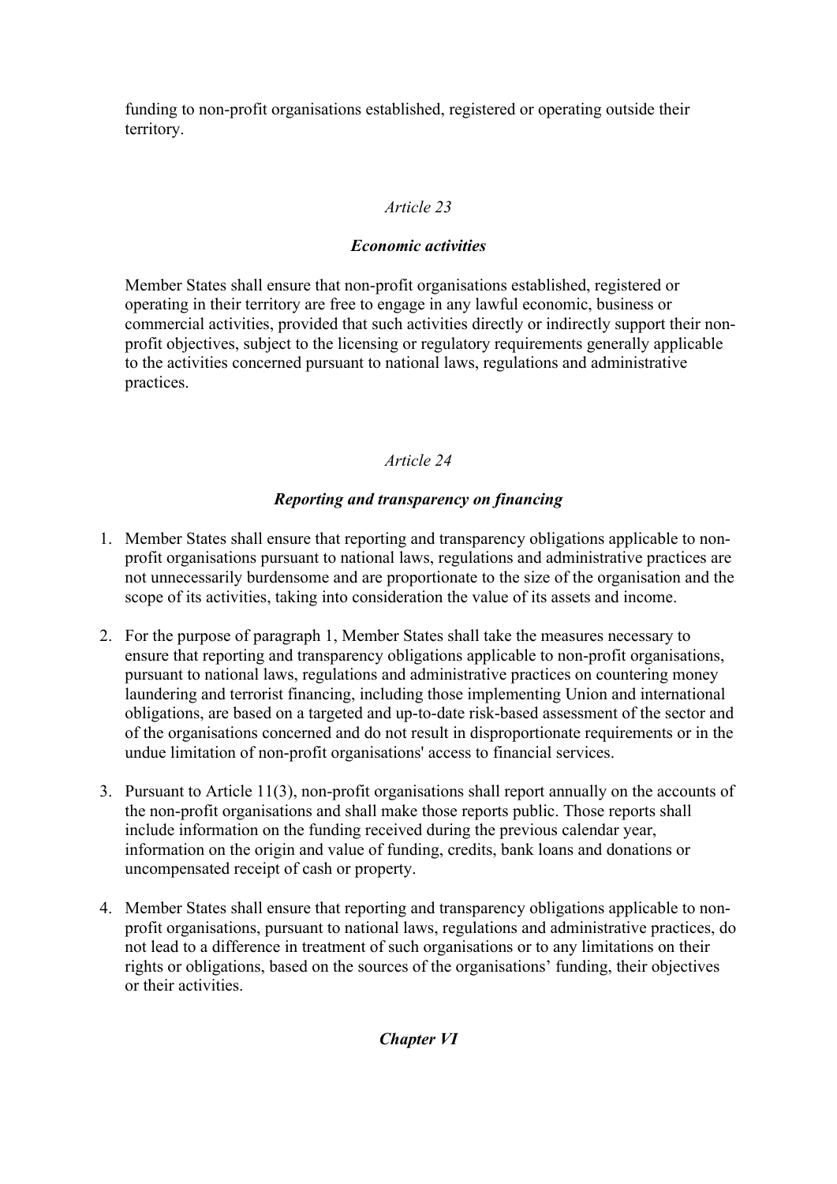funding to non-profit organisations established, registered or operating outside their territory.

*Article 23*

***Economic activities***

Member States shall ensure that non-profit organisations established, registered or operating in their territory are free to engage in any lawful economic, business or commercial activities, provided that such activities directly or indirectly support their non-profit objectives, subject to the licensing or regulatory requirements generally applicable to the activities concerned pursuant to national laws, regulations and administrative practices.

*Article 24*

***Reporting and transparency on financing***

1. Member States shall ensure that reporting and transparency obligations applicable to non-profit organisations pursuant to national laws, regulations and administrative practices are not unnecessarily burdensome and are proportionate to the size of the organisation and the scope of its activities, taking into consideration the value of its assets and income.

2. For the purpose of paragraph 1, Member States shall take the measures necessary to ensure that reporting and transparency obligations applicable to non-profit organisations, pursuant to national laws, regulations and administrative practices on countering money laundering and terrorist financing, including those implementing Union and international obligations, are based on a targeted and up-to-date risk-based assessment of the sector and of the organisations concerned and do not result in disproportionate requirements or in the undue limitation of non-profit organisations' access to financial services.

3. Pursuant to Article 11(3), non-profit organisations shall report annually on the accounts of the non-profit organisations and shall make those reports public. Those reports shall include information on the funding received during the previous calendar year, information on the origin and value of funding, credits, bank loans and donations or uncompensated receipt of cash or property.

4. Member States shall ensure that reporting and transparency obligations applicable to non-profit organisations, pursuant to national laws, regulations and administrative practices, do not lead to a difference in treatment of such organisations or to any limitations on their rights or obligations, based on the sources of the organisations' funding, their objectives or their activities.

***Chapter VI***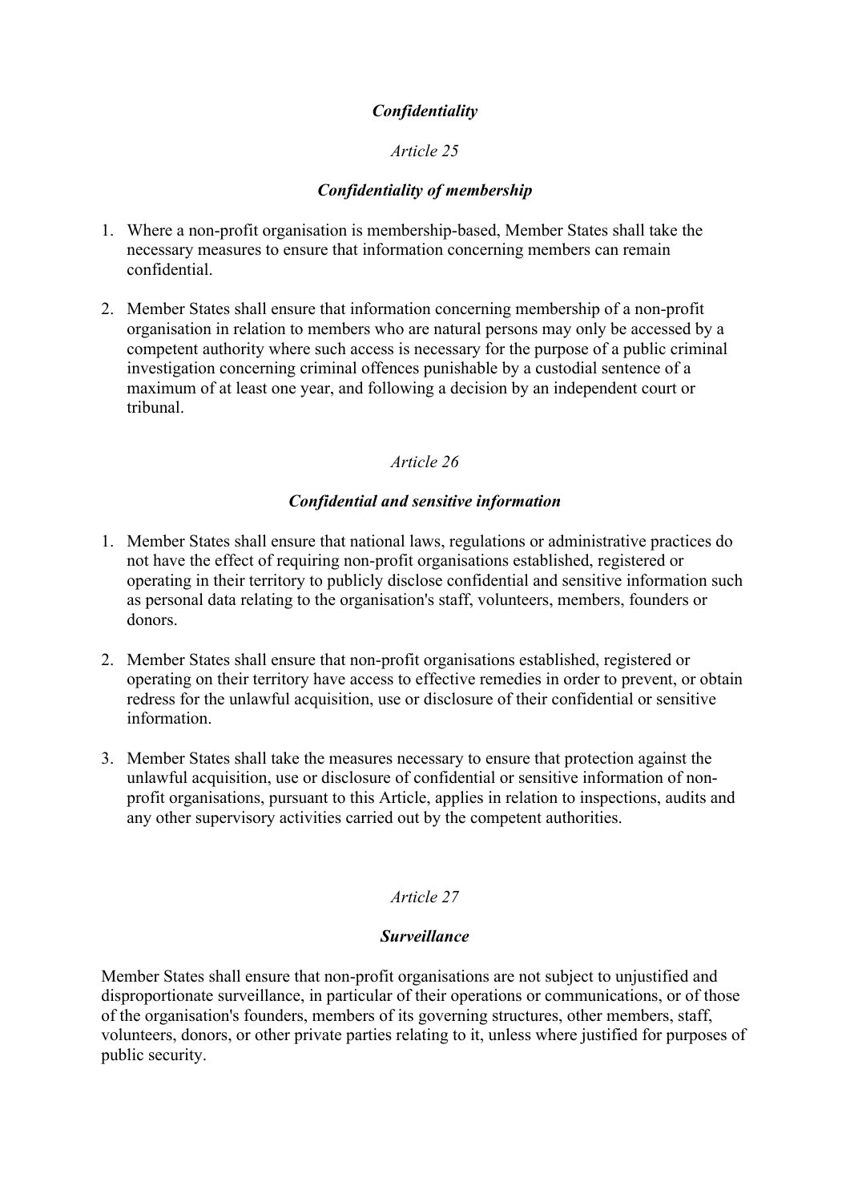***Confidentiality***

*Article 25*

***Confidentiality of membership***

1. Where a non-profit organisation is membership-based, Member States shall take the necessary measures to ensure that information concerning members can remain confidential.

2. Member States shall ensure that information concerning membership of a non-profit organisation in relation to members who are natural persons may only be accessed by a competent authority where such access is necessary for the purpose of a public criminal investigation concerning criminal offences punishable by a custodial sentence of a maximum of at least one year, and following a decision by an independent court or tribunal.

*Article 26*

***Confidential and sensitive information***

1. Member States shall ensure that national laws, regulations or administrative practices do not have the effect of requiring non-profit organisations established, registered or operating in their territory to publicly disclose confidential and sensitive information such as personal data relating to the organisation's staff, volunteers, members, founders or donors.

2. Member States shall ensure that non-profit organisations established, registered or operating on their territory have access to effective remedies in order to prevent, or obtain redress for the unlawful acquisition, use or disclosure of their confidential or sensitive information.

3. Member States shall take the measures necessary to ensure that protection against the unlawful acquisition, use or disclosure of confidential or sensitive information of non-profit organisations, pursuant to this Article, applies in relation to inspections, audits and any other supervisory activities carried out by the competent authorities.

*Article 27*

***Surveillance***

Member States shall ensure that non-profit organisations are not subject to unjustified and disproportionate surveillance, in particular of their operations or communications, or of those of the organisation's founders, members of its governing structures, other members, staff, volunteers, donors, or other private parties relating to it, unless where justified for purposes of public security.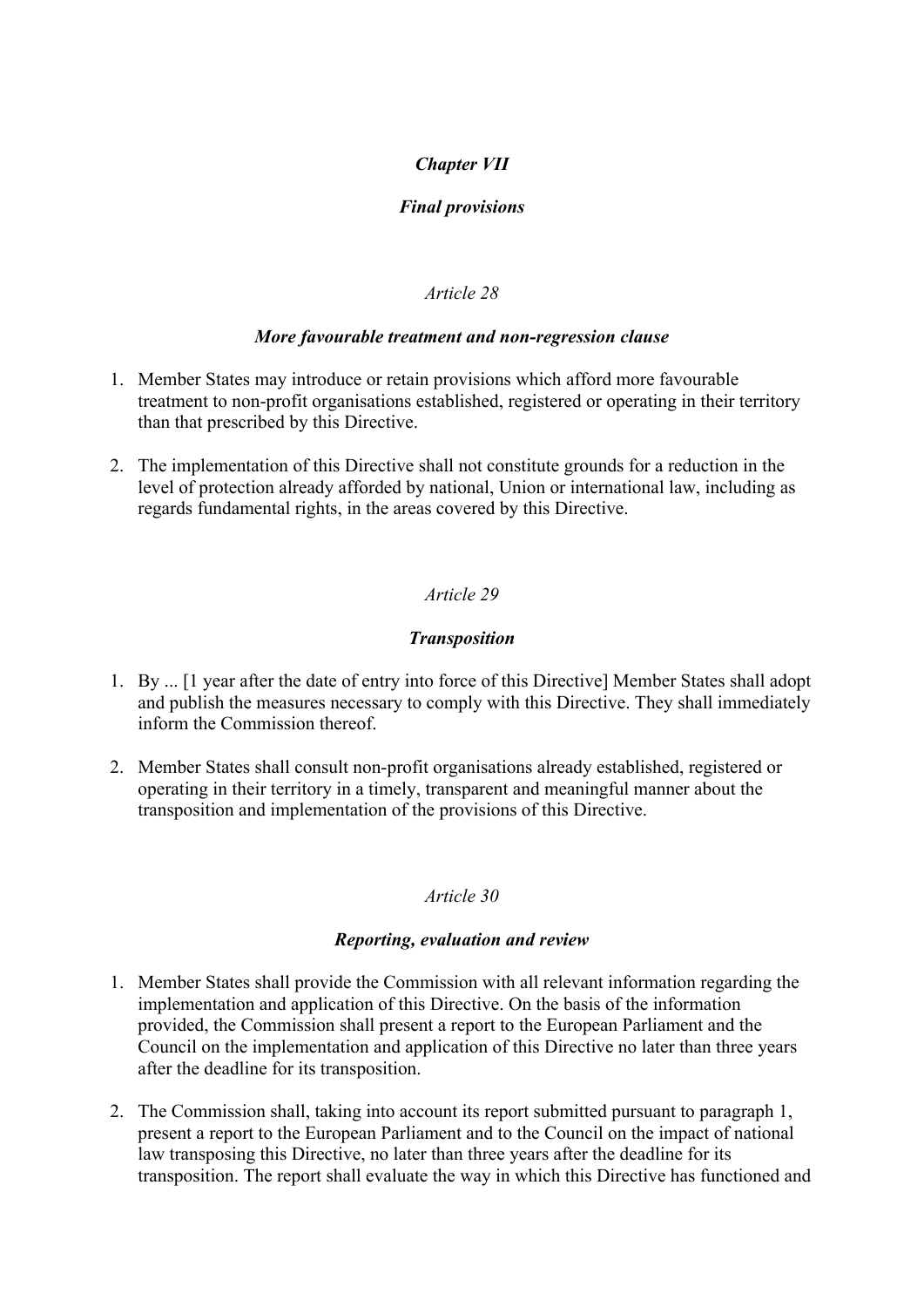## *Chapter VII*

## *Final provisions*

### *Article 28*

### ***More favourable treatment and non-regression clause***

1. Member States may introduce or retain provisions which afford more favourable treatment to non-profit organisations established, registered or operating in their territory than that prescribed by this Directive.

2. The implementation of this Directive shall not constitute grounds for a reduction in the level of protection already afforded by national, Union or international law, including as regards fundamental rights, in the areas covered by this Directive.

### *Article 29*

### ***Transposition***

1. By ... [1 year after the date of entry into force of this Directive] Member States shall adopt and publish the measures necessary to comply with this Directive. They shall immediately inform the Commission thereof.

2. Member States shall consult non-profit organisations already established, registered or operating in their territory in a timely, transparent and meaningful manner about the transposition and implementation of the provisions of this Directive.

### *Article 30*

### ***Reporting, evaluation and review***

1. Member States shall provide the Commission with all relevant information regarding the implementation and application of this Directive. On the basis of the information provided, the Commission shall present a report to the European Parliament and the Council on the implementation and application of this Directive no later than three years after the deadline for its transposition.

2. The Commission shall, taking into account its report submitted pursuant to paragraph 1, present a report to the European Parliament and to the Council on the impact of national law transposing this Directive, no later than three years after the deadline for its transposition. The report shall evaluate the way in which this Directive has functioned and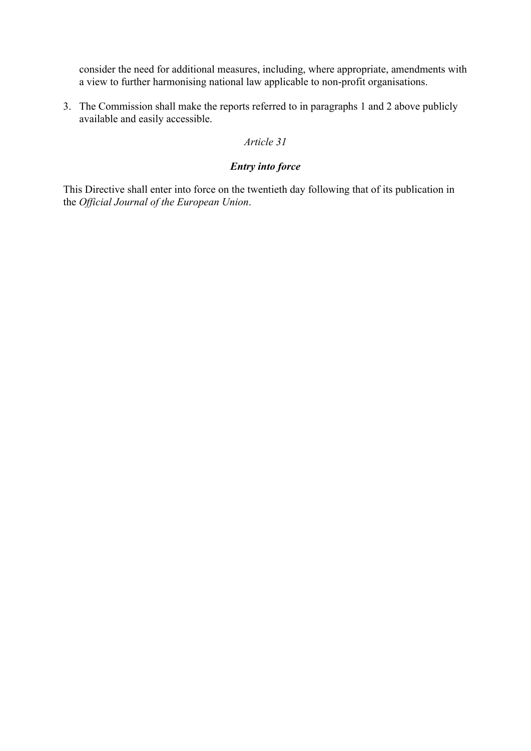consider the need for additional measures, including, where appropriate, amendments with a view to further harmonising national law applicable to non-profit organisations.

3. The Commission shall make the reports referred to in paragraphs 1 and 2 above publicly available and easily accessible.

*Article 31*

***Entry into force***

This Directive shall enter into force on the twentieth day following that of its publication in the *Official Journal of the European Union*.